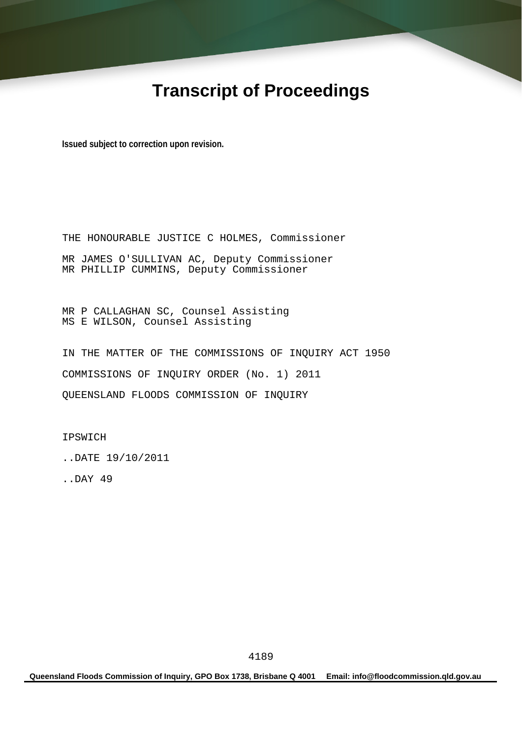# Transcript of Proceedings

**Issued subject to correction upon revision.**

THE HONOURABLE JUSTICE C HOLMES, Commissioner

MR JAMES O'SULLIVAN AC, Deputy Commissioner
MR PHILLIP CUMMINS, Deputy Commissioner

MR P CALLAGHAN SC, Counsel Assisting
MS E WILSON, Counsel Assisting

IN THE MATTER OF THE COMMISSIONS OF INQUIRY ACT 1950

COMMISSIONS OF INQUIRY ORDER (No. 1) 2011

QUEENSLAND FLOODS COMMISSION OF INQUIRY

IPSWICH

..DATE 19/10/2011

..DAY 49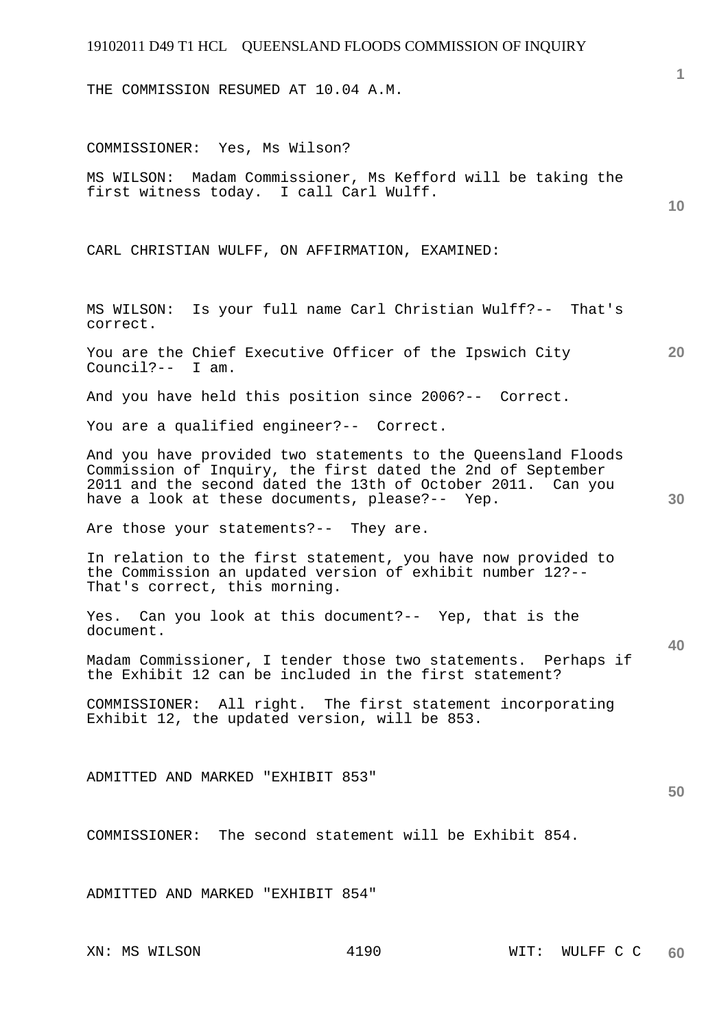THE COMMISSION RESUMED AT 10.04 A.M.

COMMISSIONER: Yes, Ms Wilson?

MS WILSON: Madam Commissioner, Ms Kefford will be taking the first witness today. I call Carl Wulff.

CARL CHRISTIAN WULFF, ON AFFIRMATION, EXAMINED:

MS WILSON: Is your full name Carl Christian Wulff?-- That's correct.

You are the Chief Executive Officer of the Ipswich City Council?-- I am.

And you have held this position since 2006?-- Correct.

You are a qualified engineer?-- Correct.

And you have provided two statements to the Queensland Floods Commission of Inquiry, the first dated the 2nd of September 2011 and the second dated the 13th of October 2011. Can you have a look at these documents, please?-- Yep.

Are those your statements?-- They are.

In relation to the first statement, you have now provided to the Commission an updated version of exhibit number 12?-- That's correct, this morning.

Yes. Can you look at this document?-- Yep, that is the document.

Madam Commissioner, I tender those two statements. Perhaps if the Exhibit 12 can be included in the first statement?

COMMISSIONER: All right. The first statement incorporating Exhibit 12, the updated version, will be 853.

ADMITTED AND MARKED "EXHIBIT 853"

COMMISSIONER: The second statement will be Exhibit 854.

ADMITTED AND MARKED "EXHIBIT 854"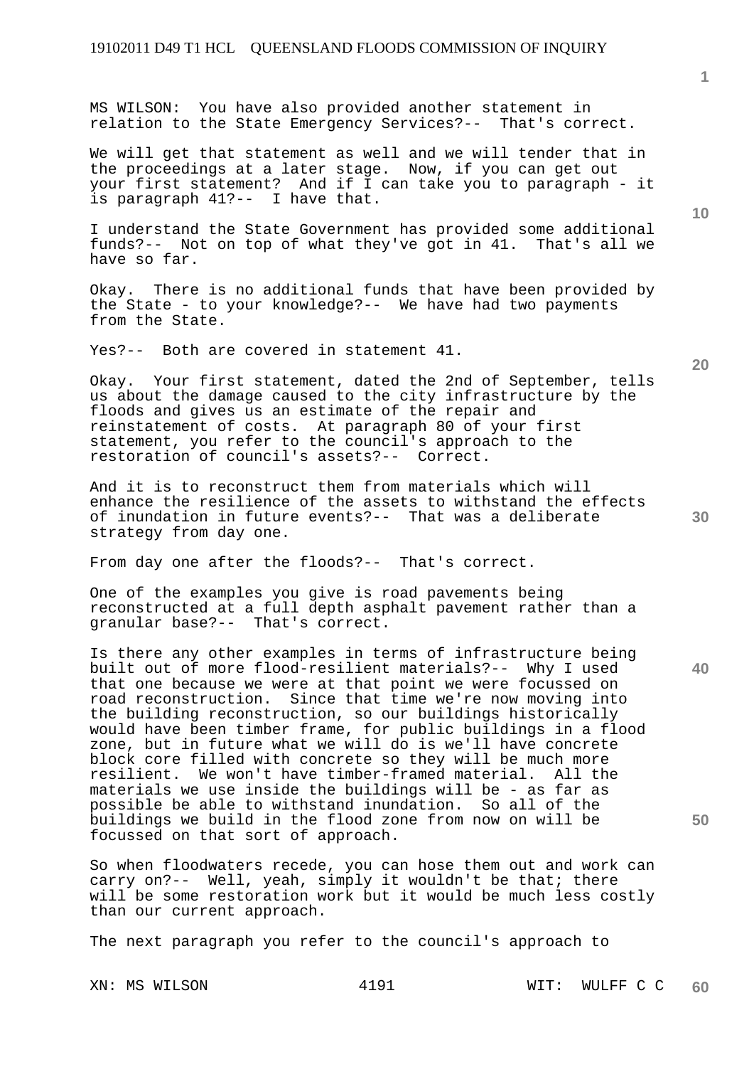MS WILSON: You have also provided another statement in relation to the State Emergency Services?-- That's correct.

We will get that statement as well and we will tender that in the proceedings at a later stage. Now, if you can get out your first statement? And if I can take you to paragraph - it is paragraph 41?-- I have that.

I understand the State Government has provided some additional funds?-- Not on top of what they've got in 41. That's all we have so far.

Okay. There is no additional funds that have been provided by the State - to your knowledge?-- We have had two payments from the State.

Yes?-- Both are covered in statement 41.

Okay. Your first statement, dated the 2nd of September, tells us about the damage caused to the city infrastructure by the floods and gives us an estimate of the repair and reinstatement of costs. At paragraph 80 of your first statement, you refer to the council's approach to the restoration of council's assets?-- Correct.

And it is to reconstruct them from materials which will enhance the resilience of the assets to withstand the effects of inundation in future events?-- That was a deliberate strategy from day one.

From day one after the floods?-- That's correct.

One of the examples you give is road pavements being reconstructed at a full depth asphalt pavement rather than a granular base?-- That's correct.

Is there any other examples in terms of infrastructure being built out of more flood-resilient materials?-- Why I used that one because we were at that point we were focussed on road reconstruction. Since that time we're now moving into the building reconstruction, so our buildings historically would have been timber frame, for public buildings in a flood zone, but in future what we will do is we'll have concrete block core filled with concrete so they will be much more resilient. We won't have timber-framed material. All the materials we use inside the buildings will be - as far as possible be able to withstand inundation. So all of the buildings we build in the flood zone from now on will be focussed on that sort of approach.

So when floodwaters recede, you can hose them out and work can carry on?-- Well, yeah, simply it wouldn't be that; there will be some restoration work but it would be much less costly than our current approach.

The next paragraph you refer to the council's approach to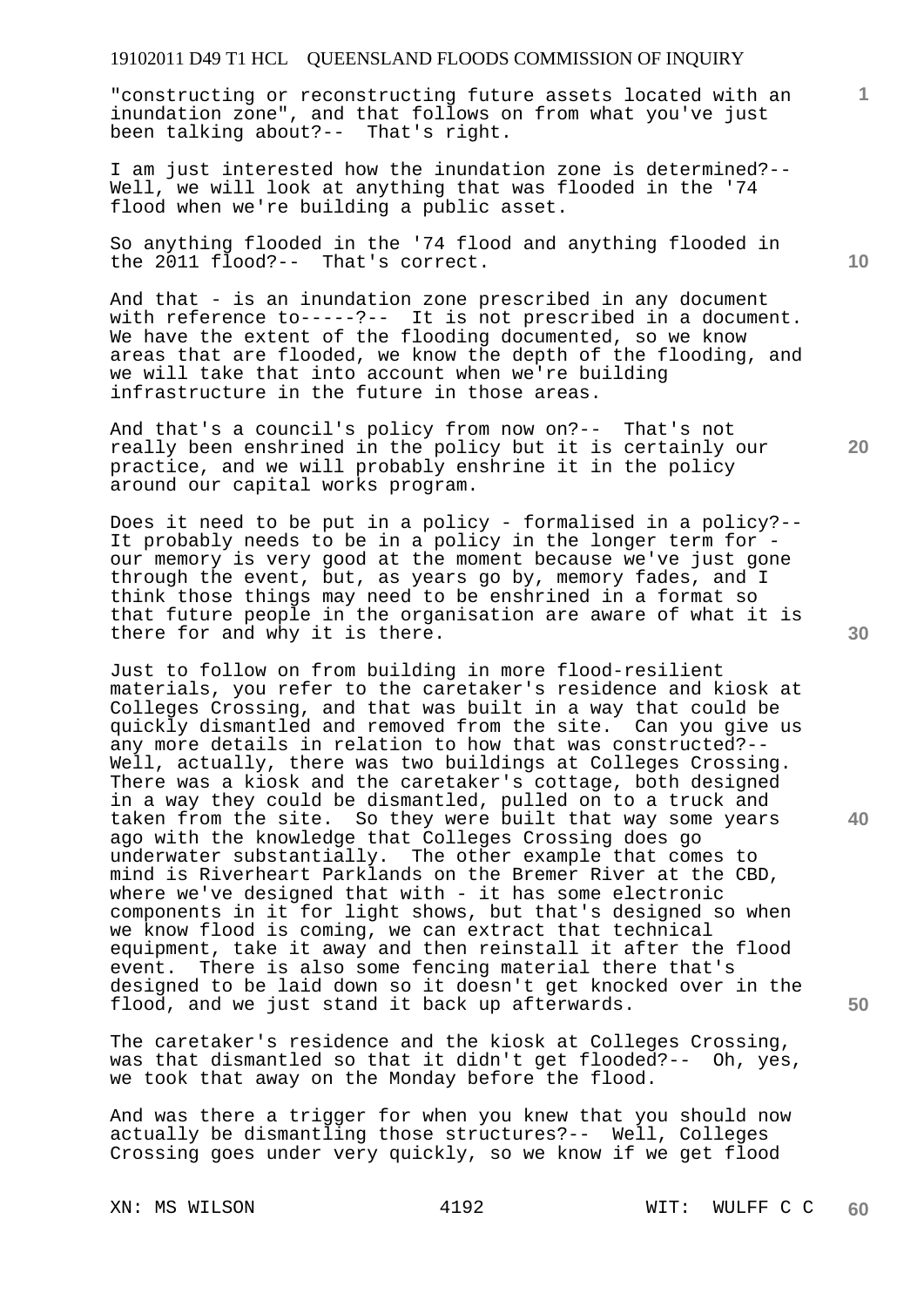"constructing or reconstructing future assets located with an inundation zone", and that follows on from what you've just been talking about?-- That's right.

I am just interested how the inundation zone is determined?-- Well, we will look at anything that was flooded in the '74 flood when we're building a public asset.

So anything flooded in the '74 flood and anything flooded in the 2011 flood?-- That's correct.

And that - is an inundation zone prescribed in any document with reference to-----?-- It is not prescribed in a document. We have the extent of the flooding documented, so we know areas that are flooded, we know the depth of the flooding, and we will take that into account when we're building infrastructure in the future in those areas.

And that's a council's policy from now on?-- That's not really been enshrined in the policy but it is certainly our practice, and we will probably enshrine it in the policy around our capital works program.

Does it need to be put in a policy - formalised in a policy?-- It probably needs to be in a policy in the longer term for - our memory is very good at the moment because we've just gone through the event, but, as years go by, memory fades, and I think those things may need to be enshrined in a format so that future people in the organisation are aware of what it is there for and why it is there.

Just to follow on from building in more flood-resilient materials, you refer to the caretaker's residence and kiosk at Colleges Crossing, and that was built in a way that could be quickly dismantled and removed from the site. Can you give us any more details in relation to how that was constructed?-- Well, actually, there was two buildings at Colleges Crossing. There was a kiosk and the caretaker's cottage, both designed in a way they could be dismantled, pulled on to a truck and taken from the site. So they were built that way some years ago with the knowledge that Colleges Crossing does go underwater substantially. The other example that comes to mind is Riverheart Parklands on the Bremer River at the CBD, where we've designed that with - it has some electronic components in it for light shows, but that's designed so when we know flood is coming, we can extract that technical equipment, take it away and then reinstall it after the flood event. There is also some fencing material there that's designed to be laid down so it doesn't get knocked over in the flood, and we just stand it back up afterwards.

The caretaker's residence and the kiosk at Colleges Crossing, was that dismantled so that it didn't get flooded?-- Oh, yes, we took that away on the Monday before the flood.

And was there a trigger for when you knew that you should now actually be dismantling those structures?-- Well, Colleges Crossing goes under very quickly, so we know if we get flood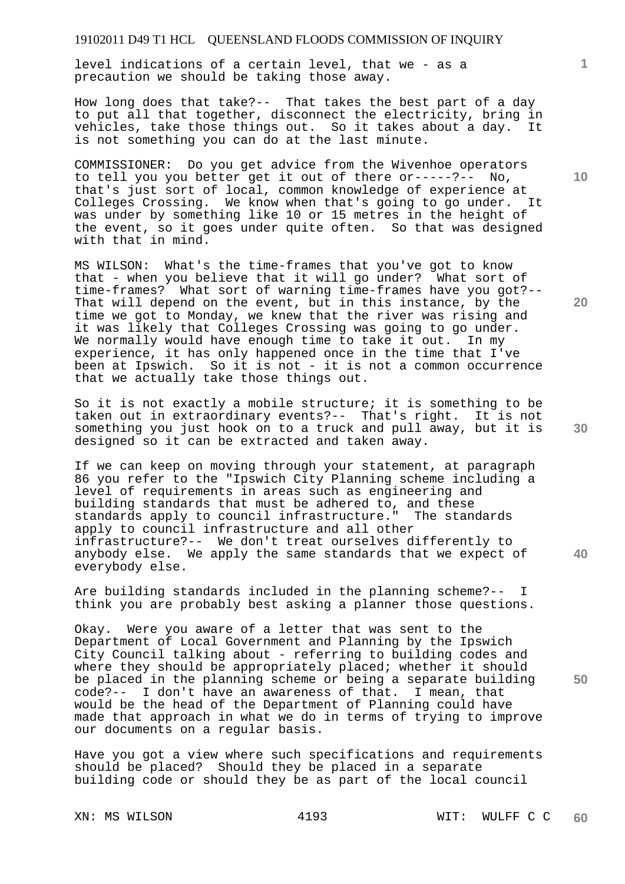level indications of a certain level, that we - as a precaution we should be taking those away.

How long does that take?-- That takes the best part of a day to put all that together, disconnect the electricity, bring in vehicles, take those things out. So it takes about a day. It is not something you can do at the last minute.

COMMISSIONER: Do you get advice from the Wivenhoe operators to tell you you better get it out of there or-----?-- No, that's just sort of local, common knowledge of experience at Colleges Crossing. We know when that's going to go under. It was under by something like 10 or 15 metres in the height of the event, so it goes under quite often. So that was designed with that in mind.

MS WILSON: What's the time-frames that you've got to know that - when you believe that it will go under? What sort of time-frames? What sort of warning time-frames have you got?-- That will depend on the event, but in this instance, by the time we got to Monday, we knew that the river was rising and it was likely that Colleges Crossing was going to go under. We normally would have enough time to take it out. In my experience, it has only happened once in the time that I've been at Ipswich. So it is not - it is not a common occurrence that we actually take those things out.

So it is not exactly a mobile structure; it is something to be taken out in extraordinary events?-- That's right. It is not something you just hook on to a truck and pull away, but it is designed so it can be extracted and taken away.

If we can keep on moving through your statement, at paragraph 86 you refer to the "Ipswich City Planning scheme including a level of requirements in areas such as engineering and building standards that must be adhered to, and these standards apply to council infrastructure." The standards apply to council infrastructure and all other infrastructure?-- We don't treat ourselves differently to anybody else. We apply the same standards that we expect of everybody else.

Are building standards included in the planning scheme?-- I think you are probably best asking a planner those questions.

Okay. Were you aware of a letter that was sent to the Department of Local Government and Planning by the Ipswich City Council talking about - referring to building codes and where they should be appropriately placed; whether it should be placed in the planning scheme or being a separate building code?-- I don't have an awareness of that. I mean, that would be the head of the Department of Planning could have made that approach in what we do in terms of trying to improve our documents on a regular basis.

Have you got a view where such specifications and requirements should be placed? Should they be placed in a separate building code or should they be as part of the local council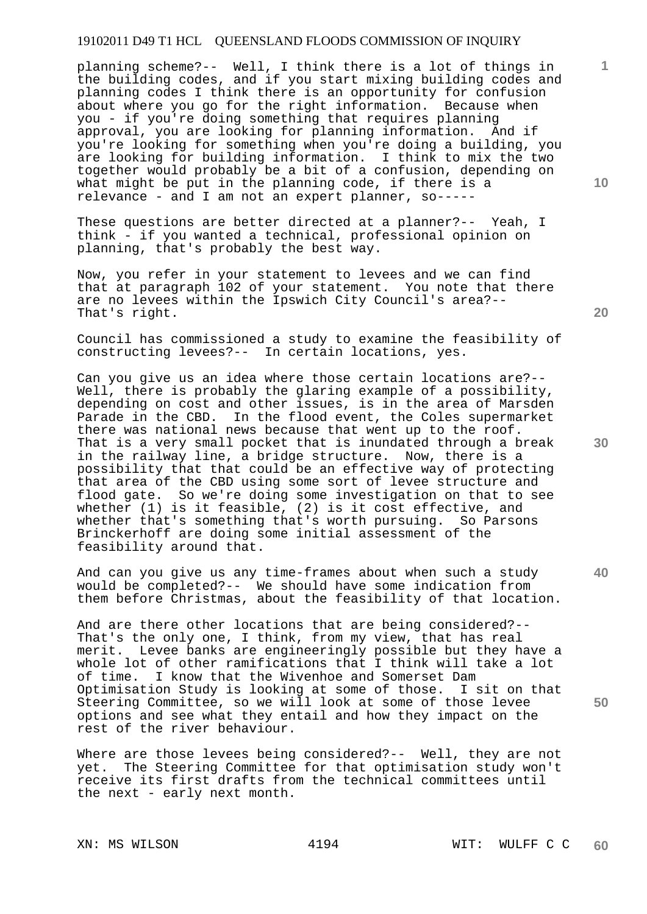planning scheme?-- Well, I think there is a lot of things in the building codes, and if you start mixing building codes and planning codes I think there is an opportunity for confusion about where you go for the right information. Because when you - if you're doing something that requires planning approval, you are looking for planning information. And if you're looking for something when you're doing a building, you are looking for building information. I think to mix the two together would probably be a bit of a confusion, depending on what might be put in the planning code, if there is a relevance - and I am not an expert planner, so-----

These questions are better directed at a planner?-- Yeah, I think - if you wanted a technical, professional opinion on planning, that's probably the best way.

Now, you refer in your statement to levees and we can find that at paragraph 102 of your statement. You note that there are no levees within the Ipswich City Council's area?-- That's right.

Council has commissioned a study to examine the feasibility of constructing levees?-- In certain locations, yes.

Can you give us an idea where those certain locations are?-- Well, there is probably the glaring example of a possibility, depending on cost and other issues, is in the area of Marsden Parade in the CBD. In the flood event, the Coles supermarket there was national news because that went up to the roof. That is a very small pocket that is inundated through a break in the railway line, a bridge structure. Now, there is a possibility that that could be an effective way of protecting that area of the CBD using some sort of levee structure and flood gate. So we're doing some investigation on that to see whether (1) is it feasible, (2) is it cost effective, and whether that's something that's worth pursuing. So Parsons Brinckerhoff are doing some initial assessment of the feasibility around that.

And can you give us any time-frames about when such a study would be completed?-- We should have some indication from them before Christmas, about the feasibility of that location.

And are there other locations that are being considered?-- That's the only one, I think, from my view, that has real merit. Levee banks are engineeringly possible but they have a whole lot of other ramifications that I think will take a lot of time. I know that the Wivenhoe and Somerset Dam Optimisation Study is looking at some of those. I sit on that Steering Committee, so we will look at some of those levee options and see what they entail and how they impact on the rest of the river behaviour.

Where are those levees being considered?-- Well, they are not yet. The Steering Committee for that optimisation study won't receive its first drafts from the technical committees until the next - early next month.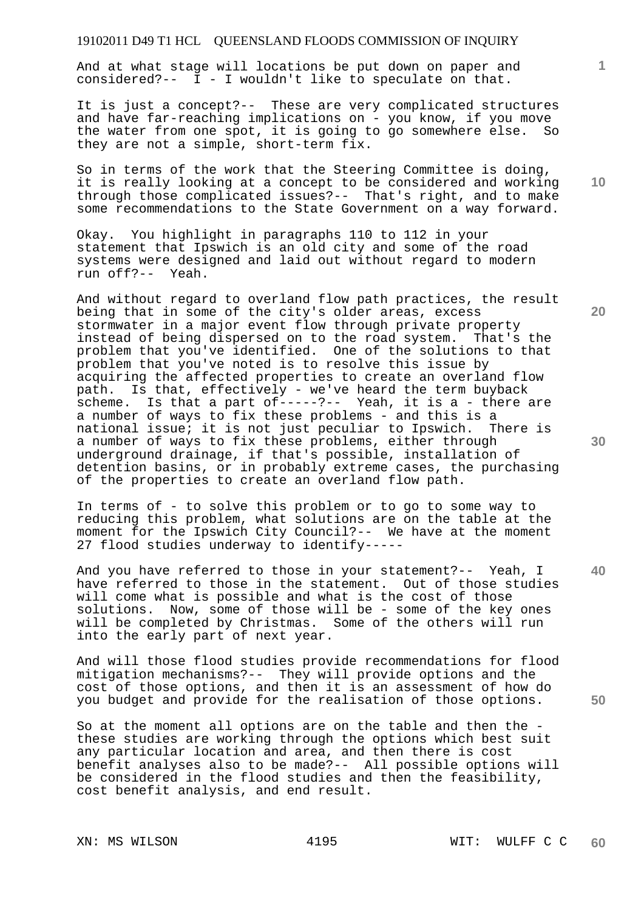And at what stage will locations be put down on paper and considered?-- I - I wouldn't like to speculate on that.

It is just a concept?-- These are very complicated structures and have far-reaching implications on - you know, if you move the water from one spot, it is going to go somewhere else. So they are not a simple, short-term fix.

So in terms of the work that the Steering Committee is doing, it is really looking at a concept to be considered and working through those complicated issues?-- That's right, and to make some recommendations to the State Government on a way forward.

Okay. You highlight in paragraphs 110 to 112 in your statement that Ipswich is an old city and some of the road systems were designed and laid out without regard to modern run off?-- Yeah.

And without regard to overland flow path practices, the result being that in some of the city's older areas, excess stormwater in a major event flow through private property instead of being dispersed on to the road system. That's the problem that you've identified. One of the solutions to that problem that you've noted is to resolve this issue by acquiring the affected properties to create an overland flow path. Is that, effectively - we've heard the term buyback scheme. Is that a part of-----?-- Yeah, it is a - there are a number of ways to fix these problems - and this is a national issue; it is not just peculiar to Ipswich. There is a number of ways to fix these problems, either through underground drainage, if that's possible, installation of detention basins, or in probably extreme cases, the purchasing of the properties to create an overland flow path.

In terms of - to solve this problem or to go to some way to reducing this problem, what solutions are on the table at the moment for the Ipswich City Council?-- We have at the moment 27 flood studies underway to identify-----

And you have referred to those in your statement?-- Yeah, I have referred to those in the statement. Out of those studies will come what is possible and what is the cost of those solutions. Now, some of those will be - some of the key ones will be completed by Christmas. Some of the others will run into the early part of next year.

And will those flood studies provide recommendations for flood mitigation mechanisms?-- They will provide options and the cost of those options, and then it is an assessment of how do you budget and provide for the realisation of those options.

So at the moment all options are on the table and then the - these studies are working through the options which best suit any particular location and area, and then there is cost benefit analyses also to be made?-- All possible options will be considered in the flood studies and then the feasibility, cost benefit analysis, and end result.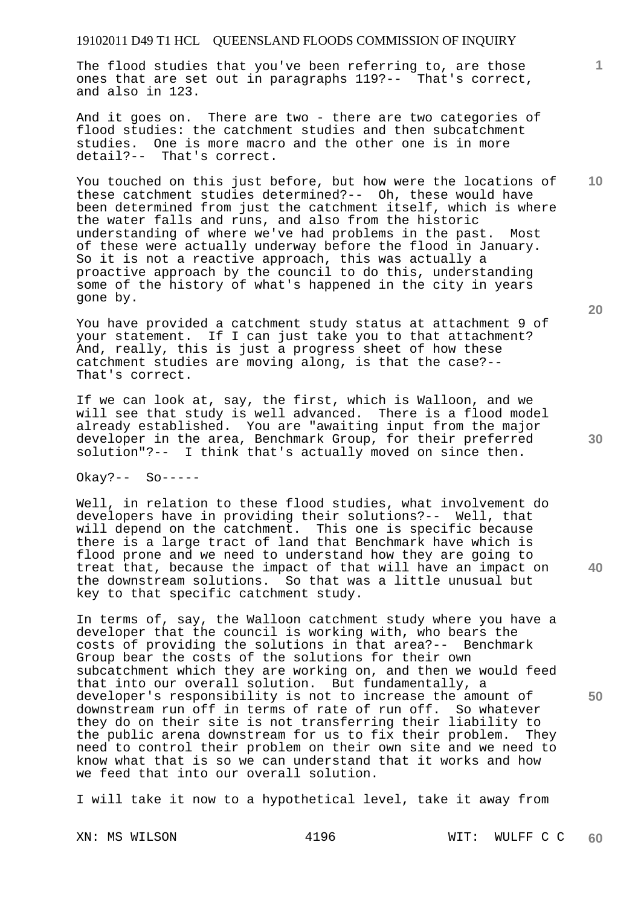The flood studies that you've been referring to, are those ones that are set out in paragraphs 119?-- That's correct, and also in 123.

And it goes on. There are two - there are two categories of flood studies: the catchment studies and then subcatchment studies. One is more macro and the other one is in more detail?-- That's correct.

You touched on this just before, but how were the locations of these catchment studies determined?-- Oh, these would have been determined from just the catchment itself, which is where the water falls and runs, and also from the historic understanding of where we've had problems in the past. Most of these were actually underway before the flood in January. So it is not a reactive approach, this was actually a proactive approach by the council to do this, understanding some of the history of what's happened in the city in years gone by.

You have provided a catchment study status at attachment 9 of your statement. If I can just take you to that attachment? And, really, this is just a progress sheet of how these catchment studies are moving along, is that the case?-- That's correct.

If we can look at, say, the first, which is Walloon, and we will see that study is well advanced. There is a flood model already established. You are "awaiting input from the major developer in the area, Benchmark Group, for their preferred solution"?-- I think that's actually moved on since then.

Okay?-- So-----

Well, in relation to these flood studies, what involvement do developers have in providing their solutions?-- Well, that will depend on the catchment. This one is specific because there is a large tract of land that Benchmark have which is flood prone and we need to understand how they are going to treat that, because the impact of that will have an impact on the downstream solutions. So that was a little unusual but key to that specific catchment study.

In terms of, say, the Walloon catchment study where you have a developer that the council is working with, who bears the costs of providing the solutions in that area?-- Benchmark Group bear the costs of the solutions for their own subcatchment which they are working on, and then we would feed that into our overall solution. But fundamentally, a developer's responsibility is not to increase the amount of downstream run off in terms of rate of run off. So whatever they do on their site is not transferring their liability to the public arena downstream for us to fix their problem. They need to control their problem on their own site and we need to know what that is so we can understand that it works and how we feed that into our overall solution.

I will take it now to a hypothetical level, take it away from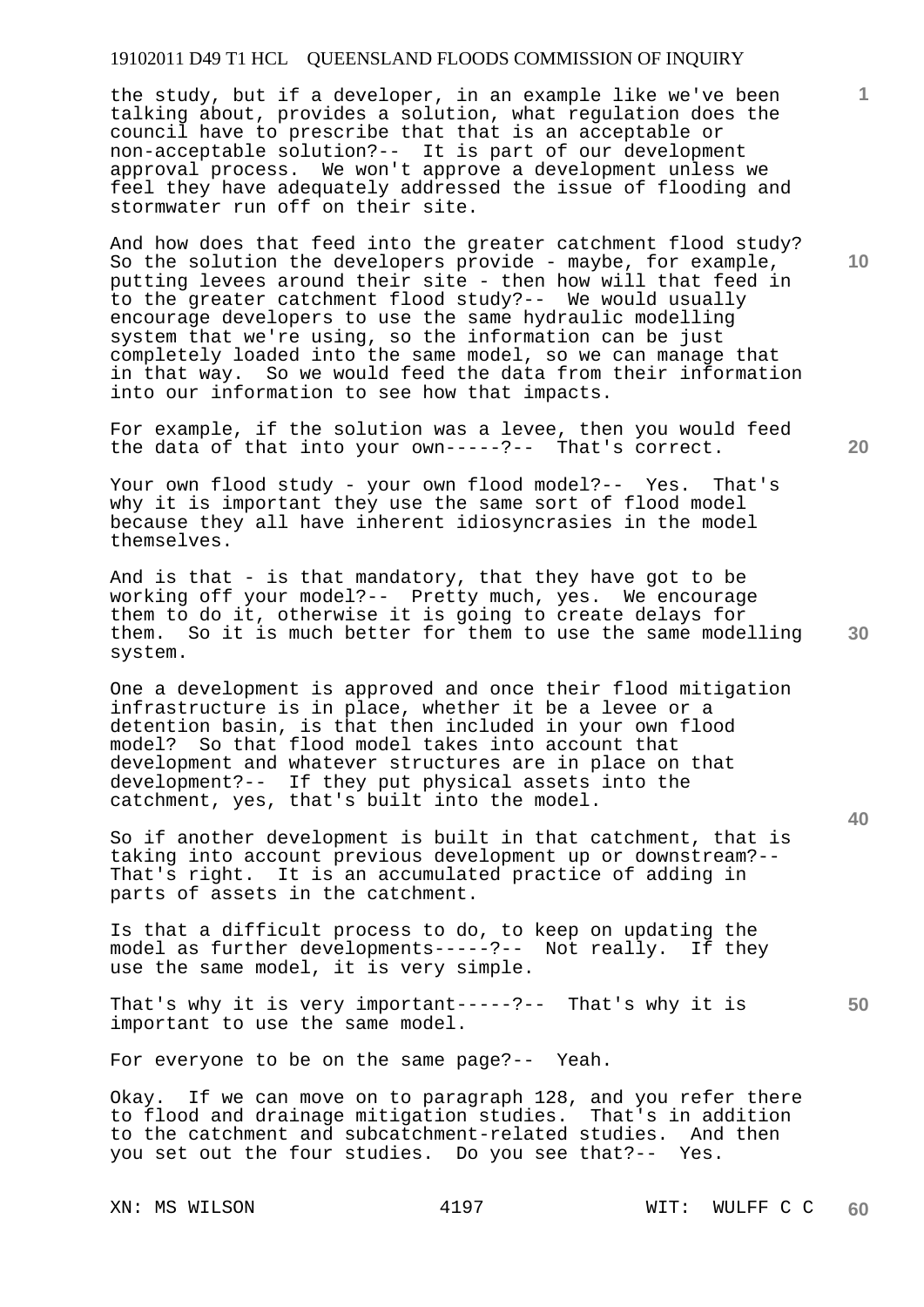the study, but if a developer, in an example like we've been talking about, provides a solution, what regulation does the council have to prescribe that that is an acceptable or non-acceptable solution?-- It is part of our development approval process. We won't approve a development unless we feel they have adequately addressed the issue of flooding and stormwater run off on their site.

And how does that feed into the greater catchment flood study? So the solution the developers provide - maybe, for example, putting levees around their site - then how will that feed in to the greater catchment flood study?-- We would usually encourage developers to use the same hydraulic modelling system that we're using, so the information can be just completely loaded into the same model, so we can manage that in that way. So we would feed the data from their information into our information to see how that impacts.

For example, if the solution was a levee, then you would feed the data of that into your own-----?-- That's correct.

Your own flood study - your own flood model?-- Yes. That's why it is important they use the same sort of flood model because they all have inherent idiosyncrasies in the model themselves.

And is that - is that mandatory, that they have got to be working off your model?-- Pretty much, yes. We encourage them to do it, otherwise it is going to create delays for them. So it is much better for them to use the same modelling system.

One a development is approved and once their flood mitigation infrastructure is in place, whether it be a levee or a detention basin, is that then included in your own flood model? So that flood model takes into account that development and whatever structures are in place on that development?-- If they put physical assets into the catchment, yes, that's built into the model.

So if another development is built in that catchment, that is taking into account previous development up or downstream?-- That's right. It is an accumulated practice of adding in parts of assets in the catchment.

Is that a difficult process to do, to keep on updating the model as further developments-----?-- Not really. If they use the same model, it is very simple.

That's why it is very important-----?-- That's why it is important to use the same model.

For everyone to be on the same page?-- Yeah.

Okay. If we can move on to paragraph 128, and you refer there to flood and drainage mitigation studies. That's in addition to the catchment and subcatchment-related studies. And then you set out the four studies. Do you see that?-- Yes.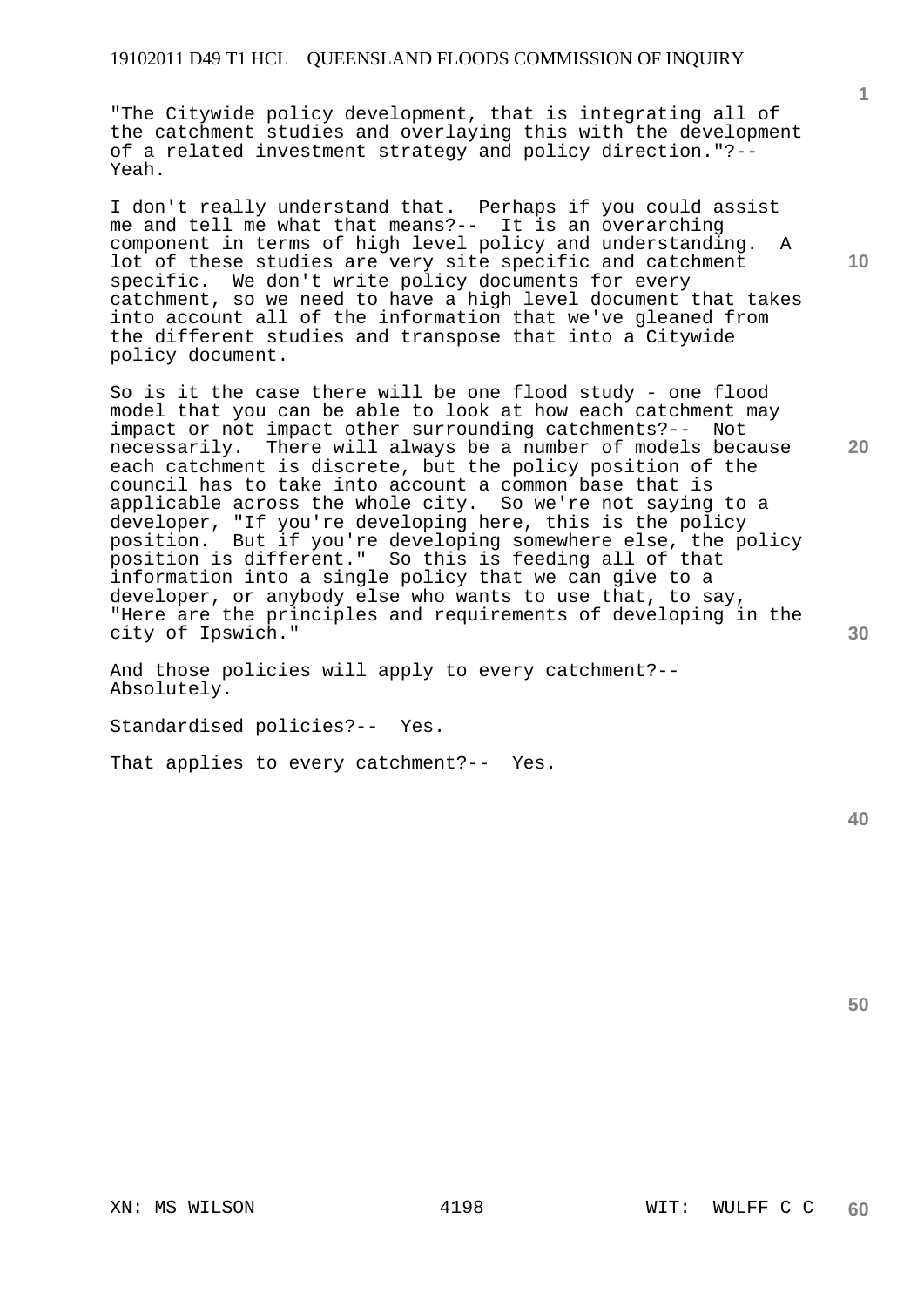"The Citywide policy development, that is integrating all of the catchment studies and overlaying this with the development of a related investment strategy and policy direction."?-- Yeah.

I don't really understand that. Perhaps if you could assist me and tell me what that means?-- It is an overarching component in terms of high level policy and understanding. A lot of these studies are very site specific and catchment specific. We don't write policy documents for every catchment, so we need to have a high level document that takes into account all of the information that we've gleaned from the different studies and transpose that into a Citywide policy document.

So is it the case there will be one flood study - one flood model that you can be able to look at how each catchment may impact or not impact other surrounding catchments?-- Not necessarily. There will always be a number of models because each catchment is discrete, but the policy position of the council has to take into account a common base that is applicable across the whole city. So we're not saying to a developer, "If you're developing here, this is the policy position. But if you're developing somewhere else, the policy position is different." So this is feeding all of that information into a single policy that we can give to a developer, or anybody else who wants to use that, to say, "Here are the principles and requirements of developing in the city of Ipswich."

And those policies will apply to every catchment?-- Absolutely.

Standardised policies?-- Yes.

That applies to every catchment?-- Yes.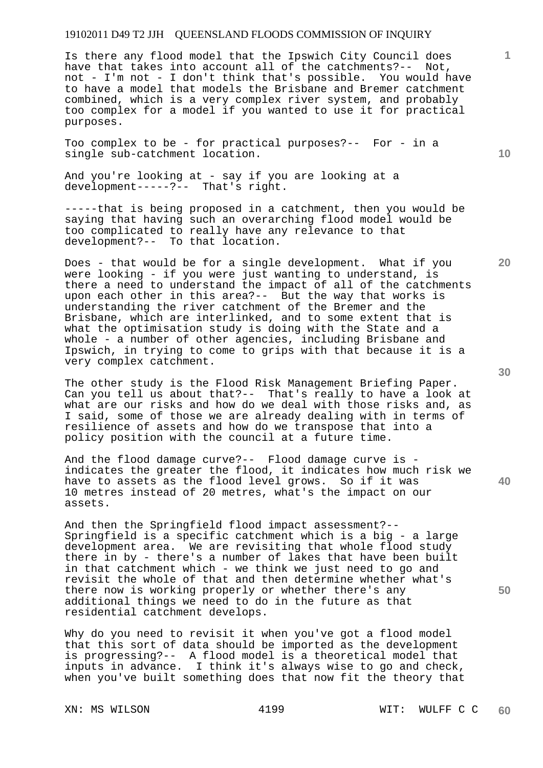Is there any flood model that the Ipswich City Council does have that takes into account all of the catchments?-- Not, not - I'm not - I don't think that's possible. You would have to have a model that models the Brisbane and Bremer catchment combined, which is a very complex river system, and probably too complex for a model if you wanted to use it for practical purposes.

Too complex to be - for practical purposes?-- For - in a single sub-catchment location.

And you're looking at - say if you are looking at a development-----?-- That's right.

-----that is being proposed in a catchment, then you would be saying that having such an overarching flood model would be too complicated to really have any relevance to that development?-- To that location.

Does - that would be for a single development. What if you were looking - if you were just wanting to understand, is there a need to understand the impact of all of the catchments upon each other in this area?-- But the way that works is understanding the river catchment of the Bremer and the Brisbane, which are interlinked, and to some extent that is what the optimisation study is doing with the State and a whole - a number of other agencies, including Brisbane and Ipswich, in trying to come to grips with that because it is a very complex catchment.

The other study is the Flood Risk Management Briefing Paper. Can you tell us about that?-- That's really to have a look at what are our risks and how do we deal with those risks and, as I said, some of those we are already dealing with in terms of resilience of assets and how do we transpose that into a policy position with the council at a future time.

And the flood damage curve?-- Flood damage curve is - indicates the greater the flood, it indicates how much risk we have to assets as the flood level grows. So if it was 10 metres instead of 20 metres, what's the impact on our assets.

And then the Springfield flood impact assessment?-- Springfield is a specific catchment which is a big - a large development area. We are revisiting that whole flood study there in by - there's a number of lakes that have been built in that catchment which - we think we just need to go and revisit the whole of that and then determine whether what's there now is working properly or whether there's any additional things we need to do in the future as that residential catchment develops.

Why do you need to revisit it when you've got a flood model that this sort of data should be imported as the development is progressing?-- A flood model is a theoretical model that inputs in advance. I think it's always wise to go and check, when you've built something does that now fit the theory that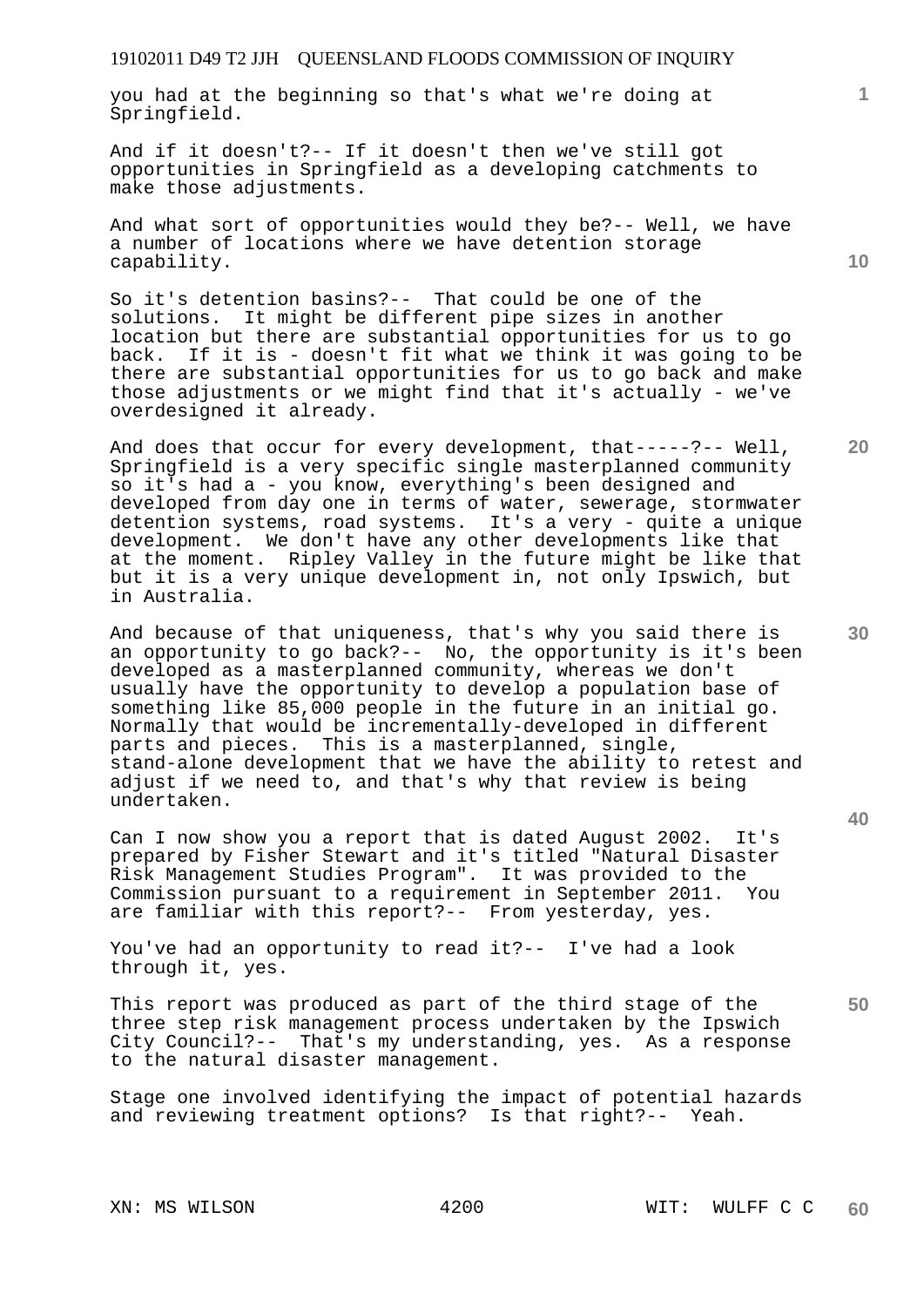you had at the beginning so that's what we're doing at Springfield.

And if it doesn't?-- If it doesn't then we've still got opportunities in Springfield as a developing catchments to make those adjustments.

And what sort of opportunities would they be?-- Well, we have a number of locations where we have detention storage capability.

So it's detention basins?-- That could be one of the solutions. It might be different pipe sizes in another location but there are substantial opportunities for us to go back. If it is - doesn't fit what we think it was going to be there are substantial opportunities for us to go back and make those adjustments or we might find that it's actually - we've overdesigned it already.

And does that occur for every development, that-----?-- Well, Springfield is a very specific single masterplanned community so it's had a - you know, everything's been designed and developed from day one in terms of water, sewerage, stormwater detention systems, road systems. It's a very - quite a unique development. We don't have any other developments like that at the moment. Ripley Valley in the future might be like that but it is a very unique development in, not only Ipswich, but in Australia.

And because of that uniqueness, that's why you said there is an opportunity to go back?-- No, the opportunity is it's been developed as a masterplanned community, whereas we don't usually have the opportunity to develop a population base of something like 85,000 people in the future in an initial go. Normally that would be incrementally-developed in different parts and pieces. This is a masterplanned, single, stand-alone development that we have the ability to retest and adjust if we need to, and that's why that review is being undertaken.

Can I now show you a report that is dated August 2002. It's prepared by Fisher Stewart and it's titled "Natural Disaster Risk Management Studies Program". It was provided to the Commission pursuant to a requirement in September 2011. You are familiar with this report?-- From yesterday, yes.

You've had an opportunity to read it?-- I've had a look through it, yes.

This report was produced as part of the third stage of the three step risk management process undertaken by the Ipswich City Council?-- That's my understanding, yes. As a response to the natural disaster management.

Stage one involved identifying the impact of potential hazards and reviewing treatment options? Is that right?-- Yeah.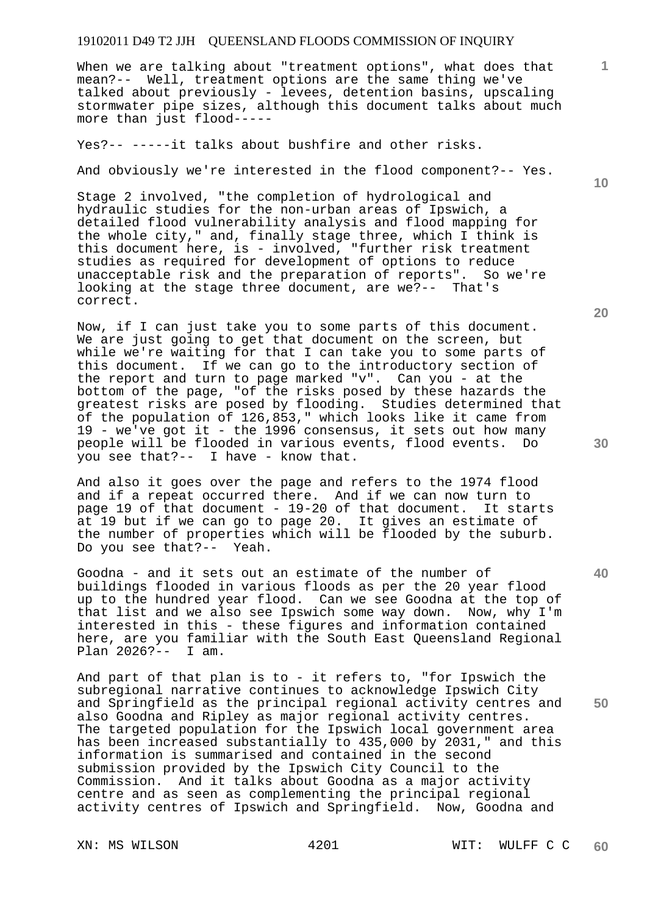When we are talking about "treatment options", what does that mean?-- Well, treatment options are the same thing we've talked about previously - levees, detention basins, upscaling stormwater pipe sizes, although this document talks about much more than just flood-----

Yes?-- -----it talks about bushfire and other risks.

And obviously we're interested in the flood component?-- Yes.

Stage 2 involved, "the completion of hydrological and hydraulic studies for the non-urban areas of Ipswich, a detailed flood vulnerability analysis and flood mapping for the whole city," and, finally stage three, which I think is this document here, is - involved, "further risk treatment studies as required for development of options to reduce unacceptable risk and the preparation of reports". So we're looking at the stage three document, are we?-- That's correct.

Now, if I can just take you to some parts of this document. We are just going to get that document on the screen, but while we're waiting for that I can take you to some parts of this document. If we can go to the introductory section of the report and turn to page marked "v". Can you - at the bottom of the page, "of the risks posed by these hazards the greatest risks are posed by flooding. Studies determined that of the population of 126,853," which looks like it came from 19 - we've got it - the 1996 consensus, it sets out how many people will be flooded in various events, flood events. Do you see that?-- I have - know that.

And also it goes over the page and refers to the 1974 flood and if a repeat occurred there. And if we can now turn to page 19 of that document - 19-20 of that document. It starts at 19 but if we can go to page 20. It gives an estimate of the number of properties which will be flooded by the suburb. Do you see that?-- Yeah.

Goodna - and it sets out an estimate of the number of buildings flooded in various floods as per the 20 year flood up to the hundred year flood. Can we see Goodna at the top of that list and we also see Ipswich some way down. Now, why I'm interested in this - these figures and information contained here, are you familiar with the South East Queensland Regional Plan 2026?-- I am.

And part of that plan is to - it refers to, "for Ipswich the subregional narrative continues to acknowledge Ipswich City and Springfield as the principal regional activity centres and also Goodna and Ripley as major regional activity centres. The targeted population for the Ipswich local government area has been increased substantially to 435,000 by 2031," and this information is summarised and contained in the second submission provided by the Ipswich City Council to the Commission. And it talks about Goodna as a major activity centre and as seen as complementing the principal regional activity centres of Ipswich and Springfield. Now, Goodna and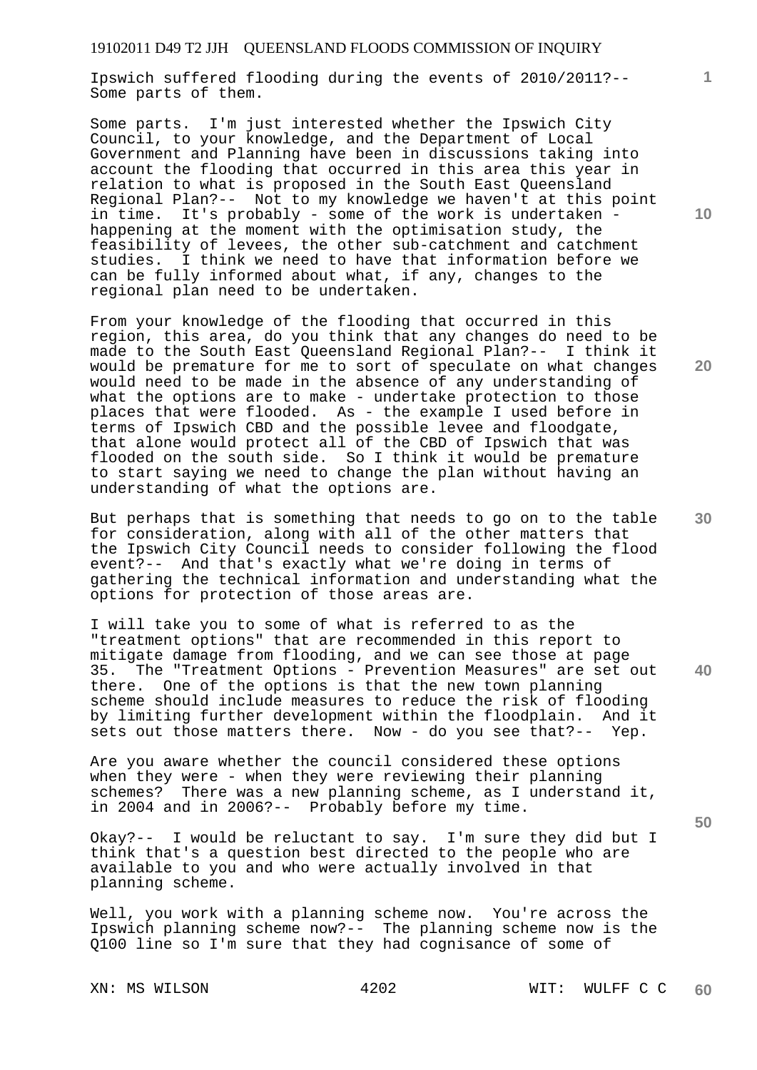Ipswich suffered flooding during the events of 2010/2011?-- Some parts of them.

Some parts. I'm just interested whether the Ipswich City Council, to your knowledge, and the Department of Local Government and Planning have been in discussions taking into account the flooding that occurred in this area this year in relation to what is proposed in the South East Queensland Regional Plan?-- Not to my knowledge we haven't at this point in time. It's probably - some of the work is undertaken - happening at the moment with the optimisation study, the feasibility of levees, the other sub-catchment and catchment studies. I think we need to have that information before we can be fully informed about what, if any, changes to the regional plan need to be undertaken.

From your knowledge of the flooding that occurred in this region, this area, do you think that any changes do need to be made to the South East Queensland Regional Plan?-- I think it would be premature for me to sort of speculate on what changes would need to be made in the absence of any understanding of what the options are to make - undertake protection to those places that were flooded. As - the example I used before in terms of Ipswich CBD and the possible levee and floodgate, that alone would protect all of the CBD of Ipswich that was flooded on the south side. So I think it would be premature to start saying we need to change the plan without having an understanding of what the options are.

But perhaps that is something that needs to go on to the table for consideration, along with all of the other matters that the Ipswich City Council needs to consider following the flood event?-- And that's exactly what we're doing in terms of gathering the technical information and understanding what the options for protection of those areas are.

I will take you to some of what is referred to as the "treatment options" that are recommended in this report to mitigate damage from flooding, and we can see those at page 35. The "Treatment Options - Prevention Measures" are set out there. One of the options is that the new town planning scheme should include measures to reduce the risk of flooding by limiting further development within the floodplain. And it sets out those matters there. Now - do you see that?-- Yep.

Are you aware whether the council considered these options when they were - when they were reviewing their planning schemes? There was a new planning scheme, as I understand it, in 2004 and in 2006?-- Probably before my time.

Okay?-- I would be reluctant to say. I'm sure they did but I think that's a question best directed to the people who are available to you and who were actually involved in that planning scheme.

Well, you work with a planning scheme now. You're across the Ipswich planning scheme now?-- The planning scheme now is the Q100 line so I'm sure that they had cognisance of some of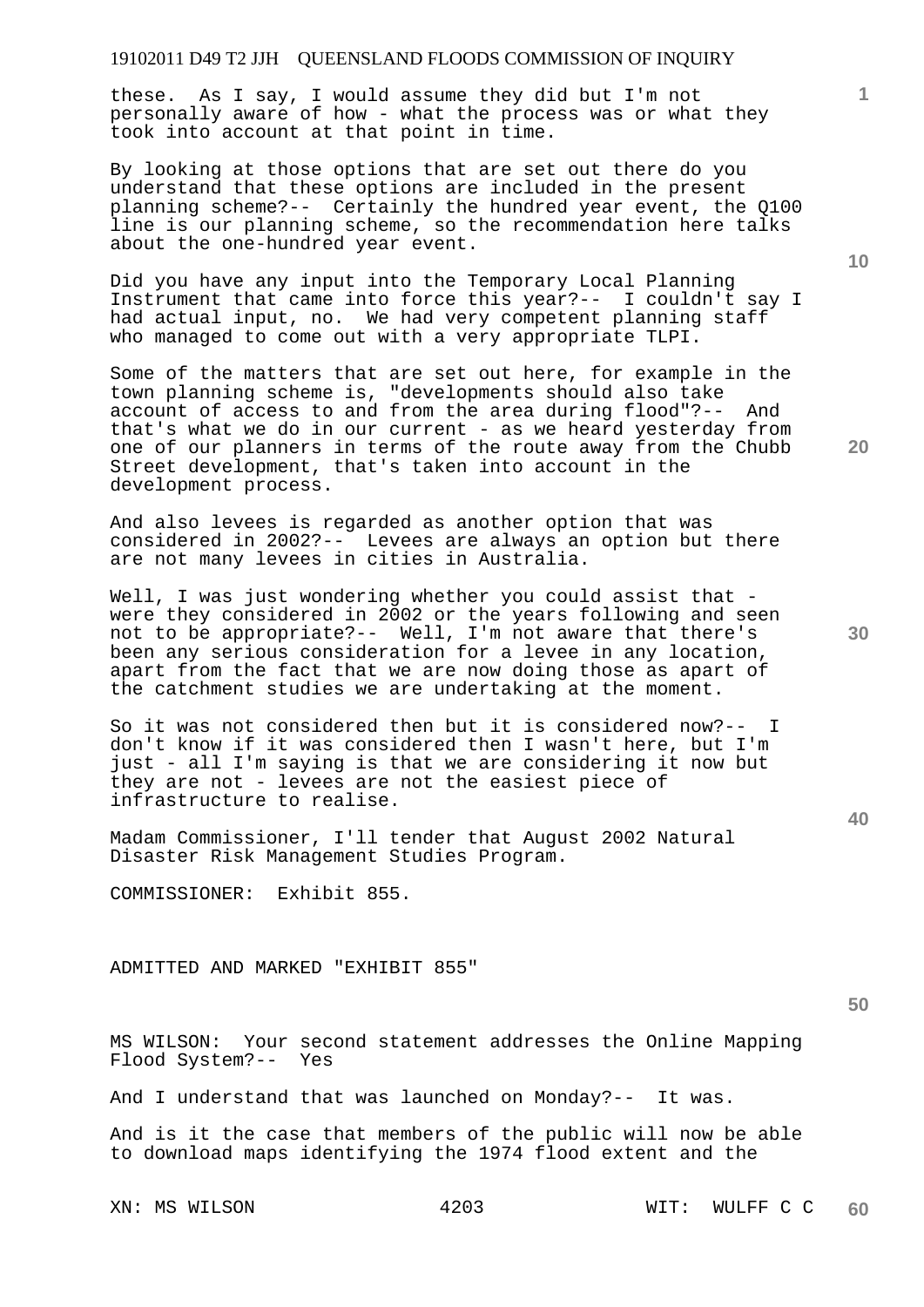these. As I say, I would assume they did but I'm not personally aware of how - what the process was or what they took into account at that point in time.

By looking at those options that are set out there do you understand that these options are included in the present planning scheme?-- Certainly the hundred year event, the Q100 line is our planning scheme, so the recommendation here talks about the one-hundred year event.

Did you have any input into the Temporary Local Planning Instrument that came into force this year?-- I couldn't say I had actual input, no. We had very competent planning staff who managed to come out with a very appropriate TLPI.

Some of the matters that are set out here, for example in the town planning scheme is, "developments should also take account of access to and from the area during flood"?-- And that's what we do in our current - as we heard yesterday from one of our planners in terms of the route away from the Chubb Street development, that's taken into account in the development process.

And also levees is regarded as another option that was considered in 2002?-- Levees are always an option but there are not many levees in cities in Australia.

Well, I was just wondering whether you could assist that - were they considered in 2002 or the years following and seen not to be appropriate?-- Well, I'm not aware that there's been any serious consideration for a levee in any location, apart from the fact that we are now doing those as apart of the catchment studies we are undertaking at the moment.

So it was not considered then but it is considered now?-- I don't know if it was considered then I wasn't here, but I'm just - all I'm saying is that we are considering it now but they are not - levees are not the easiest piece of infrastructure to realise.

Madam Commissioner, I'll tender that August 2002 Natural Disaster Risk Management Studies Program.

COMMISSIONER: Exhibit 855.

ADMITTED AND MARKED "EXHIBIT 855"

MS WILSON: Your second statement addresses the Online Mapping Flood System?-- Yes

And I understand that was launched on Monday?-- It was.

And is it the case that members of the public will now be able to download maps identifying the 1974 flood extent and the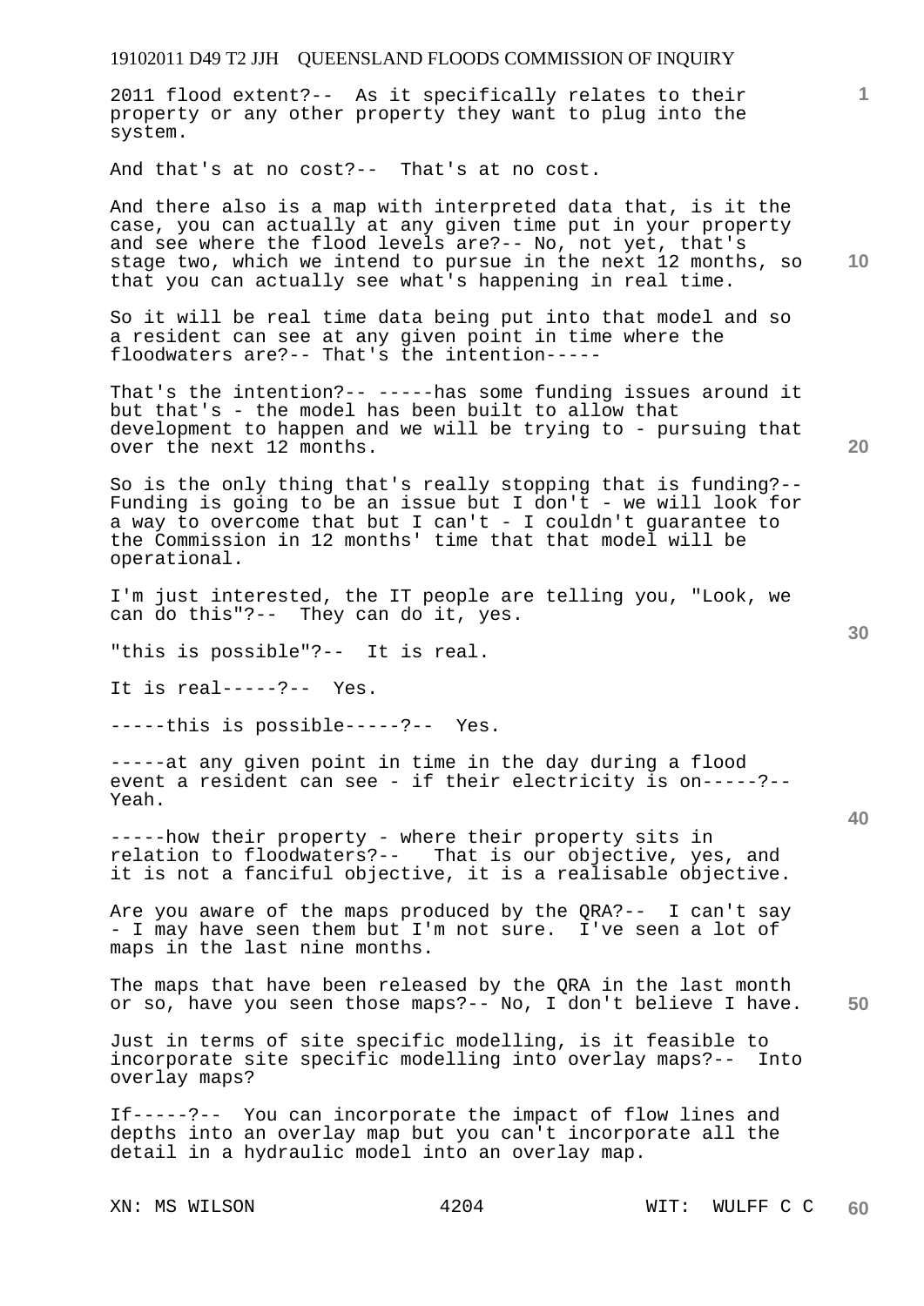2011 flood extent?-- As it specifically relates to their property or any other property they want to plug into the system.

And that's at no cost?-- That's at no cost.

And there also is a map with interpreted data that, is it the case, you can actually at any given time put in your property and see where the flood levels are?-- No, not yet, that's stage two, which we intend to pursue in the next 12 months, so that you can actually see what's happening in real time.

So it will be real time data being put into that model and so a resident can see at any given point in time where the floodwaters are?-- That's the intention-----

That's the intention?-- -----has some funding issues around it but that's - the model has been built to allow that development to happen and we will be trying to - pursuing that over the next 12 months.

So is the only thing that's really stopping that is funding?-- Funding is going to be an issue but I don't - we will look for a way to overcome that but I can't - I couldn't guarantee to the Commission in 12 months' time that that model will be operational.

I'm just interested, the IT people are telling you, "Look, we can do this"?-- They can do it, yes.

"this is possible"?-- It is real.

It is real-----?-- Yes.

-----this is possible-----?-- Yes.

-----at any given point in time in the day during a flood event a resident can see - if their electricity is on-----?-- Yeah.

-----how their property - where their property sits in relation to floodwaters?-- That is our objective, yes, and it is not a fanciful objective, it is a realisable objective.

Are you aware of the maps produced by the QRA?-- I can't say - I may have seen them but I'm not sure. I've seen a lot of maps in the last nine months.

The maps that have been released by the QRA in the last month or so, have you seen those maps?-- No, I don't believe I have.

Just in terms of site specific modelling, is it feasible to incorporate site specific modelling into overlay maps?-- Into overlay maps?

If-----?-- You can incorporate the impact of flow lines and depths into an overlay map but you can't incorporate all the detail in a hydraulic model into an overlay map.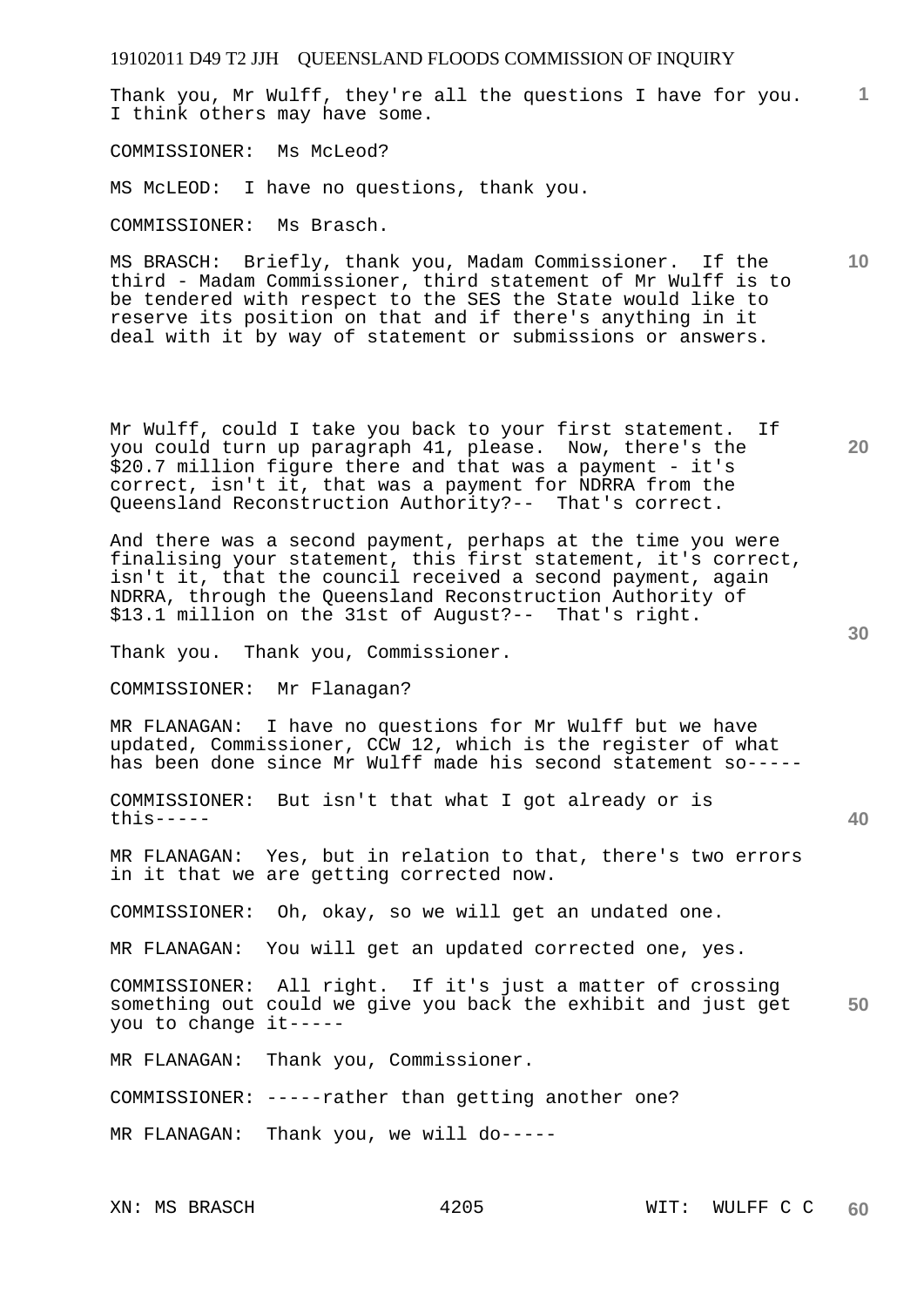Thank you, Mr Wulff, they're all the questions I have for you. I think others may have some.

COMMISSIONER: Ms McLeod?

MS McLEOD: I have no questions, thank you.

COMMISSIONER: Ms Brasch.

MS BRASCH: Briefly, thank you, Madam Commissioner. If the third - Madam Commissioner, third statement of Mr Wulff is to be tendered with respect to the SES the State would like to reserve its position on that and if there's anything in it deal with it by way of statement or submissions or answers.

Mr Wulff, could I take you back to your first statement. If you could turn up paragraph 41, please. Now, there's the $20.7 million figure there and that was a payment - it's correct, isn't it, that was a payment for NDRRA from the Queensland Reconstruction Authority?-- That's correct.

And there was a second payment, perhaps at the time you were finalising your statement, this first statement, it's correct, isn't it, that the council received a second payment, again NDRRA, through the Queensland Reconstruction Authority of $13.1 million on the 31st of August?-- That's right.

Thank you. Thank you, Commissioner.

COMMISSIONER: Mr Flanagan?

MR FLANAGAN: I have no questions for Mr Wulff but we have updated, Commissioner, CCW 12, which is the register of what has been done since Mr Wulff made his second statement so-----

COMMISSIONER: But isn't that what I got already or is this-----

MR FLANAGAN: Yes, but in relation to that, there's two errors in it that we are getting corrected now.

COMMISSIONER: Oh, okay, so we will get an undated one.

MR FLANAGAN: You will get an updated corrected one, yes.

COMMISSIONER: All right. If it's just a matter of crossing something out could we give you back the exhibit and just get you to change it-----

MR FLANAGAN: Thank you, Commissioner.

COMMISSIONER: -----rather than getting another one?

MR FLANAGAN: Thank you, we will do-----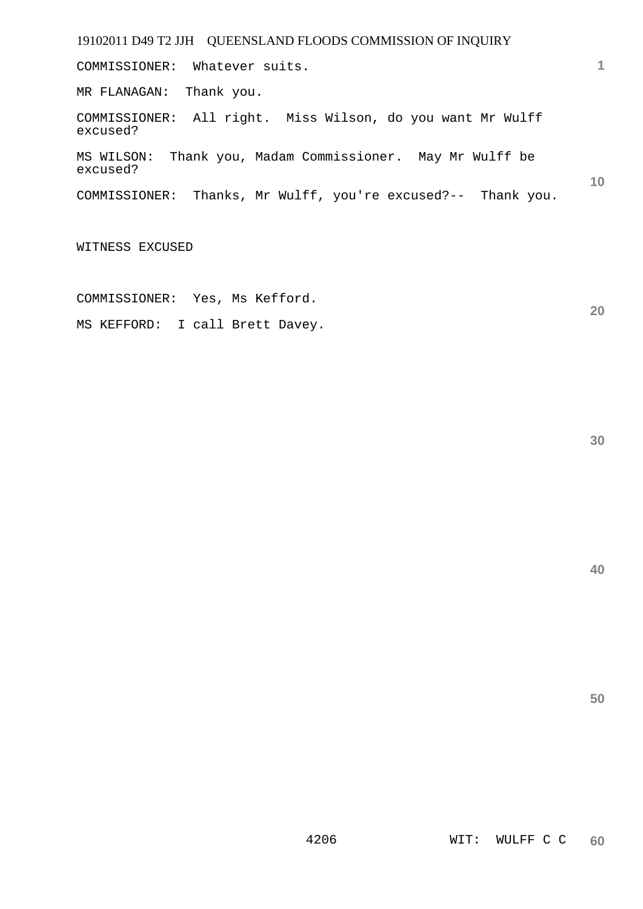COMMISSIONER: Whatever suits.

MR FLANAGAN: Thank you.

COMMISSIONER: All right. Miss Wilson, do you want Mr Wulff excused?

MS WILSON: Thank you, Madam Commissioner. May Mr Wulff be excused?

COMMISSIONER: Thanks, Mr Wulff, you're excused?-- Thank you.

WITNESS EXCUSED

COMMISSIONER: Yes, Ms Kefford.

MS KEFFORD: I call Brett Davey.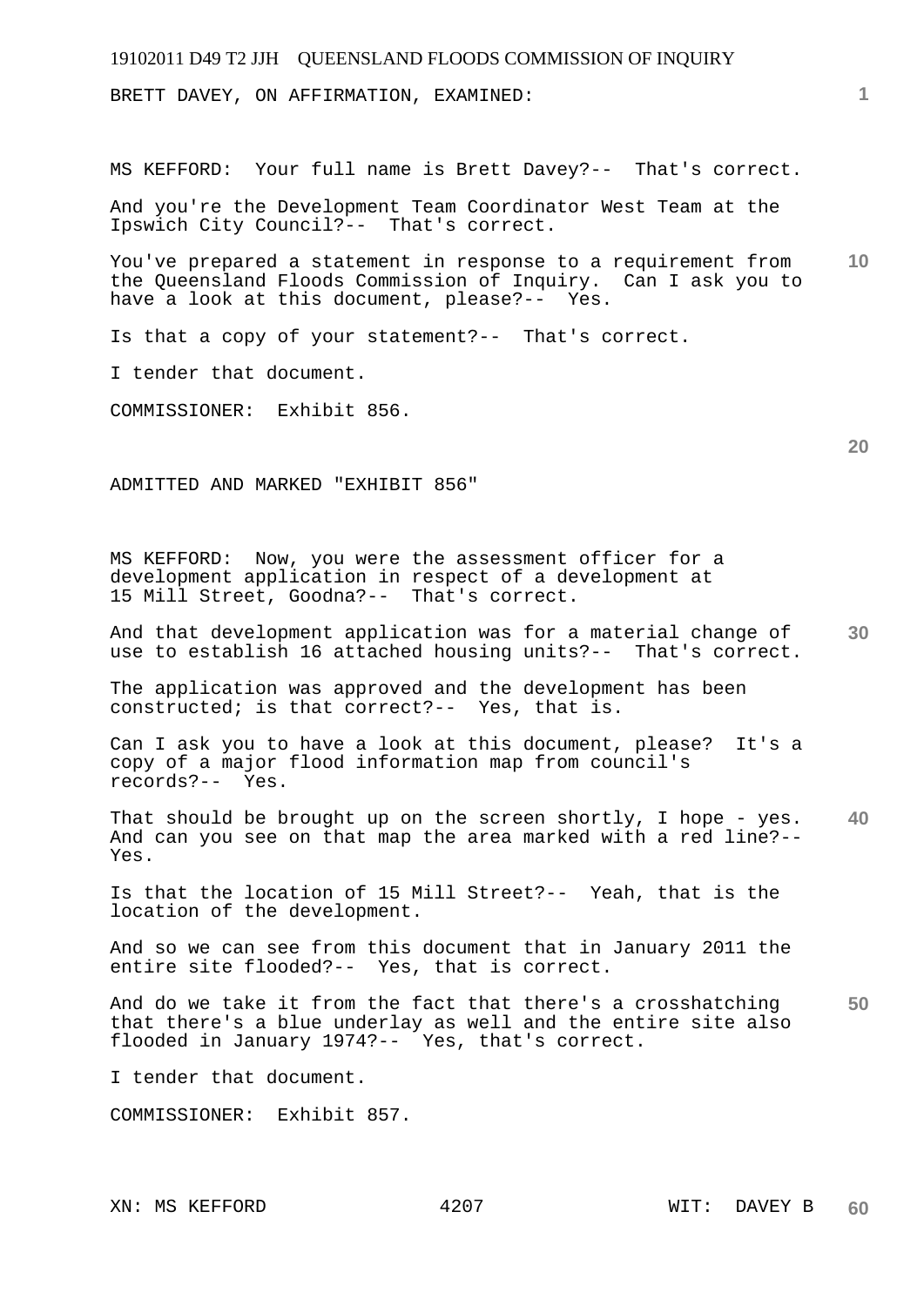BRETT DAVEY, ON AFFIRMATION, EXAMINED:

MS KEFFORD: Your full name is Brett Davey?-- That's correct.

And you're the Development Team Coordinator West Team at the Ipswich City Council?-- That's correct.

You've prepared a statement in response to a requirement from the Queensland Floods Commission of Inquiry. Can I ask you to have a look at this document, please?-- Yes.

Is that a copy of your statement?-- That's correct.

I tender that document.

COMMISSIONER: Exhibit 856.

ADMITTED AND MARKED "EXHIBIT 856"

MS KEFFORD: Now, you were the assessment officer for a development application in respect of a development at 15 Mill Street, Goodna?-- That's correct.

And that development application was for a material change of use to establish 16 attached housing units?-- That's correct.

The application was approved and the development has been constructed; is that correct?-- Yes, that is.

Can I ask you to have a look at this document, please? It's a copy of a major flood information map from council's records?-- Yes.

That should be brought up on the screen shortly, I hope - yes. And can you see on that map the area marked with a red line?-- Yes.

Is that the location of 15 Mill Street?-- Yeah, that is the location of the development.

And so we can see from this document that in January 2011 the entire site flooded?-- Yes, that is correct.

And do we take it from the fact that there's a crosshatching that there's a blue underlay as well and the entire site also flooded in January 1974?-- Yes, that's correct.

I tender that document.

COMMISSIONER: Exhibit 857.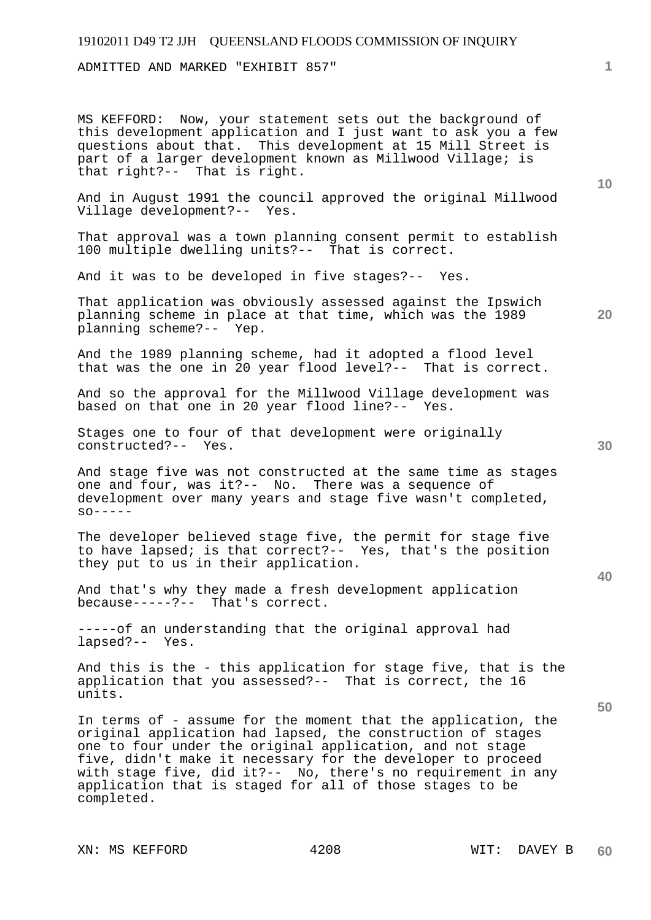ADMITTED AND MARKED "EXHIBIT 857"

MS KEFFORD: Now, your statement sets out the background of this development application and I just want to ask you a few questions about that. This development at 15 Mill Street is part of a larger development known as Millwood Village; is that right?-- That is right.

And in August 1991 the council approved the original Millwood Village development?-- Yes.

That approval was a town planning consent permit to establish 100 multiple dwelling units?-- That is correct.

And it was to be developed in five stages?-- Yes.

That application was obviously assessed against the Ipswich planning scheme in place at that time, which was the 1989 planning scheme?-- Yep.

And the 1989 planning scheme, had it adopted a flood level that was the one in 20 year flood level?-- That is correct.

And so the approval for the Millwood Village development was based on that one in 20 year flood line?-- Yes.

Stages one to four of that development were originally constructed?-- Yes.

And stage five was not constructed at the same time as stages one and four, was it?-- No. There was a sequence of development over many years and stage five wasn't completed, so-----

The developer believed stage five, the permit for stage five to have lapsed; is that correct?-- Yes, that's the position they put to us in their application.

And that's why they made a fresh development application because-----?-- That's correct.

-----of an understanding that the original approval had lapsed?-- Yes.

And this is the - this application for stage five, that is the application that you assessed?-- That is correct, the 16 units.

In terms of - assume for the moment that the application, the original application had lapsed, the construction of stages one to four under the original application, and not stage five, didn't make it necessary for the developer to proceed with stage five, did it?-- No, there's no requirement in any application that is staged for all of those stages to be completed.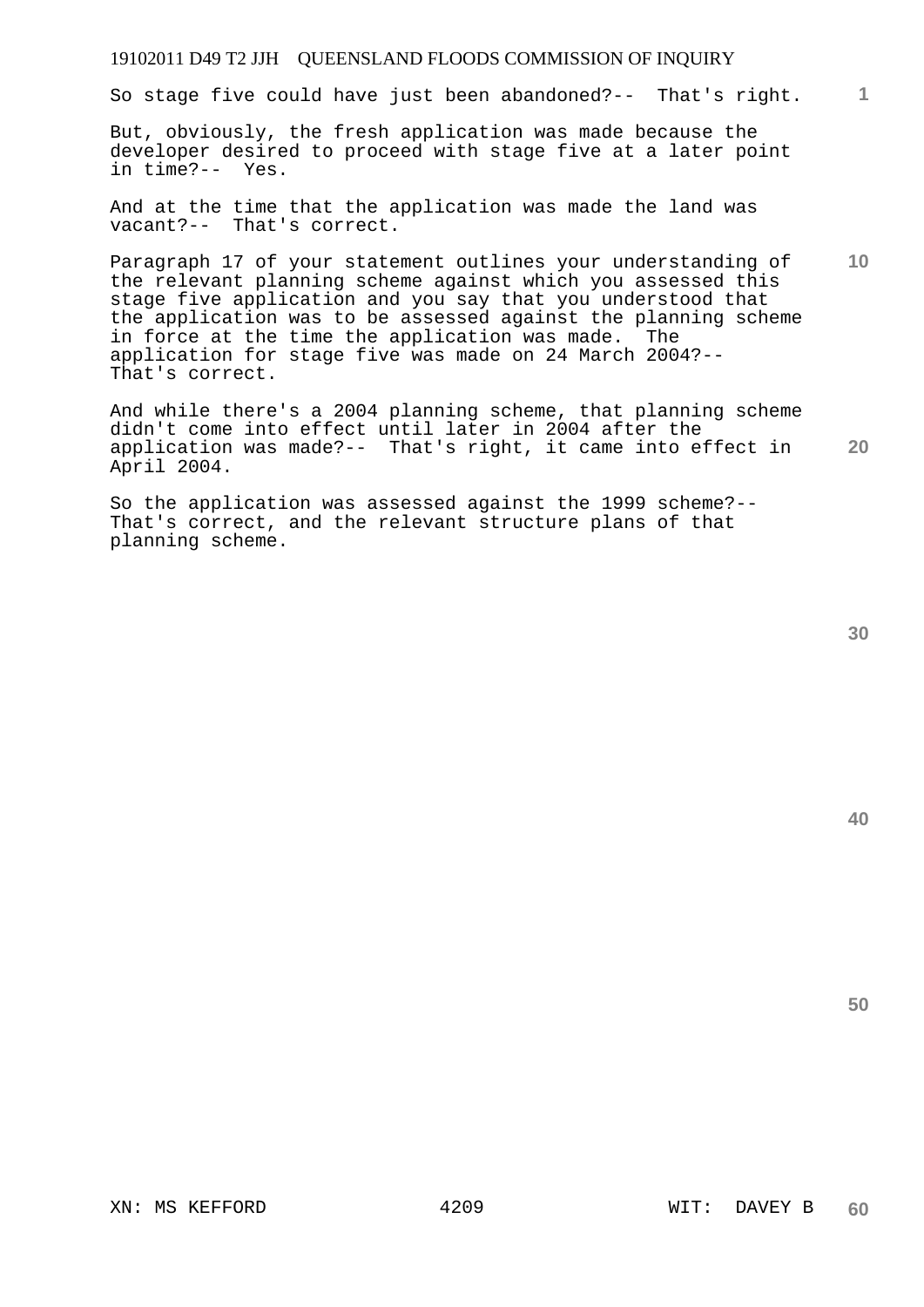So stage five could have just been abandoned?-- That's right.

But, obviously, the fresh application was made because the developer desired to proceed with stage five at a later point in time?-- Yes.

And at the time that the application was made the land was vacant?-- That's correct.

Paragraph 17 of your statement outlines your understanding of the relevant planning scheme against which you assessed this stage five application and you say that you understood that the application was to be assessed against the planning scheme in force at the time the application was made. The application for stage five was made on 24 March 2004?-- That's correct.

And while there's a 2004 planning scheme, that planning scheme didn't come into effect until later in 2004 after the application was made?-- That's right, it came into effect in April 2004.

So the application was assessed against the 1999 scheme?-- That's correct, and the relevant structure plans of that planning scheme.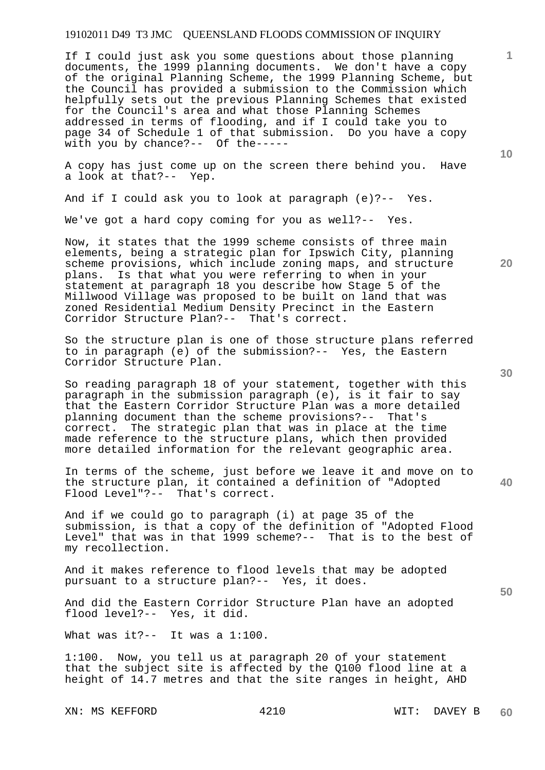If I could just ask you some questions about those planning documents, the 1999 planning documents. We don't have a copy of the original Planning Scheme, the 1999 Planning Scheme, but the Council has provided a submission to the Commission which helpfully sets out the previous Planning Schemes that existed for the Council's area and what those Planning Schemes addressed in terms of flooding, and if I could take you to page 34 of Schedule 1 of that submission. Do you have a copy with you by chance?-- Of the-----

A copy has just come up on the screen there behind you. Have a look at that?-- Yep.

And if I could ask you to look at paragraph (e)?-- Yes.

We've got a hard copy coming for you as well?-- Yes.

Now, it states that the 1999 scheme consists of three main elements, being a strategic plan for Ipswich City, planning scheme provisions, which include zoning maps, and structure plans. Is that what you were referring to when in your statement at paragraph 18 you describe how Stage 5 of the Millwood Village was proposed to be built on land that was zoned Residential Medium Density Precinct in the Eastern Corridor Structure Plan?-- That's correct.

So the structure plan is one of those structure plans referred to in paragraph (e) of the submission?-- Yes, the Eastern Corridor Structure Plan.

So reading paragraph 18 of your statement, together with this paragraph in the submission paragraph (e), is it fair to say that the Eastern Corridor Structure Plan was a more detailed planning document than the scheme provisions?-- That's correct. The strategic plan that was in place at the time made reference to the structure plans, which then provided more detailed information for the relevant geographic area.

In terms of the scheme, just before we leave it and move on to the structure plan, it contained a definition of "Adopted Flood Level"?-- That's correct.

And if we could go to paragraph (i) at page 35 of the submission, is that a copy of the definition of "Adopted Flood Level" that was in that 1999 scheme?-- That is to the best of my recollection.

And it makes reference to flood levels that may be adopted pursuant to a structure plan?-- Yes, it does.

And did the Eastern Corridor Structure Plan have an adopted flood level?-- Yes, it did.

What was it?-- It was a 1:100.

1:100. Now, you tell us at paragraph 20 of your statement that the subject site is affected by the Q100 flood line at a height of 14.7 metres and that the site ranges in height, AHD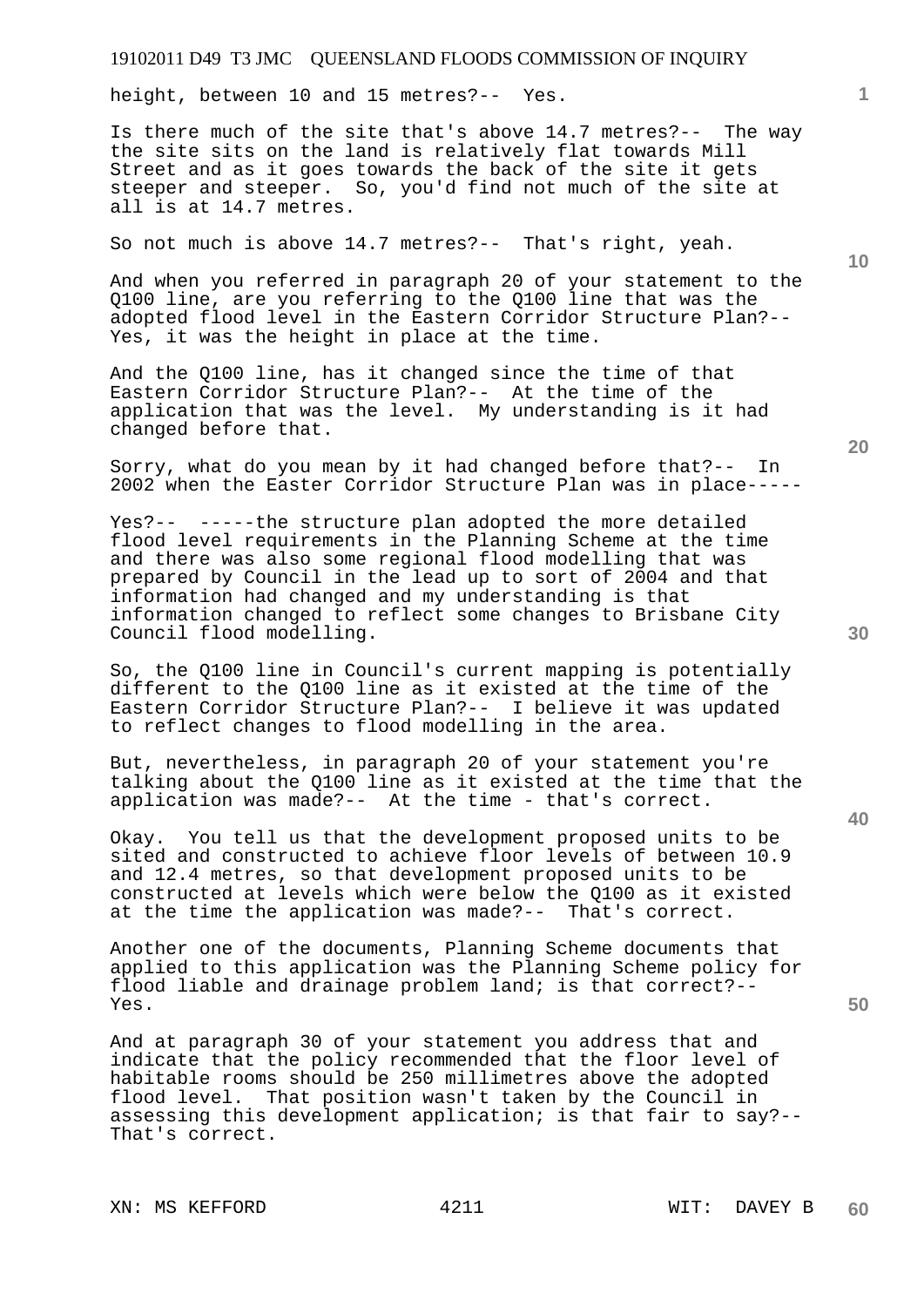height, between 10 and 15 metres?-- Yes.

Is there much of the site that's above 14.7 metres?-- The way the site sits on the land is relatively flat towards Mill Street and as it goes towards the back of the site it gets steeper and steeper. So, you'd find not much of the site at all is at 14.7 metres.

So not much is above 14.7 metres?-- That's right, yeah.

And when you referred in paragraph 20 of your statement to the Q100 line, are you referring to the Q100 line that was the adopted flood level in the Eastern Corridor Structure Plan?-- Yes, it was the height in place at the time.

And the Q100 line, has it changed since the time of that Eastern Corridor Structure Plan?-- At the time of the application that was the level. My understanding is it had changed before that.

Sorry, what do you mean by it had changed before that?-- In 2002 when the Easter Corridor Structure Plan was in place-----

Yes?-- -----the structure plan adopted the more detailed flood level requirements in the Planning Scheme at the time and there was also some regional flood modelling that was prepared by Council in the lead up to sort of 2004 and that information had changed and my understanding is that information changed to reflect some changes to Brisbane City Council flood modelling.

So, the Q100 line in Council's current mapping is potentially different to the Q100 line as it existed at the time of the Eastern Corridor Structure Plan?-- I believe it was updated to reflect changes to flood modelling in the area.

But, nevertheless, in paragraph 20 of your statement you're talking about the Q100 line as it existed at the time that the application was made?-- At the time - that's correct.

Okay. You tell us that the development proposed units to be sited and constructed to achieve floor levels of between 10.9 and 12.4 metres, so that development proposed units to be constructed at levels which were below the Q100 as it existed at the time the application was made?-- That's correct.

Another one of the documents, Planning Scheme documents that applied to this application was the Planning Scheme policy for flood liable and drainage problem land; is that correct?-- Yes.

And at paragraph 30 of your statement you address that and indicate that the policy recommended that the floor level of habitable rooms should be 250 millimetres above the adopted flood level. That position wasn't taken by the Council in assessing this development application; is that fair to say?-- That's correct.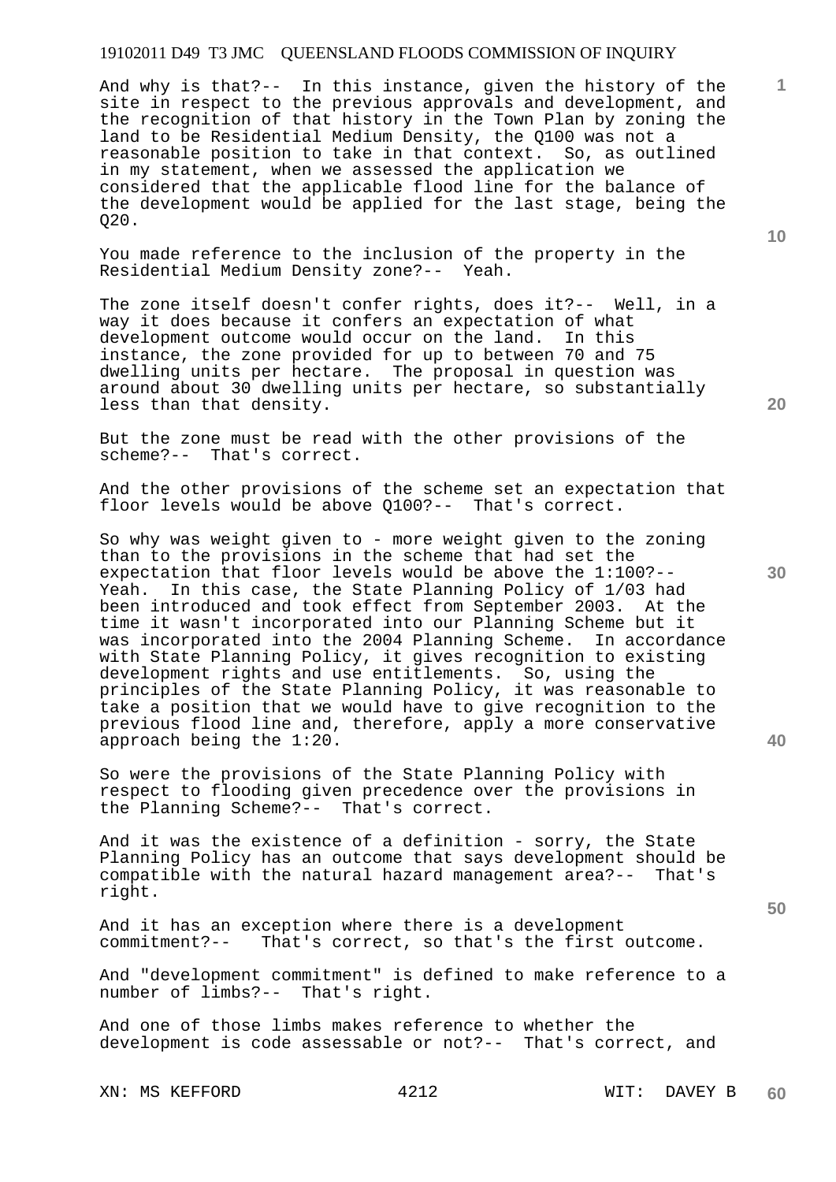And why is that?-- In this instance, given the history of the site in respect to the previous approvals and development, and the recognition of that history in the Town Plan by zoning the land to be Residential Medium Density, the Q100 was not a reasonable position to take in that context. So, as outlined in my statement, when we assessed the application we considered that the applicable flood line for the balance of the development would be applied for the last stage, being the Q20.

You made reference to the inclusion of the property in the Residential Medium Density zone?-- Yeah.

The zone itself doesn't confer rights, does it?-- Well, in a way it does because it confers an expectation of what development outcome would occur on the land. In this instance, the zone provided for up to between 70 and 75 dwelling units per hectare. The proposal in question was around about 30 dwelling units per hectare, so substantially less than that density.

But the zone must be read with the other provisions of the scheme?-- That's correct.

And the other provisions of the scheme set an expectation that floor levels would be above Q100?-- That's correct.

So why was weight given to - more weight given to the zoning than to the provisions in the scheme that had set the expectation that floor levels would be above the 1:100?-- Yeah. In this case, the State Planning Policy of 1/03 had been introduced and took effect from September 2003. At the time it wasn't incorporated into our Planning Scheme but it was incorporated into the 2004 Planning Scheme. In accordance with State Planning Policy, it gives recognition to existing development rights and use entitlements. So, using the principles of the State Planning Policy, it was reasonable to take a position that we would have to give recognition to the previous flood line and, therefore, apply a more conservative approach being the 1:20.

So were the provisions of the State Planning Policy with respect to flooding given precedence over the provisions in the Planning Scheme?-- That's correct.

And it was the existence of a definition - sorry, the State Planning Policy has an outcome that says development should be compatible with the natural hazard management area?-- That's right.

And it has an exception where there is a development commitment?-- That's correct, so that's the first outcome.

And "development commitment" is defined to make reference to a number of limbs?-- That's right.

And one of those limbs makes reference to whether the development is code assessable or not?-- That's correct, and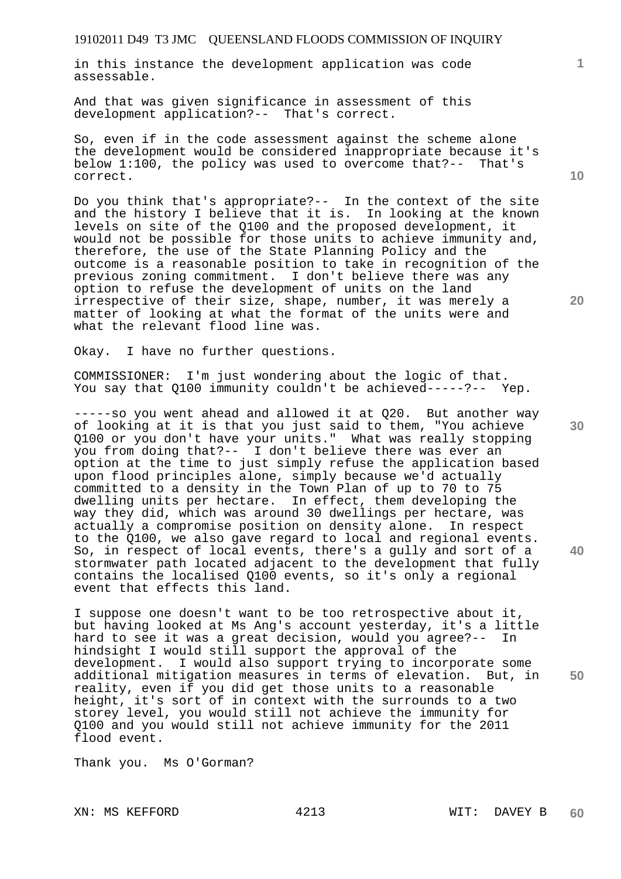in this instance the development application was code assessable.

And that was given significance in assessment of this development application?-- That's correct.

So, even if in the code assessment against the scheme alone the development would be considered inappropriate because it's below 1:100, the policy was used to overcome that?-- That's correct.

Do you think that's appropriate?-- In the context of the site and the history I believe that it is. In looking at the known levels on site of the Q100 and the proposed development, it would not be possible for those units to achieve immunity and, therefore, the use of the State Planning Policy and the outcome is a reasonable position to take in recognition of the previous zoning commitment. I don't believe there was any option to refuse the development of units on the land irrespective of their size, shape, number, it was merely a matter of looking at what the format of the units were and what the relevant flood line was.

Okay. I have no further questions.

COMMISSIONER: I'm just wondering about the logic of that. You say that Q100 immunity couldn't be achieved-----?-- Yep.

-----so you went ahead and allowed it at Q20. But another way of looking at it is that you just said to them, "You achieve Q100 or you don't have your units." What was really stopping you from doing that?-- I don't believe there was ever an option at the time to just simply refuse the application based upon flood principles alone, simply because we'd actually committed to a density in the Town Plan of up to 70 to 75 dwelling units per hectare. In effect, them developing the way they did, which was around 30 dwellings per hectare, was actually a compromise position on density alone. In respect to the Q100, we also gave regard to local and regional events. So, in respect of local events, there's a gully and sort of a stormwater path located adjacent to the development that fully contains the localised Q100 events, so it's only a regional event that effects this land.

I suppose one doesn't want to be too retrospective about it, but having looked at Ms Ang's account yesterday, it's a little hard to see it was a great decision, would you agree?-- In hindsight I would still support the approval of the development. I would also support trying to incorporate some additional mitigation measures in terms of elevation. But, in reality, even if you did get those units to a reasonable height, it's sort of in context with the surrounds to a two storey level, you would still not achieve the immunity for Q100 and you would still not achieve immunity for the 2011 flood event.

Thank you. Ms O'Gorman?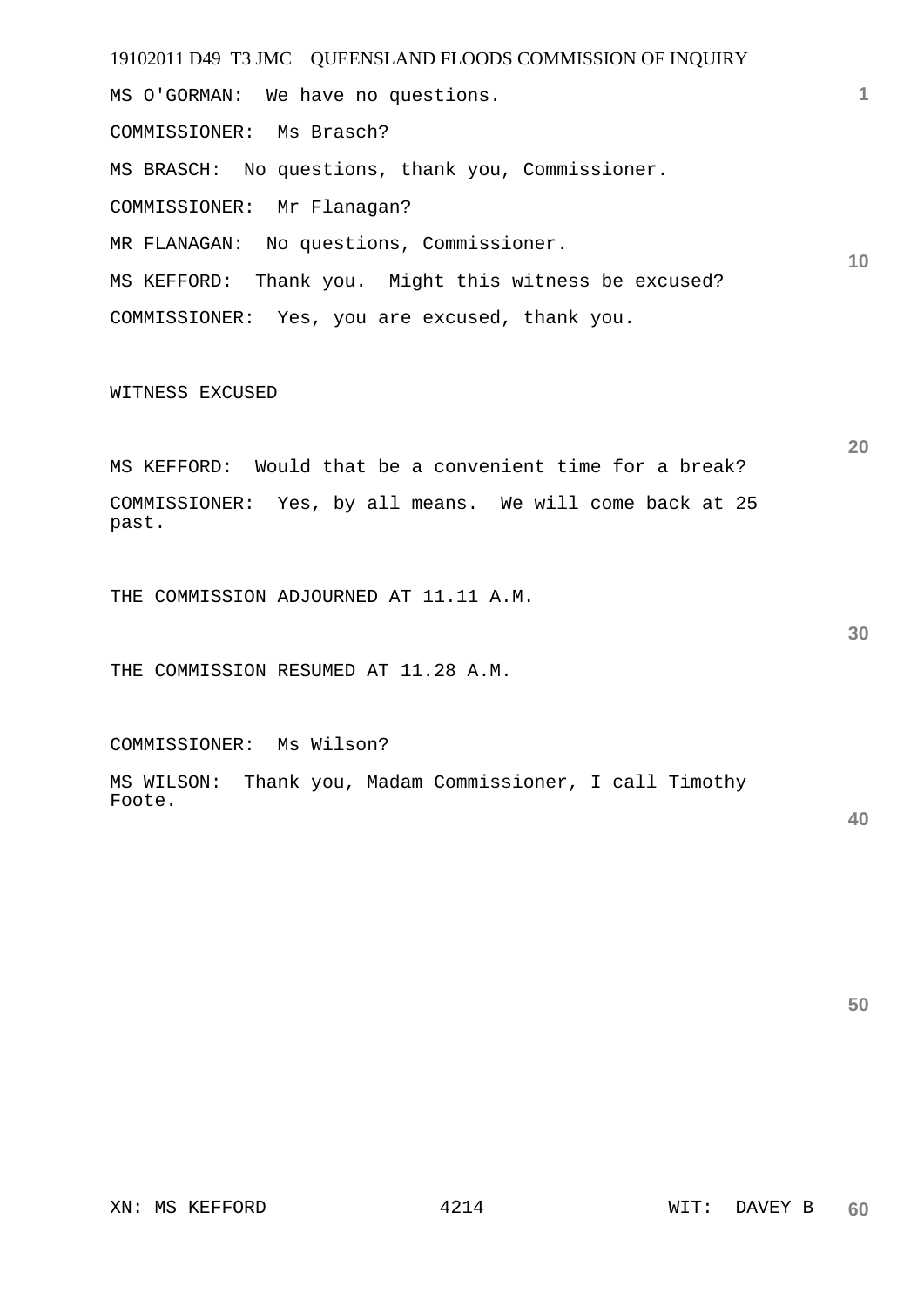MS O'GORMAN: We have no questions.

COMMISSIONER: Ms Brasch?

MS BRASCH: No questions, thank you, Commissioner.

COMMISSIONER: Mr Flanagan?

MR FLANAGAN: No questions, Commissioner.

MS KEFFORD: Thank you. Might this witness be excused?

COMMISSIONER: Yes, you are excused, thank you.

WITNESS EXCUSED

MS KEFFORD: Would that be a convenient time for a break?

COMMISSIONER: Yes, by all means. We will come back at 25 past.

THE COMMISSION ADJOURNED AT 11.11 A.M.

THE COMMISSION RESUMED AT 11.28 A.M.

COMMISSIONER: Ms Wilson?

MS WILSON: Thank you, Madam Commissioner, I call Timothy Foote.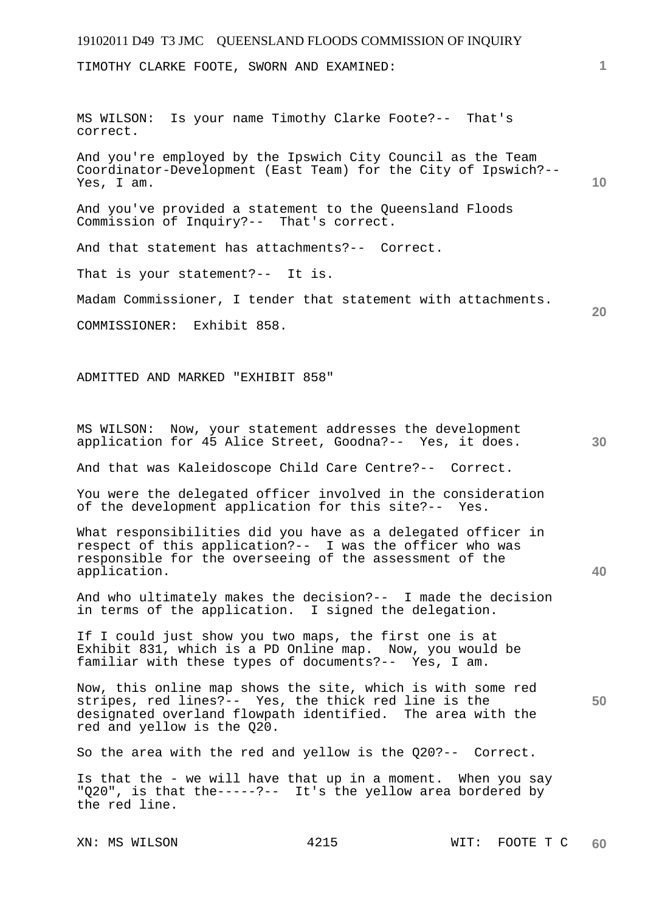TIMOTHY CLARKE FOOTE, SWORN AND EXAMINED:

MS WILSON: Is your name Timothy Clarke Foote?-- That's correct.

And you're employed by the Ipswich City Council as the Team Coordinator-Development (East Team) for the City of Ipswich?-- Yes, I am.

And you've provided a statement to the Queensland Floods Commission of Inquiry?-- That's correct.

And that statement has attachments?-- Correct.

That is your statement?-- It is.

Madam Commissioner, I tender that statement with attachments.

COMMISSIONER: Exhibit 858.

ADMITTED AND MARKED "EXHIBIT 858"

MS WILSON: Now, your statement addresses the development application for 45 Alice Street, Goodna?-- Yes, it does.

And that was Kaleidoscope Child Care Centre?-- Correct.

You were the delegated officer involved in the consideration of the development application for this site?-- Yes.

What responsibilities did you have as a delegated officer in respect of this application?-- I was the officer who was responsible for the overseeing of the assessment of the application.

And who ultimately makes the decision?-- I made the decision in terms of the application. I signed the delegation.

If I could just show you two maps, the first one is at Exhibit 831, which is a PD Online map. Now, you would be familiar with these types of documents?-- Yes, I am.

Now, this online map shows the site, which is with some red stripes, red lines?-- Yes, the thick red line is the designated overland flowpath identified. The area with the red and yellow is the Q20.

So the area with the red and yellow is the Q20?-- Correct.

Is that the - we will have that up in a moment. When you say "Q20", is that the-----?-- It's the yellow area bordered by the red line.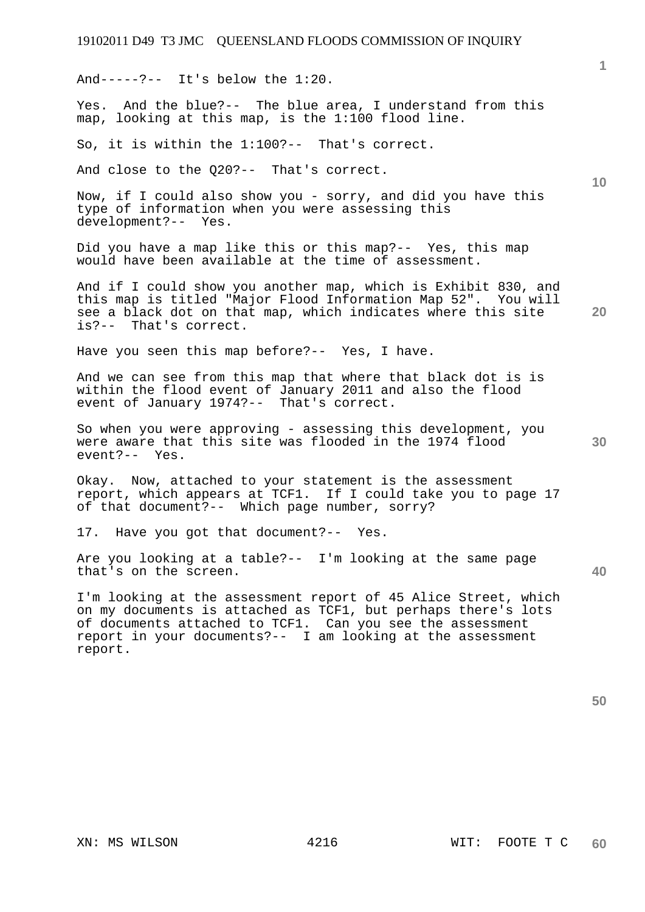And-----?-- It's below the 1:20.

Yes. And the blue?-- The blue area, I understand from this map, looking at this map, is the 1:100 flood line.

So, it is within the 1:100?-- That's correct.

And close to the Q20?-- That's correct.

Now, if I could also show you - sorry, and did you have this type of information when you were assessing this development?-- Yes.

Did you have a map like this or this map?-- Yes, this map would have been available at the time of assessment.

And if I could show you another map, which is Exhibit 830, and this map is titled "Major Flood Information Map 52". You will see a black dot on that map, which indicates where this site is?-- That's correct.

Have you seen this map before?-- Yes, I have.

And we can see from this map that where that black dot is is within the flood event of January 2011 and also the flood event of January 1974?-- That's correct.

So when you were approving - assessing this development, you were aware that this site was flooded in the 1974 flood event?-- Yes.

Okay. Now, attached to your statement is the assessment report, which appears at TCF1. If I could take you to page 17 of that document?-- Which page number, sorry?

17. Have you got that document?-- Yes.

Are you looking at a table?-- I'm looking at the same page that's on the screen.

I'm looking at the assessment report of 45 Alice Street, which on my documents is attached as TCF1, but perhaps there's lots of documents attached to TCF1. Can you see the assessment report in your documents?-- I am looking at the assessment report.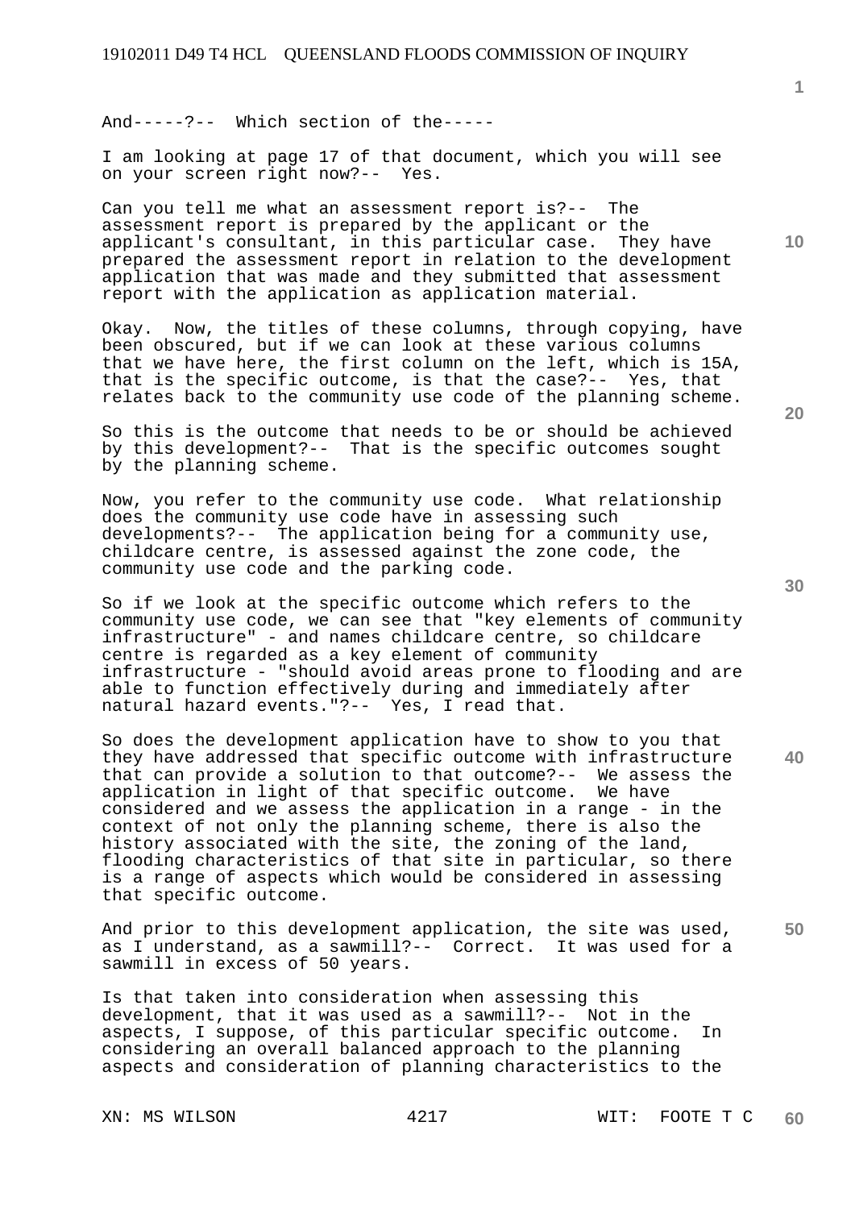And-----?-- Which section of the-----

I am looking at page 17 of that document, which you will see on your screen right now?-- Yes.

Can you tell me what an assessment report is?-- The assessment report is prepared by the applicant or the applicant's consultant, in this particular case. They have prepared the assessment report in relation to the development application that was made and they submitted that assessment report with the application as application material.

Okay. Now, the titles of these columns, through copying, have been obscured, but if we can look at these various columns that we have here, the first column on the left, which is 15A, that is the specific outcome, is that the case?-- Yes, that relates back to the community use code of the planning scheme.

So this is the outcome that needs to be or should be achieved by this development?-- That is the specific outcomes sought by the planning scheme.

Now, you refer to the community use code. What relationship does the community use code have in assessing such developments?-- The application being for a community use, childcare centre, is assessed against the zone code, the community use code and the parking code.

So if we look at the specific outcome which refers to the community use code, we can see that "key elements of community infrastructure" - and names childcare centre, so childcare centre is regarded as a key element of community infrastructure - "should avoid areas prone to flooding and are able to function effectively during and immediately after natural hazard events."?-- Yes, I read that.

So does the development application have to show to you that they have addressed that specific outcome with infrastructure that can provide a solution to that outcome?-- We assess the application in light of that specific outcome. We have considered and we assess the application in a range - in the context of not only the planning scheme, there is also the history associated with the site, the zoning of the land, flooding characteristics of that site in particular, so there is a range of aspects which would be considered in assessing that specific outcome.

And prior to this development application, the site was used, as I understand, as a sawmill?-- Correct. It was used for a sawmill in excess of 50 years.

Is that taken into consideration when assessing this development, that it was used as a sawmill?-- Not in the aspects, I suppose, of this particular specific outcome. In considering an overall balanced approach to the planning aspects and consideration of planning characteristics to the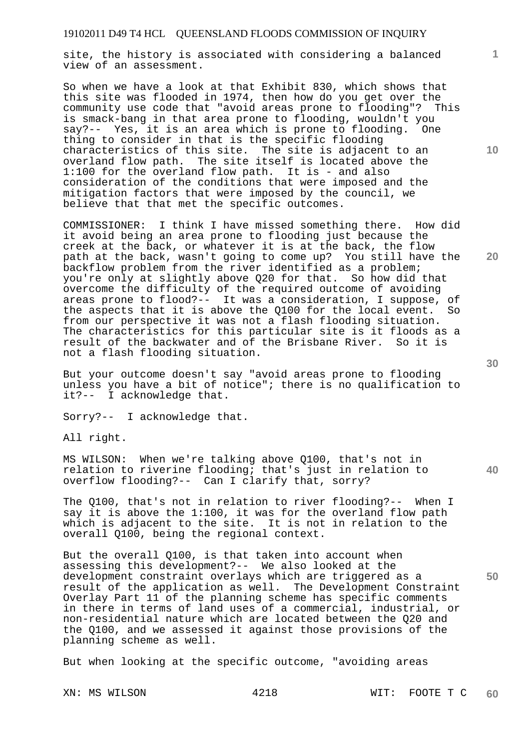site, the history is associated with considering a balanced view of an assessment.

So when we have a look at that Exhibit 830, which shows that this site was flooded in 1974, then how do you get over the community use code that "avoid areas prone to flooding"? This is smack-bang in that area prone to flooding, wouldn't you say?-- Yes, it is an area which is prone to flooding. One thing to consider in that is the specific flooding characteristics of this site. The site is adjacent to an overland flow path. The site itself is located above the 1:100 for the overland flow path. It is - and also consideration of the conditions that were imposed and the mitigation factors that were imposed by the council, we believe that that met the specific outcomes.

COMMISSIONER: I think I have missed something there. How did it avoid being an area prone to flooding just because the creek at the back, or whatever it is at the back, the flow path at the back, wasn't going to come up? You still have the backflow problem from the river identified as a problem; you're only at slightly above Q20 for that. So how did that overcome the difficulty of the required outcome of avoiding areas prone to flood?-- It was a consideration, I suppose, of the aspects that it is above the Q100 for the local event. So from our perspective it was not a flash flooding situation. The characteristics for this particular site is it floods as a result of the backwater and of the Brisbane River. So it is not a flash flooding situation.

But your outcome doesn't say "avoid areas prone to flooding unless you have a bit of notice"; there is no qualification to it?-- I acknowledge that.

Sorry?-- I acknowledge that.

All right.

MS WILSON: When we're talking above Q100, that's not in relation to riverine flooding; that's just in relation to overflow flooding?-- Can I clarify that, sorry?

The Q100, that's not in relation to river flooding?-- When I say it is above the 1:100, it was for the overland flow path which is adjacent to the site. It is not in relation to the overall Q100, being the regional context.

But the overall Q100, is that taken into account when assessing this development?-- We also looked at the development constraint overlays which are triggered as a result of the application as well. The Development Constraint Overlay Part 11 of the planning scheme has specific comments in there in terms of land uses of a commercial, industrial, or non-residential nature which are located between the Q20 and the Q100, and we assessed it against those provisions of the planning scheme as well.

But when looking at the specific outcome, "avoiding areas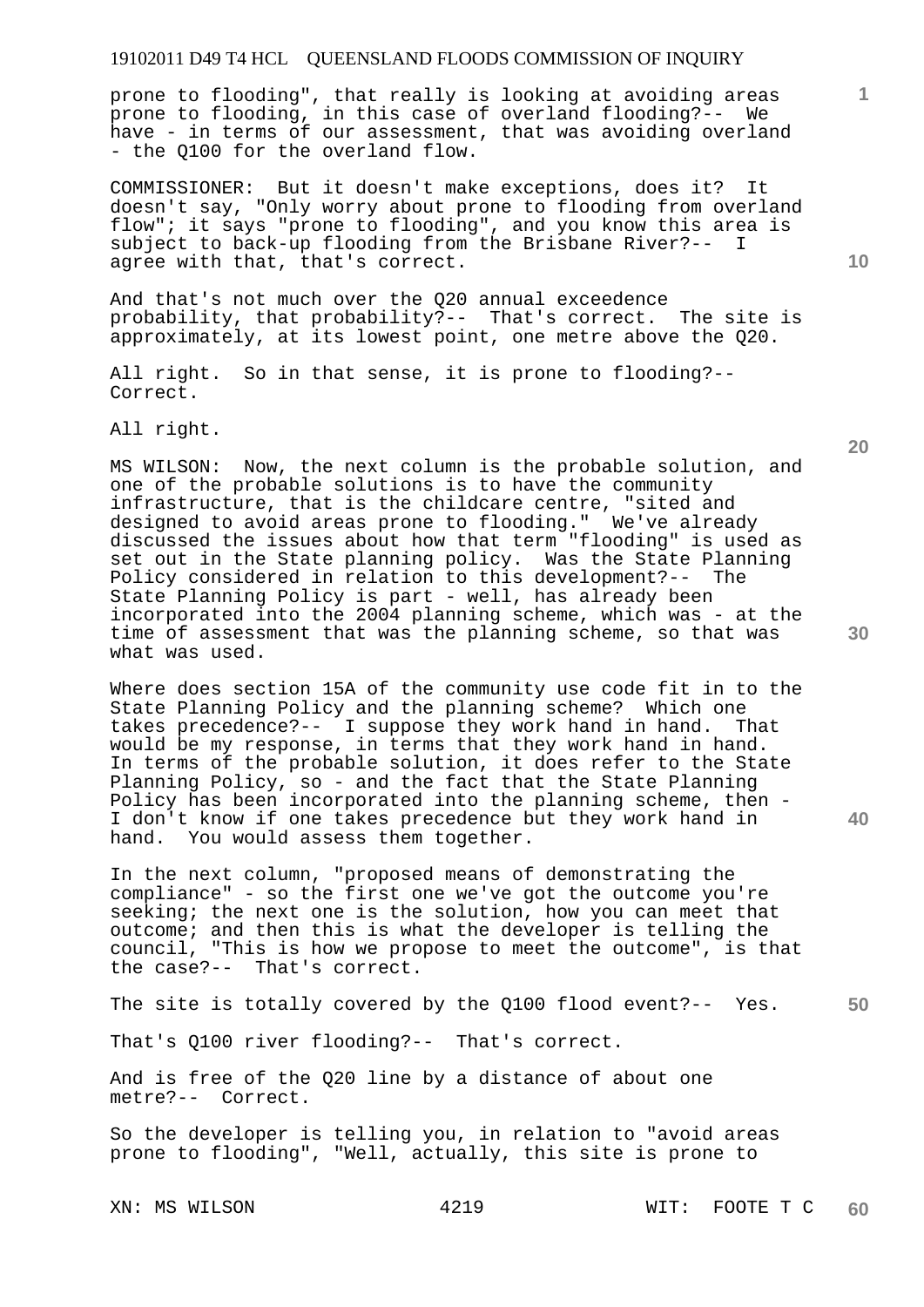prone to flooding", that really is looking at avoiding areas prone to flooding, in this case of overland flooding?-- We have - in terms of our assessment, that was avoiding overland - the Q100 for the overland flow.

COMMISSIONER: But it doesn't make exceptions, does it? It doesn't say, "Only worry about prone to flooding from overland flow"; it says "prone to flooding", and you know this area is subject to back-up flooding from the Brisbane River?-- I agree with that, that's correct.

And that's not much over the Q20 annual exceedence probability, that probability?-- That's correct. The site is approximately, at its lowest point, one metre above the Q20.

All right. So in that sense, it is prone to flooding?-- Correct.

All right.

MS WILSON: Now, the next column is the probable solution, and one of the probable solutions is to have the community infrastructure, that is the childcare centre, "sited and designed to avoid areas prone to flooding." We've already discussed the issues about how that term "flooding" is used as set out in the State planning policy. Was the State Planning Policy considered in relation to this development?-- The State Planning Policy is part - well, has already been incorporated into the 2004 planning scheme, which was - at the time of assessment that was the planning scheme, so that was what was used.

Where does section 15A of the community use code fit in to the State Planning Policy and the planning scheme? Which one takes precedence?-- I suppose they work hand in hand. That would be my response, in terms that they work hand in hand. In terms of the probable solution, it does refer to the State Planning Policy, so - and the fact that the State Planning Policy has been incorporated into the planning scheme, then - I don't know if one takes precedence but they work hand in hand. You would assess them together.

In the next column, "proposed means of demonstrating the compliance" - so the first one we've got the outcome you're seeking; the next one is the solution, how you can meet that outcome; and then this is what the developer is telling the council, "This is how we propose to meet the outcome", is that the case?-- That's correct.

The site is totally covered by the Q100 flood event?-- Yes.

That's Q100 river flooding?-- That's correct.

And is free of the Q20 line by a distance of about one metre?-- Correct.

So the developer is telling you, in relation to "avoid areas prone to flooding", "Well, actually, this site is prone to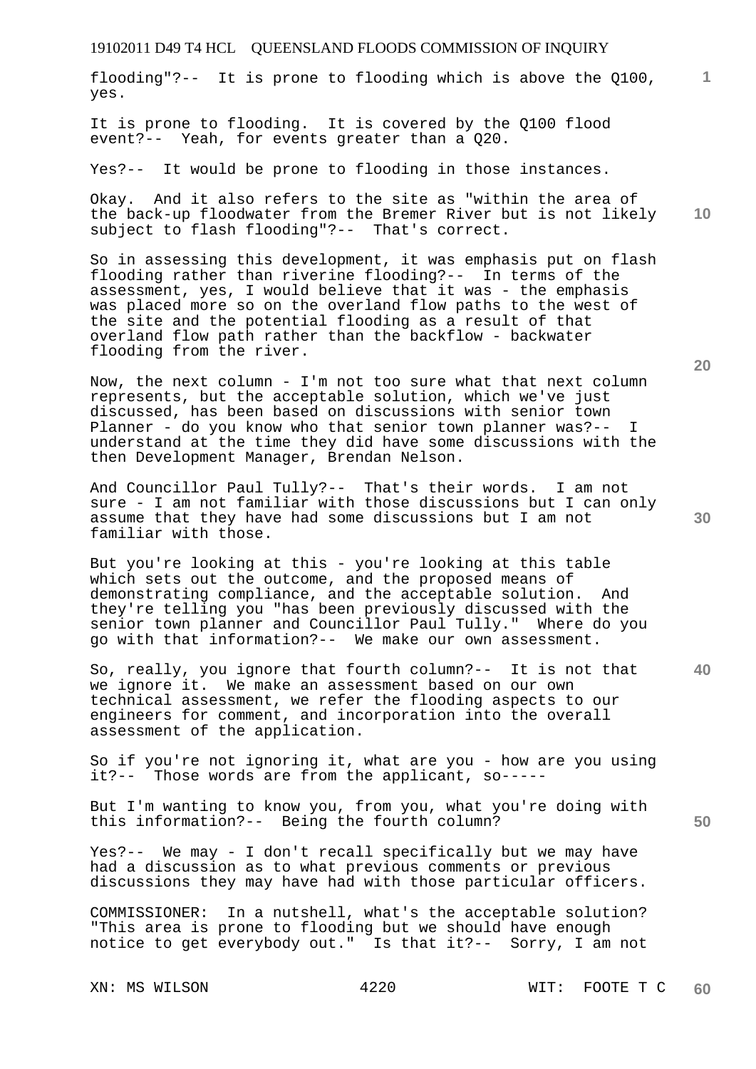flooding"?-- It is prone to flooding which is above the Q100, yes.

It is prone to flooding. It is covered by the Q100 flood event?-- Yeah, for events greater than a Q20.

Yes?-- It would be prone to flooding in those instances.

Okay. And it also refers to the site as "within the area of the back-up floodwater from the Bremer River but is not likely subject to flash flooding"?-- That's correct.

So in assessing this development, it was emphasis put on flash flooding rather than riverine flooding?-- In terms of the assessment, yes, I would believe that it was - the emphasis was placed more so on the overland flow paths to the west of the site and the potential flooding as a result of that overland flow path rather than the backflow - backwater flooding from the river.

Now, the next column - I'm not too sure what that next column represents, but the acceptable solution, which we've just discussed, has been based on discussions with senior town Planner - do you know who that senior town planner was?-- I understand at the time they did have some discussions with the then Development Manager, Brendan Nelson.

And Councillor Paul Tully?-- That's their words. I am not sure - I am not familiar with those discussions but I can only assume that they have had some discussions but I am not familiar with those.

But you're looking at this - you're looking at this table which sets out the outcome, and the proposed means of demonstrating compliance, and the acceptable solution. And they're telling you "has been previously discussed with the senior town planner and Councillor Paul Tully." Where do you go with that information?-- We make our own assessment.

So, really, you ignore that fourth column?-- It is not that we ignore it. We make an assessment based on our own technical assessment, we refer the flooding aspects to our engineers for comment, and incorporation into the overall assessment of the application.

So if you're not ignoring it, what are you - how are you using it?-- Those words are from the applicant, so-----

But I'm wanting to know you, from you, what you're doing with this information?-- Being the fourth column?

Yes?-- We may - I don't recall specifically but we may have had a discussion as to what previous comments or previous discussions they may have had with those particular officers.

COMMISSIONER: In a nutshell, what's the acceptable solution? "This area is prone to flooding but we should have enough notice to get everybody out." Is that it?-- Sorry, I am not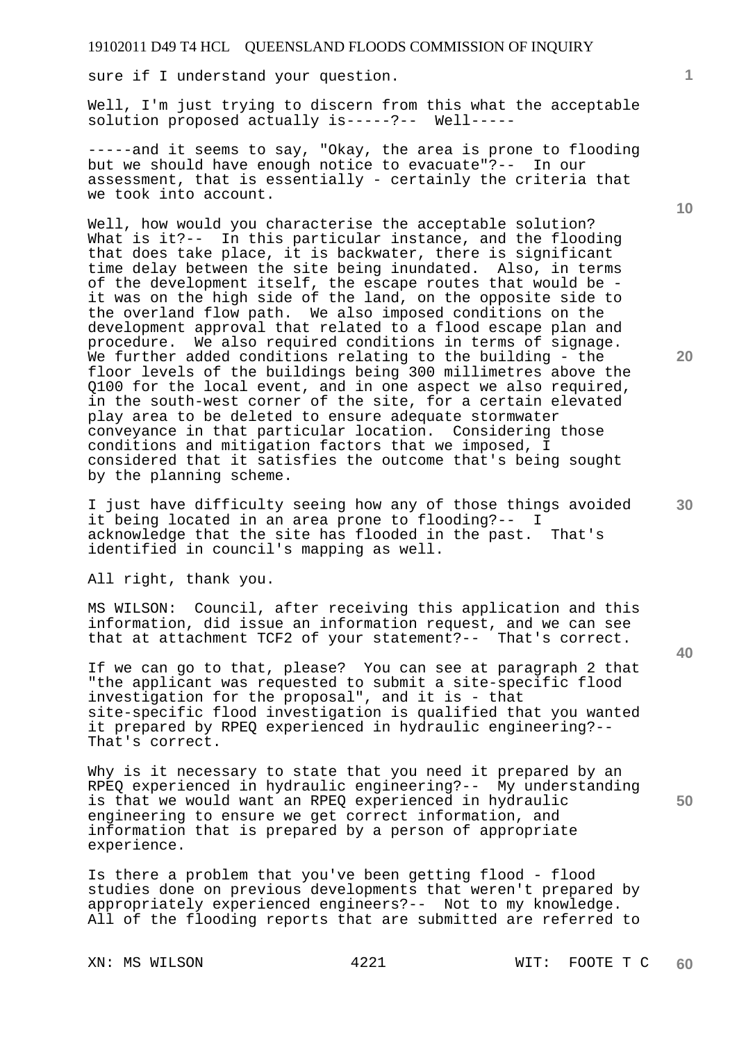sure if I understand your question.

Well, I'm just trying to discern from this what the acceptable solution proposed actually is-----?-- Well-----

-----and it seems to say, "Okay, the area is prone to flooding but we should have enough notice to evacuate"?-- In our assessment, that is essentially - certainly the criteria that we took into account.

Well, how would you characterise the acceptable solution? What is it?-- In this particular instance, and the flooding that does take place, it is backwater, there is significant time delay between the site being inundated. Also, in terms of the development itself, the escape routes that would be - it was on the high side of the land, on the opposite side to the overland flow path. We also imposed conditions on the development approval that related to a flood escape plan and procedure. We also required conditions in terms of signage. We further added conditions relating to the building - the floor levels of the buildings being 300 millimetres above the Q100 for the local event, and in one aspect we also required, in the south-west corner of the site, for a certain elevated play area to be deleted to ensure adequate stormwater conveyance in that particular location. Considering those conditions and mitigation factors that we imposed, I considered that it satisfies the outcome that's being sought by the planning scheme.

I just have difficulty seeing how any of those things avoided it being located in an area prone to flooding?-- I acknowledge that the site has flooded in the past. That's identified in council's mapping as well.

All right, thank you.

MS WILSON: Council, after receiving this application and this information, did issue an information request, and we can see that at attachment TCF2 of your statement?-- That's correct.

If we can go to that, please? You can see at paragraph 2 that "the applicant was requested to submit a site-specific flood investigation for the proposal", and it is - that site-specific flood investigation is qualified that you wanted it prepared by RPEQ experienced in hydraulic engineering?-- That's correct.

Why is it necessary to state that you need it prepared by an RPEQ experienced in hydraulic engineering?-- My understanding is that we would want an RPEQ experienced in hydraulic engineering to ensure we get correct information, and information that is prepared by a person of appropriate experience.

Is there a problem that you've been getting flood - flood studies done on previous developments that weren't prepared by appropriately experienced engineers?-- Not to my knowledge. All of the flooding reports that are submitted are referred to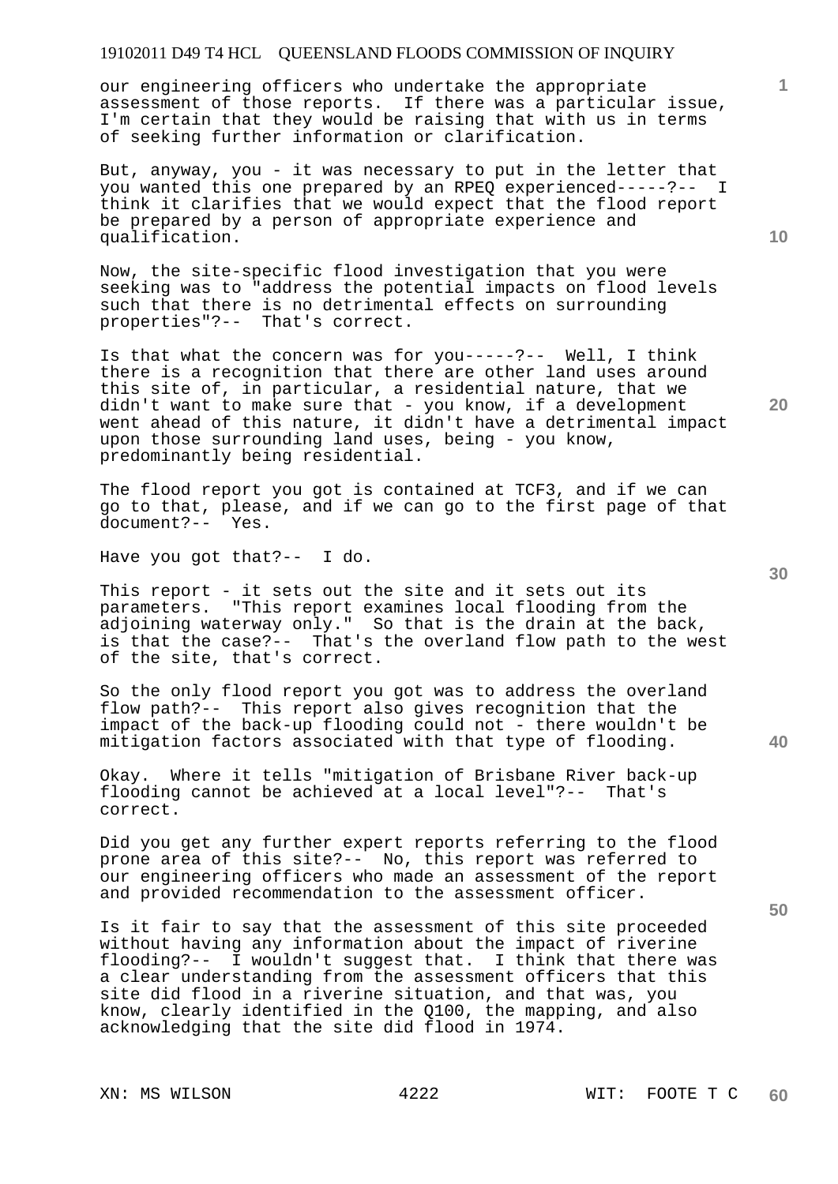our engineering officers who undertake the appropriate assessment of those reports. If there was a particular issue, I'm certain that they would be raising that with us in terms of seeking further information or clarification.

But, anyway, you - it was necessary to put in the letter that you wanted this one prepared by an RPEQ experienced-----?-- I think it clarifies that we would expect that the flood report be prepared by a person of appropriate experience and qualification.

Now, the site-specific flood investigation that you were seeking was to "address the potential impacts on flood levels such that there is no detrimental effects on surrounding properties"?-- That's correct.

Is that what the concern was for you-----?-- Well, I think there is a recognition that there are other land uses around this site of, in particular, a residential nature, that we didn't want to make sure that - you know, if a development went ahead of this nature, it didn't have a detrimental impact upon those surrounding land uses, being - you know, predominantly being residential.

The flood report you got is contained at TCF3, and if we can go to that, please, and if we can go to the first page of that document?-- Yes.

Have you got that?-- I do.

This report - it sets out the site and it sets out its parameters. "This report examines local flooding from the adjoining waterway only." So that is the drain at the back, is that the case?-- That's the overland flow path to the west of the site, that's correct.

So the only flood report you got was to address the overland flow path?-- This report also gives recognition that the impact of the back-up flooding could not - there wouldn't be mitigation factors associated with that type of flooding.

Okay. Where it tells "mitigation of Brisbane River back-up flooding cannot be achieved at a local level"?-- That's correct.

Did you get any further expert reports referring to the flood prone area of this site?-- No, this report was referred to our engineering officers who made an assessment of the report and provided recommendation to the assessment officer.

Is it fair to say that the assessment of this site proceeded without having any information about the impact of riverine flooding?-- I wouldn't suggest that. I think that there was a clear understanding from the assessment officers that this site did flood in a riverine situation, and that was, you know, clearly identified in the Q100, the mapping, and also acknowledging that the site did flood in 1974.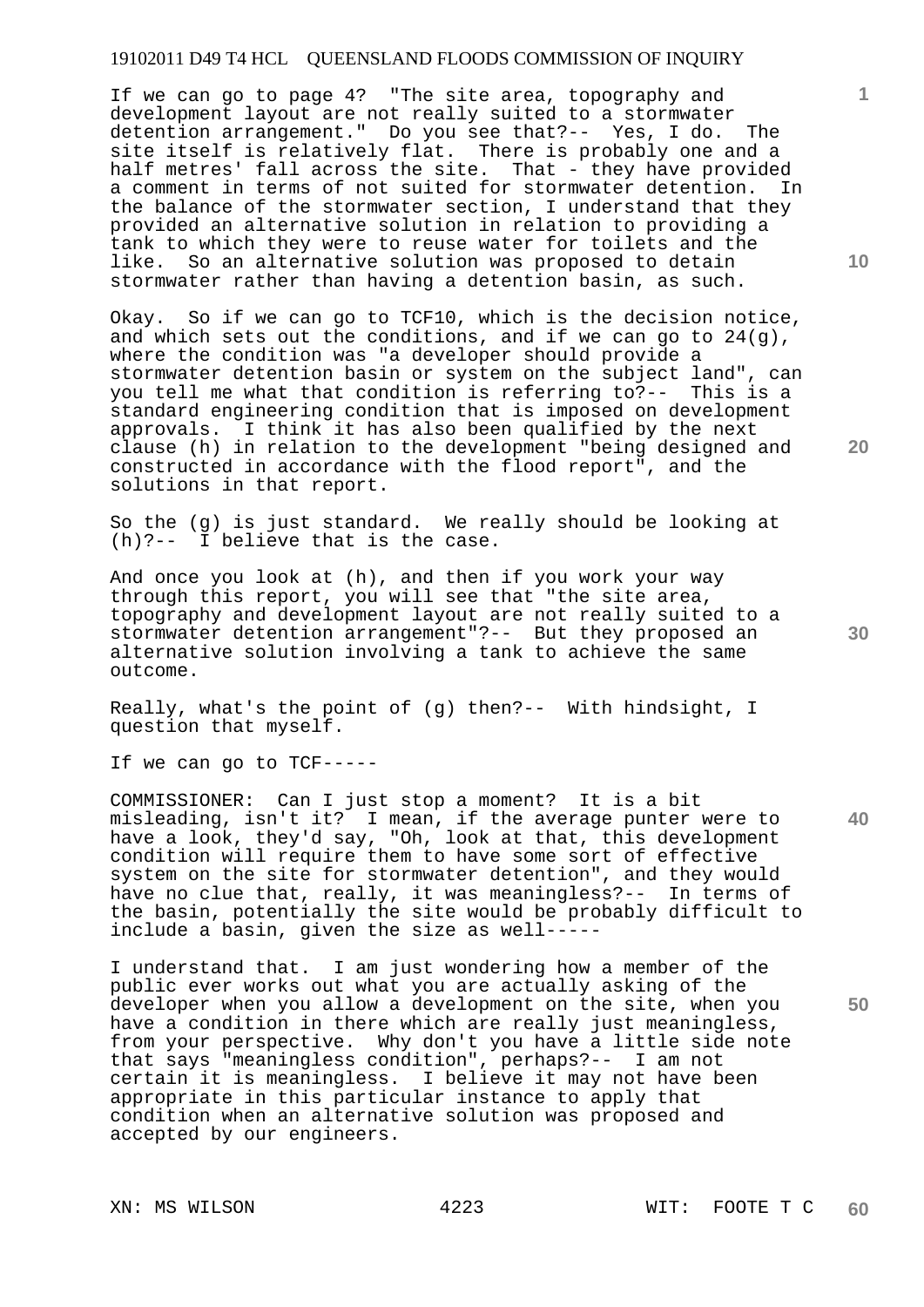If we can go to page 4? "The site area, topography and development layout are not really suited to a stormwater detention arrangement." Do you see that?-- Yes, I do. The site itself is relatively flat. There is probably one and a half metres' fall across the site. That - they have provided a comment in terms of not suited for stormwater detention. In the balance of the stormwater section, I understand that they provided an alternative solution in relation to providing a tank to which they were to reuse water for toilets and the like. So an alternative solution was proposed to detain stormwater rather than having a detention basin, as such.

Okay. So if we can go to TCF10, which is the decision notice, and which sets out the conditions, and if we can go to 24(g), where the condition was "a developer should provide a stormwater detention basin or system on the subject land", can you tell me what that condition is referring to?-- This is a standard engineering condition that is imposed on development approvals. I think it has also been qualified by the next clause (h) in relation to the development "being designed and constructed in accordance with the flood report", and the solutions in that report.

So the (g) is just standard. We really should be looking at (h)?-- I believe that is the case.

And once you look at (h), and then if you work your way through this report, you will see that "the site area, topography and development layout are not really suited to a stormwater detention arrangement"?-- But they proposed an alternative solution involving a tank to achieve the same outcome.

Really, what's the point of (g) then?-- With hindsight, I question that myself.

If we can go to TCF-----

COMMISSIONER: Can I just stop a moment? It is a bit misleading, isn't it? I mean, if the average punter were to have a look, they'd say, "Oh, look at that, this development condition will require them to have some sort of effective system on the site for stormwater detention", and they would have no clue that, really, it was meaningless?-- In terms of the basin, potentially the site would be probably difficult to include a basin, given the size as well-----

I understand that. I am just wondering how a member of the public ever works out what you are actually asking of the developer when you allow a development on the site, when you have a condition in there which are really just meaningless, from your perspective. Why don't you have a little side note that says "meaningless condition", perhaps?-- I am not certain it is meaningless. I believe it may not have been appropriate in this particular instance to apply that condition when an alternative solution was proposed and accepted by our engineers.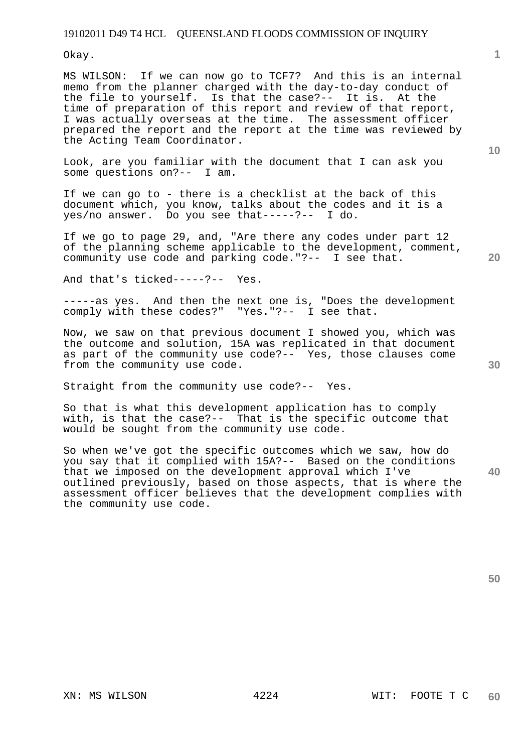Okay.

MS WILSON: If we can now go to TCF7? And this is an internal memo from the planner charged with the day-to-day conduct of the file to yourself. Is that the case?-- It is. At the time of preparation of this report and review of that report, I was actually overseas at the time. The assessment officer prepared the report and the report at the time was reviewed by the Acting Team Coordinator.

Look, are you familiar with the document that I can ask you some questions on?-- I am.

If we can go to - there is a checklist at the back of this document which, you know, talks about the codes and it is a yes/no answer. Do you see that-----?-- I do.

If we go to page 29, and, "Are there any codes under part 12 of the planning scheme applicable to the development, comment, community use code and parking code."?-- I see that.

And that's ticked-----?-- Yes.

-----as yes. And then the next one is, "Does the development comply with these codes?" "Yes."?-- I see that.

Now, we saw on that previous document I showed you, which was the outcome and solution, 15A was replicated in that document as part of the community use code?-- Yes, those clauses come from the community use code.

Straight from the community use code?-- Yes.

So that is what this development application has to comply with, is that the case?-- That is the specific outcome that would be sought from the community use code.

So when we've got the specific outcomes which we saw, how do you say that it complied with 15A?-- Based on the conditions that we imposed on the development approval which I've outlined previously, based on those aspects, that is where the assessment officer believes that the development complies with the community use code.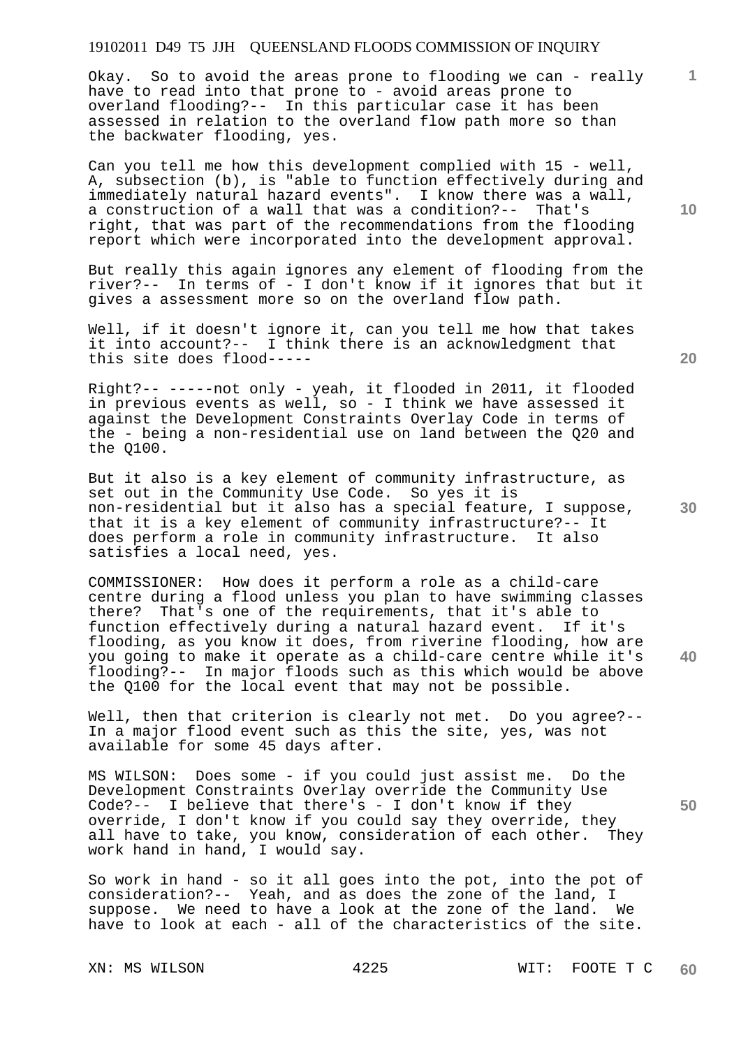Okay. So to avoid the areas prone to flooding we can - really have to read into that prone to - avoid areas prone to overland flooding?-- In this particular case it has been assessed in relation to the overland flow path more so than the backwater flooding, yes.

Can you tell me how this development complied with 15 - well, A, subsection (b), is "able to function effectively during and immediately natural hazard events". I know there was a wall, a construction of a wall that was a condition?-- That's right, that was part of the recommendations from the flooding report which were incorporated into the development approval.

But really this again ignores any element of flooding from the river?-- In terms of - I don't know if it ignores that but it gives a assessment more so on the overland flow path.

Well, if it doesn't ignore it, can you tell me how that takes it into account?-- I think there is an acknowledgment that this site does flood-----

Right?-- -----not only - yeah, it flooded in 2011, it flooded in previous events as well, so - I think we have assessed it against the Development Constraints Overlay Code in terms of the - being a non-residential use on land between the Q20 and the Q100.

But it also is a key element of community infrastructure, as set out in the Community Use Code. So yes it is non-residential but it also has a special feature, I suppose, that it is a key element of community infrastructure?-- It does perform a role in community infrastructure. It also satisfies a local need, yes.

COMMISSIONER: How does it perform a role as a child-care centre during a flood unless you plan to have swimming classes there? That's one of the requirements, that it's able to function effectively during a natural hazard event. If it's flooding, as you know it does, from riverine flooding, how are you going to make it operate as a child-care centre while it's flooding?-- In major floods such as this which would be above the Q100 for the local event that may not be possible.

Well, then that criterion is clearly not met. Do you agree?-- In a major flood event such as this the site, yes, was not available for some 45 days after.

MS WILSON: Does some - if you could just assist me. Do the Development Constraints Overlay override the Community Use Code?-- I believe that there's - I don't know if they override, I don't know if you could say they override, they all have to take, you know, consideration of each other. They work hand in hand, I would say.

So work in hand - so it all goes into the pot, into the pot of consideration?-- Yeah, and as does the zone of the land, I suppose. We need to have a look at the zone of the land. We have to look at each - all of the characteristics of the site.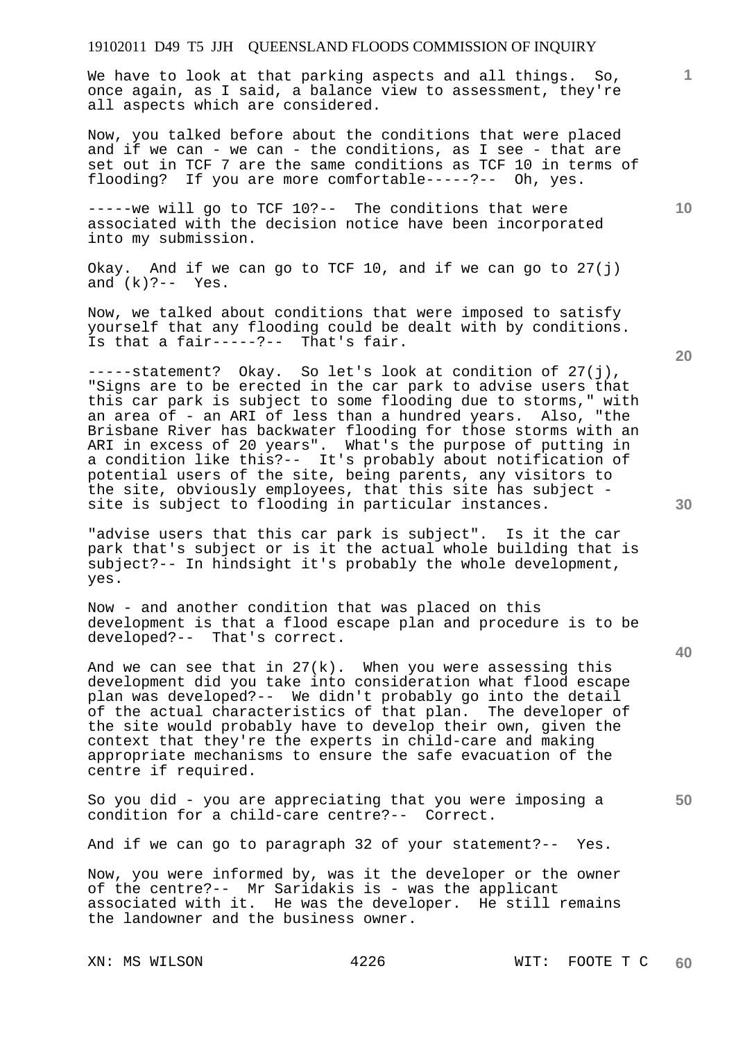We have to look at that parking aspects and all things. So, once again, as I said, a balance view to assessment, they're all aspects which are considered.

Now, you talked before about the conditions that were placed and if we can - we can - the conditions, as I see - that are set out in TCF 7 are the same conditions as TCF 10 in terms of flooding? If you are more comfortable-----?-- Oh, yes.

-----we will go to TCF 10?-- The conditions that were associated with the decision notice have been incorporated into my submission.

Okay. And if we can go to TCF 10, and if we can go to 27(j) and (k)?-- Yes.

Now, we talked about conditions that were imposed to satisfy yourself that any flooding could be dealt with by conditions. Is that a fair-----?-- That's fair.

-----statement? Okay. So let's look at condition of 27(j), "Signs are to be erected in the car park to advise users that this car park is subject to some flooding due to storms," with an area of - an ARI of less than a hundred years. Also, "the Brisbane River has backwater flooding for those storms with an ARI in excess of 20 years". What's the purpose of putting in a condition like this?-- It's probably about notification of potential users of the site, being parents, any visitors to the site, obviously employees, that this site has subject - site is subject to flooding in particular instances.

"advise users that this car park is subject". Is it the car park that's subject or is it the actual whole building that is subject?-- In hindsight it's probably the whole development, yes.

Now - and another condition that was placed on this development is that a flood escape plan and procedure is to be developed?-- That's correct.

And we can see that in 27(k). When you were assessing this development did you take into consideration what flood escape plan was developed?-- We didn't probably go into the detail of the actual characteristics of that plan. The developer of the site would probably have to develop their own, given the context that they're the experts in child-care and making appropriate mechanisms to ensure the safe evacuation of the centre if required.

So you did - you are appreciating that you were imposing a condition for a child-care centre?-- Correct.

And if we can go to paragraph 32 of your statement?-- Yes.

Now, you were informed by, was it the developer or the owner of the centre?-- Mr Saridakis is - was the applicant associated with it. He was the developer. He still remains the landowner and the business owner.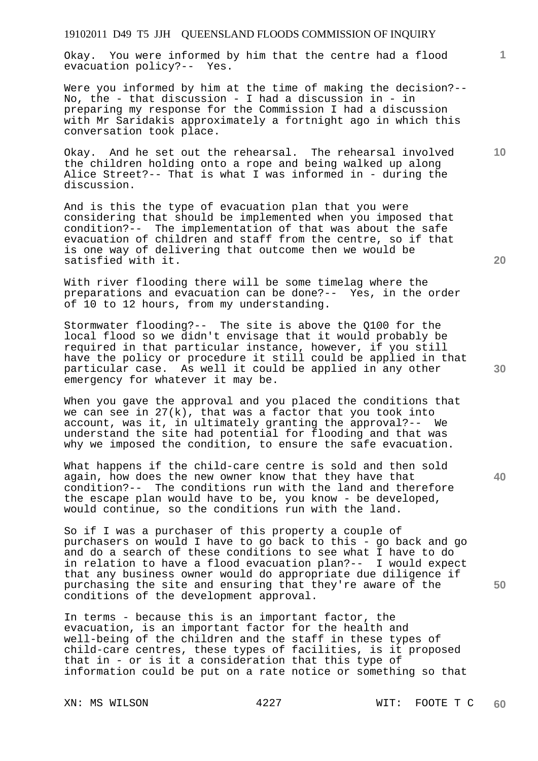Okay. You were informed by him that the centre had a flood evacuation policy?-- Yes.

Were you informed by him at the time of making the decision?-- No, the - that discussion - I had a discussion in - in preparing my response for the Commission I had a discussion with Mr Saridakis approximately a fortnight ago in which this conversation took place.

Okay. And he set out the rehearsal. The rehearsal involved the children holding onto a rope and being walked up along Alice Street?-- That is what I was informed in - during the discussion.

And is this the type of evacuation plan that you were considering that should be implemented when you imposed that condition?-- The implementation of that was about the safe evacuation of children and staff from the centre, so if that is one way of delivering that outcome then we would be satisfied with it.

With river flooding there will be some timelag where the preparations and evacuation can be done?-- Yes, in the order of 10 to 12 hours, from my understanding.

Stormwater flooding?-- The site is above the Q100 for the local flood so we didn't envisage that it would probably be required in that particular instance, however, if you still have the policy or procedure it still could be applied in that particular case. As well it could be applied in any other emergency for whatever it may be.

When you gave the approval and you placed the conditions that we can see in 27(k), that was a factor that you took into account, was it, in ultimately granting the approval?-- We understand the site had potential for flooding and that was why we imposed the condition, to ensure the safe evacuation.

What happens if the child-care centre is sold and then sold again, how does the new owner know that they have that condition?-- The conditions run with the land and therefore the escape plan would have to be, you know - be developed, would continue, so the conditions run with the land.

So if I was a purchaser of this property a couple of purchasers on would I have to go back to this - go back and go and do a search of these conditions to see what I have to do in relation to have a flood evacuation plan?-- I would expect that any business owner would do appropriate due diligence if purchasing the site and ensuring that they're aware of the conditions of the development approval.

In terms - because this is an important factor, the evacuation, is an important factor for the health and well-being of the children and the staff in these types of child-care centres, these types of facilities, is it proposed that in - or is it a consideration that this type of information could be put on a rate notice or something so that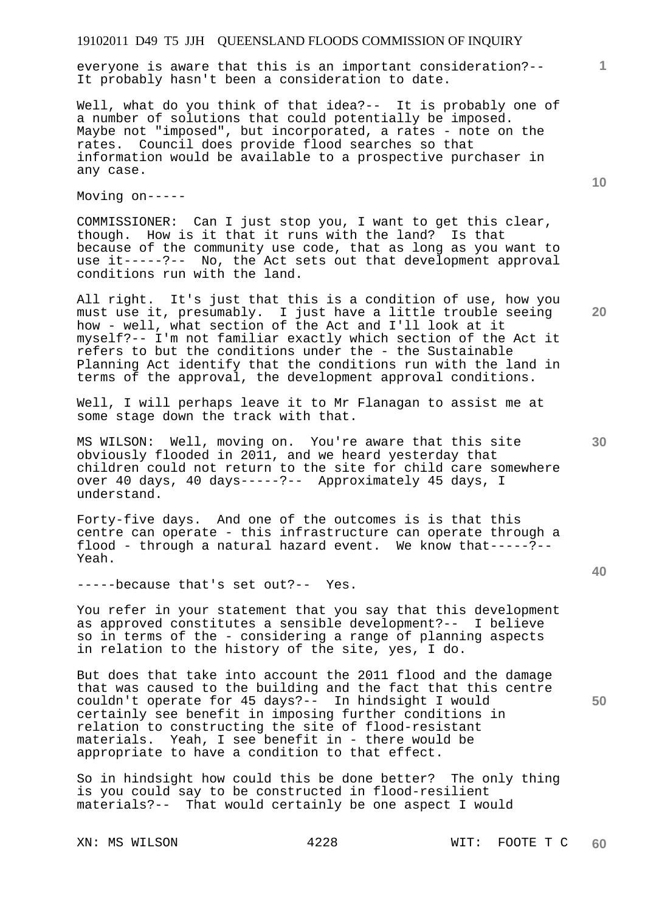everyone is aware that this is an important consideration?-- It probably hasn't been a consideration to date.

Well, what do you think of that idea?-- It is probably one of a number of solutions that could potentially be imposed. Maybe not "imposed", but incorporated, a rates - note on the rates. Council does provide flood searches so that information would be available to a prospective purchaser in any case.

Moving on-----

COMMISSIONER: Can I just stop you, I want to get this clear, though. How is it that it runs with the land? Is that because of the community use code, that as long as you want to use it-----?-- No, the Act sets out that development approval conditions run with the land.

All right. It's just that this is a condition of use, how you must use it, presumably. I just have a little trouble seeing how - well, what section of the Act and I'll look at it myself?-- I'm not familiar exactly which section of the Act it refers to but the conditions under the - the Sustainable Planning Act identify that the conditions run with the land in terms of the approval, the development approval conditions.

Well, I will perhaps leave it to Mr Flanagan to assist me at some stage down the track with that.

MS WILSON: Well, moving on. You're aware that this site obviously flooded in 2011, and we heard yesterday that children could not return to the site for child care somewhere over 40 days, 40 days-----?-- Approximately 45 days, I understand.

Forty-five days. And one of the outcomes is is that this centre can operate - this infrastructure can operate through a flood - through a natural hazard event. We know that-----?-- Yeah.

-----because that's set out?-- Yes.

You refer in your statement that you say that this development as approved constitutes a sensible development?-- I believe so in terms of the - considering a range of planning aspects in relation to the history of the site, yes, I do.

But does that take into account the 2011 flood and the damage that was caused to the building and the fact that this centre couldn't operate for 45 days?-- In hindsight I would certainly see benefit in imposing further conditions in relation to constructing the site of flood-resistant materials. Yeah, I see benefit in - there would be appropriate to have a condition to that effect.

So in hindsight how could this be done better? The only thing is you could say to be constructed in flood-resilient materials?-- That would certainly be one aspect I would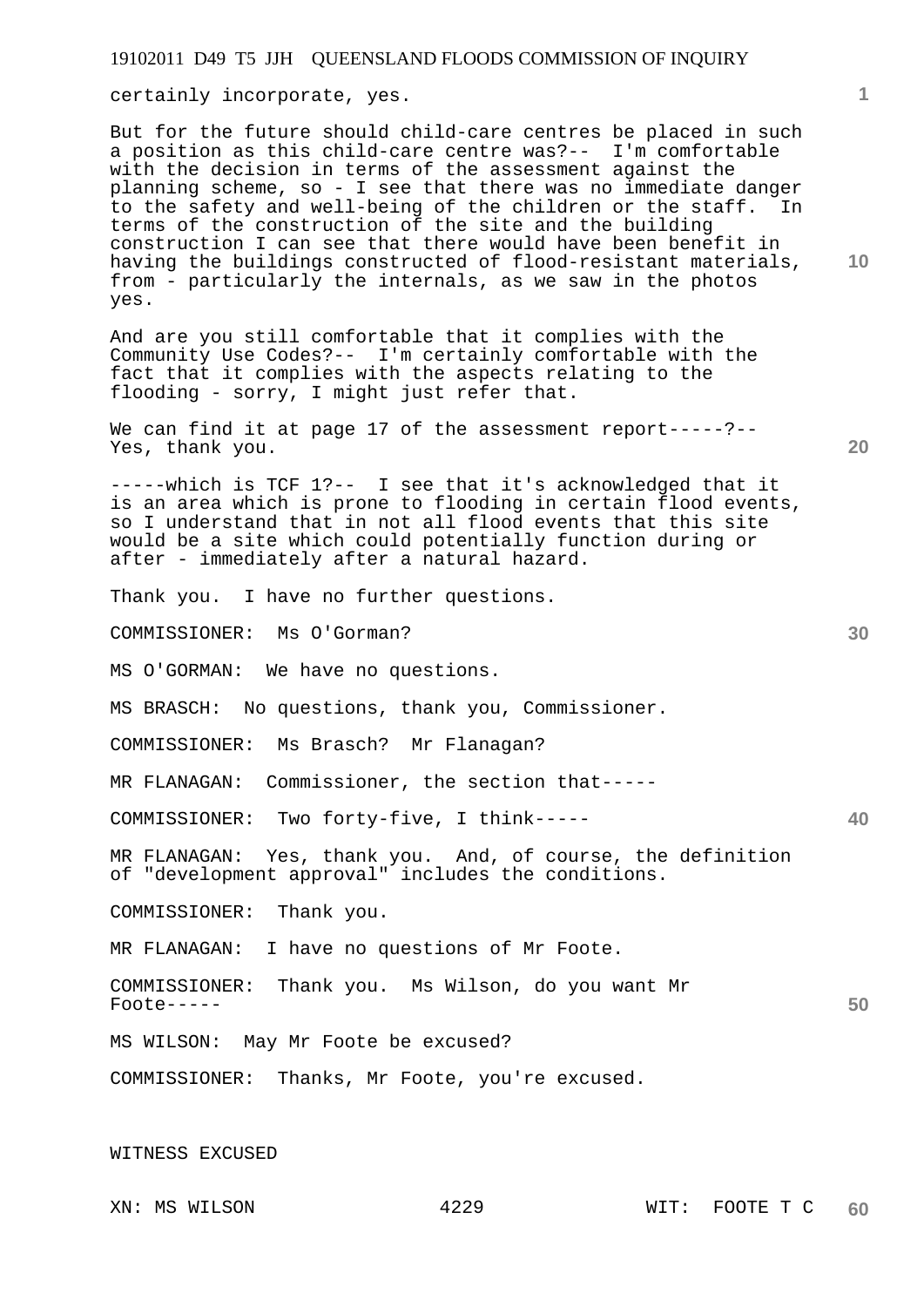certainly incorporate, yes.

But for the future should child-care centres be placed in such a position as this child-care centre was?-- I'm comfortable with the decision in terms of the assessment against the planning scheme, so - I see that there was no immediate danger to the safety and well-being of the children or the staff. In terms of the construction of the site and the building construction I can see that there would have been benefit in having the buildings constructed of flood-resistant materials, from - particularly the internals, as we saw in the photos yes.

And are you still comfortable that it complies with the Community Use Codes?-- I'm certainly comfortable with the fact that it complies with the aspects relating to the flooding - sorry, I might just refer that.

We can find it at page 17 of the assessment report-----?-- Yes, thank you.

-----which is TCF 1?-- I see that it's acknowledged that it is an area which is prone to flooding in certain flood events, so I understand that in not all flood events that this site would be a site which could potentially function during or after - immediately after a natural hazard.

Thank you. I have no further questions.

COMMISSIONER: Ms O'Gorman?

MS O'GORMAN: We have no questions.

MS BRASCH: No questions, thank you, Commissioner.

COMMISSIONER: Ms Brasch? Mr Flanagan?

MR FLANAGAN: Commissioner, the section that-----

COMMISSIONER: Two forty-five, I think-----

MR FLANAGAN: Yes, thank you. And, of course, the definition of "development approval" includes the conditions.

COMMISSIONER: Thank you.

MR FLANAGAN: I have no questions of Mr Foote.

COMMISSIONER: Thank you. Ms Wilson, do you want Mr Foote-----

MS WILSON: May Mr Foote be excused?

COMMISSIONER: Thanks, Mr Foote, you're excused.

WITNESS EXCUSED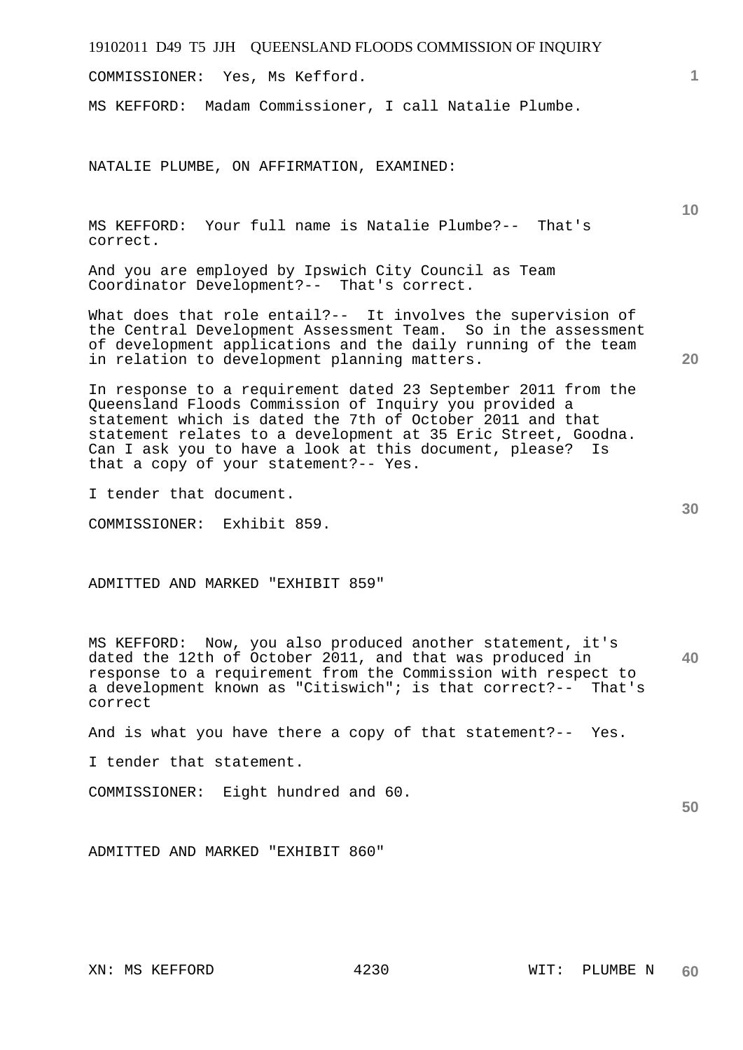COMMISSIONER: Yes, Ms Kefford.

MS KEFFORD: Madam Commissioner, I call Natalie Plumbe.

NATALIE PLUMBE, ON AFFIRMATION, EXAMINED:

MS KEFFORD: Your full name is Natalie Plumbe?-- That's correct.

And you are employed by Ipswich City Council as Team Coordinator Development?-- That's correct.

What does that role entail?-- It involves the supervision of the Central Development Assessment Team. So in the assessment of development applications and the daily running of the team in relation to development planning matters.

In response to a requirement dated 23 September 2011 from the Queensland Floods Commission of Inquiry you provided a statement which is dated the 7th of October 2011 and that statement relates to a development at 35 Eric Street, Goodna. Can I ask you to have a look at this document, please? Is that a copy of your statement?-- Yes.

I tender that document.

COMMISSIONER: Exhibit 859.

ADMITTED AND MARKED "EXHIBIT 859"

MS KEFFORD: Now, you also produced another statement, it's dated the 12th of October 2011, and that was produced in response to a requirement from the Commission with respect to a development known as "Citiswich"; is that correct?-- That's correct

And is what you have there a copy of that statement?-- Yes.

I tender that statement.

COMMISSIONER: Eight hundred and 60.

ADMITTED AND MARKED "EXHIBIT 860"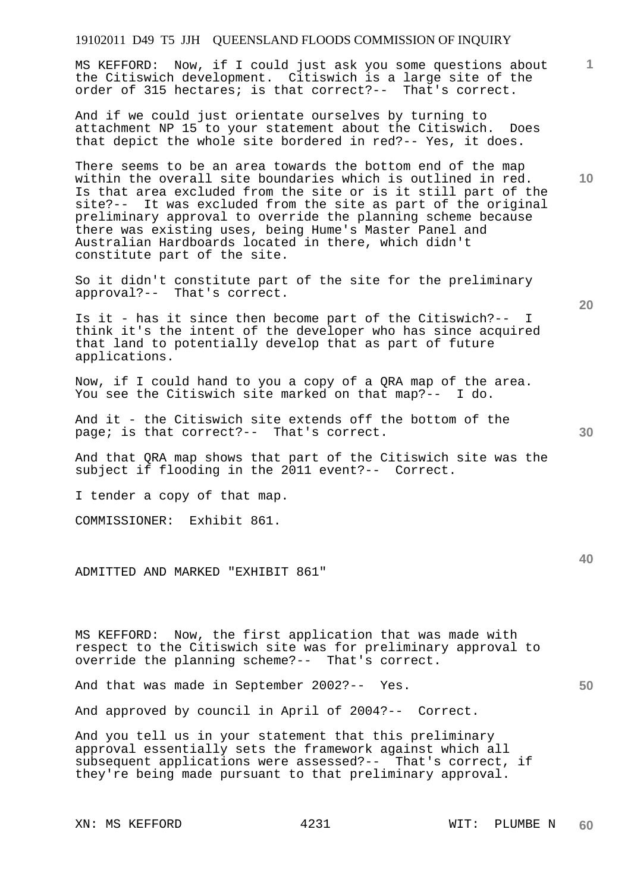MS KEFFORD: Now, if I could just ask you some questions about the Citiswich development. Citiswich is a large site of the order of 315 hectares; is that correct?-- That's correct.

And if we could just orientate ourselves by turning to attachment NP 15 to your statement about the Citiswich. Does that depict the whole site bordered in red?-- Yes, it does.

There seems to be an area towards the bottom end of the map within the overall site boundaries which is outlined in red. Is that area excluded from the site or is it still part of the site?-- It was excluded from the site as part of the original preliminary approval to override the planning scheme because there was existing uses, being Hume's Master Panel and Australian Hardboards located in there, which didn't constitute part of the site.

So it didn't constitute part of the site for the preliminary approval?-- That's correct.

Is it - has it since then become part of the Citiswich?-- I think it's the intent of the developer who has since acquired that land to potentially develop that as part of future applications.

Now, if I could hand to you a copy of a QRA map of the area. You see the Citiswich site marked on that map?-- I do.

And it - the Citiswich site extends off the bottom of the page; is that correct?-- That's correct.

And that QRA map shows that part of the Citiswich site was the subject if flooding in the 2011 event?-- Correct.

I tender a copy of that map.

COMMISSIONER: Exhibit 861.

ADMITTED AND MARKED "EXHIBIT 861"

MS KEFFORD: Now, the first application that was made with respect to the Citiswich site was for preliminary approval to override the planning scheme?-- That's correct.

And that was made in September 2002?-- Yes.

And approved by council in April of 2004?-- Correct.

And you tell us in your statement that this preliminary approval essentially sets the framework against which all subsequent applications were assessed?-- That's correct, if they're being made pursuant to that preliminary approval.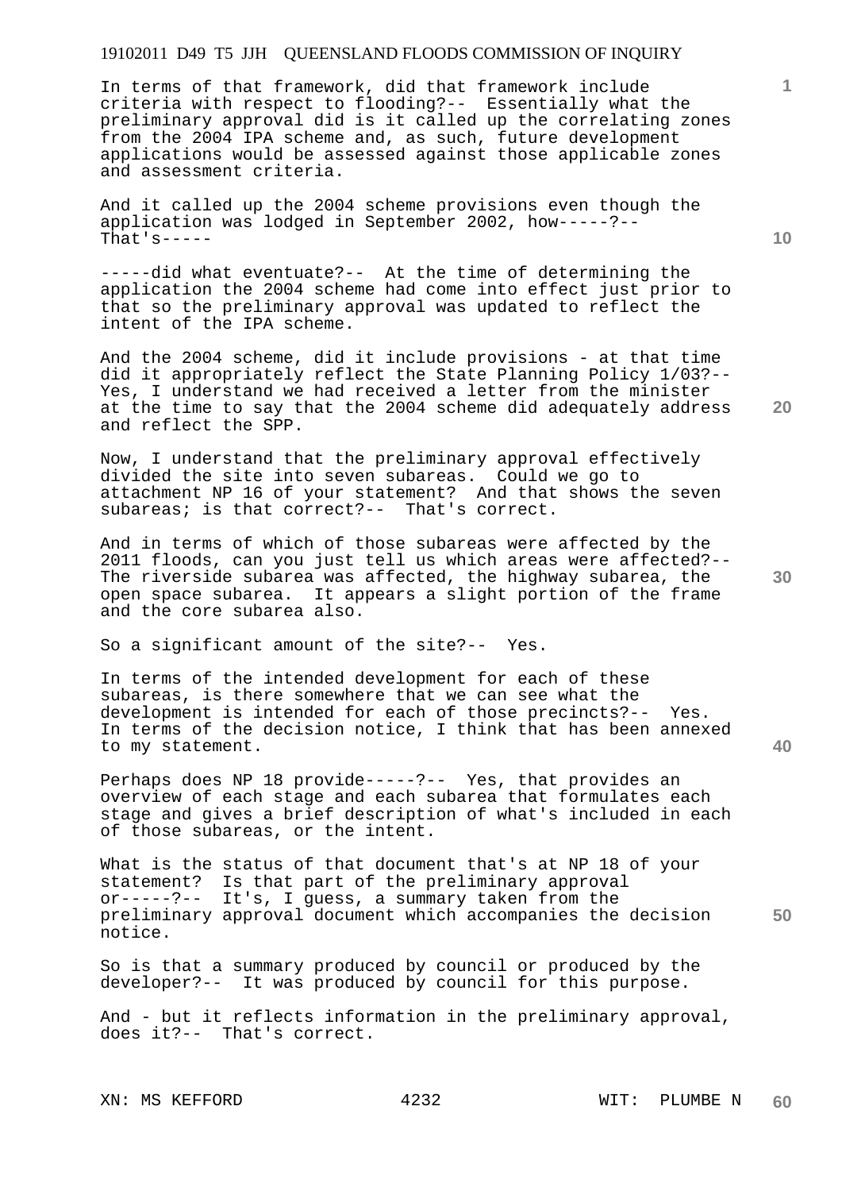In terms of that framework, did that framework include criteria with respect to flooding?-- Essentially what the preliminary approval did is it called up the correlating zones from the 2004 IPA scheme and, as such, future development applications would be assessed against those applicable zones and assessment criteria.

And it called up the 2004 scheme provisions even though the application was lodged in September 2002, how-----?-- That's-----

-----did what eventuate?-- At the time of determining the application the 2004 scheme had come into effect just prior to that so the preliminary approval was updated to reflect the intent of the IPA scheme.

And the 2004 scheme, did it include provisions - at that time did it appropriately reflect the State Planning Policy 1/03?-- Yes, I understand we had received a letter from the minister at the time to say that the 2004 scheme did adequately address and reflect the SPP.

Now, I understand that the preliminary approval effectively divided the site into seven subareas. Could we go to attachment NP 16 of your statement? And that shows the seven subareas; is that correct?-- That's correct.

And in terms of which of those subareas were affected by the 2011 floods, can you just tell us which areas were affected?-- The riverside subarea was affected, the highway subarea, the open space subarea. It appears a slight portion of the frame and the core subarea also.

So a significant amount of the site?-- Yes.

In terms of the intended development for each of these subareas, is there somewhere that we can see what the development is intended for each of those precincts?-- Yes. In terms of the decision notice, I think that has been annexed to my statement.

Perhaps does NP 18 provide-----?-- Yes, that provides an overview of each stage and each subarea that formulates each stage and gives a brief description of what's included in each of those subareas, or the intent.

What is the status of that document that's at NP 18 of your statement? Is that part of the preliminary approval or-----?-- It's, I guess, a summary taken from the preliminary approval document which accompanies the decision notice.

So is that a summary produced by council or produced by the developer?-- It was produced by council for this purpose.

And - but it reflects information in the preliminary approval, does it?-- That's correct.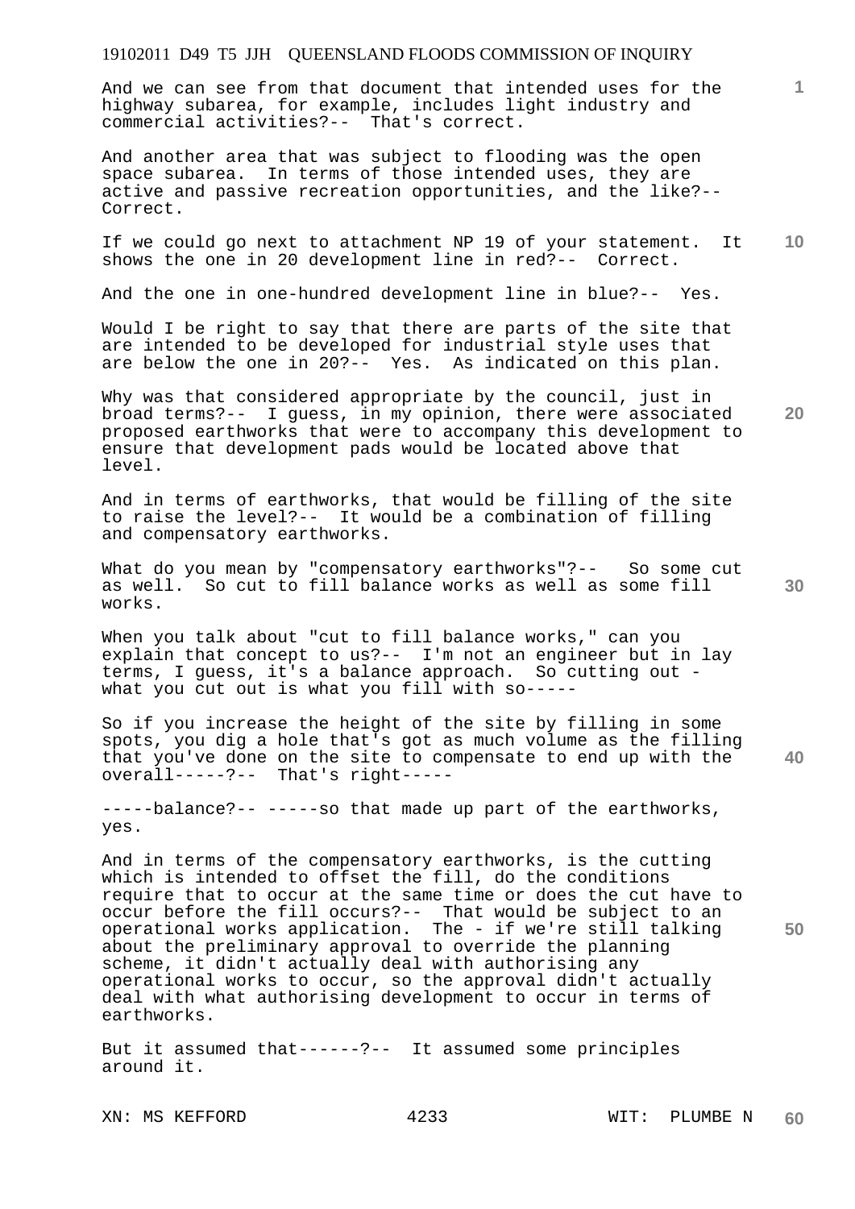And we can see from that document that intended uses for the highway subarea, for example, includes light industry and commercial activities?-- That's correct.

And another area that was subject to flooding was the open space subarea. In terms of those intended uses, they are active and passive recreation opportunities, and the like?-- Correct.

If we could go next to attachment NP 19 of your statement. It shows the one in 20 development line in red?-- Correct.

And the one in one-hundred development line in blue?-- Yes.

Would I be right to say that there are parts of the site that are intended to be developed for industrial style uses that are below the one in 20?-- Yes. As indicated on this plan.

Why was that considered appropriate by the council, just in broad terms?-- I guess, in my opinion, there were associated proposed earthworks that were to accompany this development to ensure that development pads would be located above that level.

And in terms of earthworks, that would be filling of the site to raise the level?-- It would be a combination of filling and compensatory earthworks.

What do you mean by "compensatory earthworks"?-- So some cut as well. So cut to fill balance works as well as some fill works.

When you talk about "cut to fill balance works," can you explain that concept to us?-- I'm not an engineer but in lay terms, I guess, it's a balance approach. So cutting out - what you cut out is what you fill with so-----

So if you increase the height of the site by filling in some spots, you dig a hole that's got as much volume as the filling that you've done on the site to compensate to end up with the overall-----?-- That's right-----

-----balance?-- -----so that made up part of the earthworks, yes.

And in terms of the compensatory earthworks, is the cutting which is intended to offset the fill, do the conditions require that to occur at the same time or does the cut have to occur before the fill occurs?-- That would be subject to an operational works application. The - if we're still talking about the preliminary approval to override the planning scheme, it didn't actually deal with authorising any operational works to occur, so the approval didn't actually deal with what authorising development to occur in terms of earthworks.

But it assumed that------?-- It assumed some principles around it.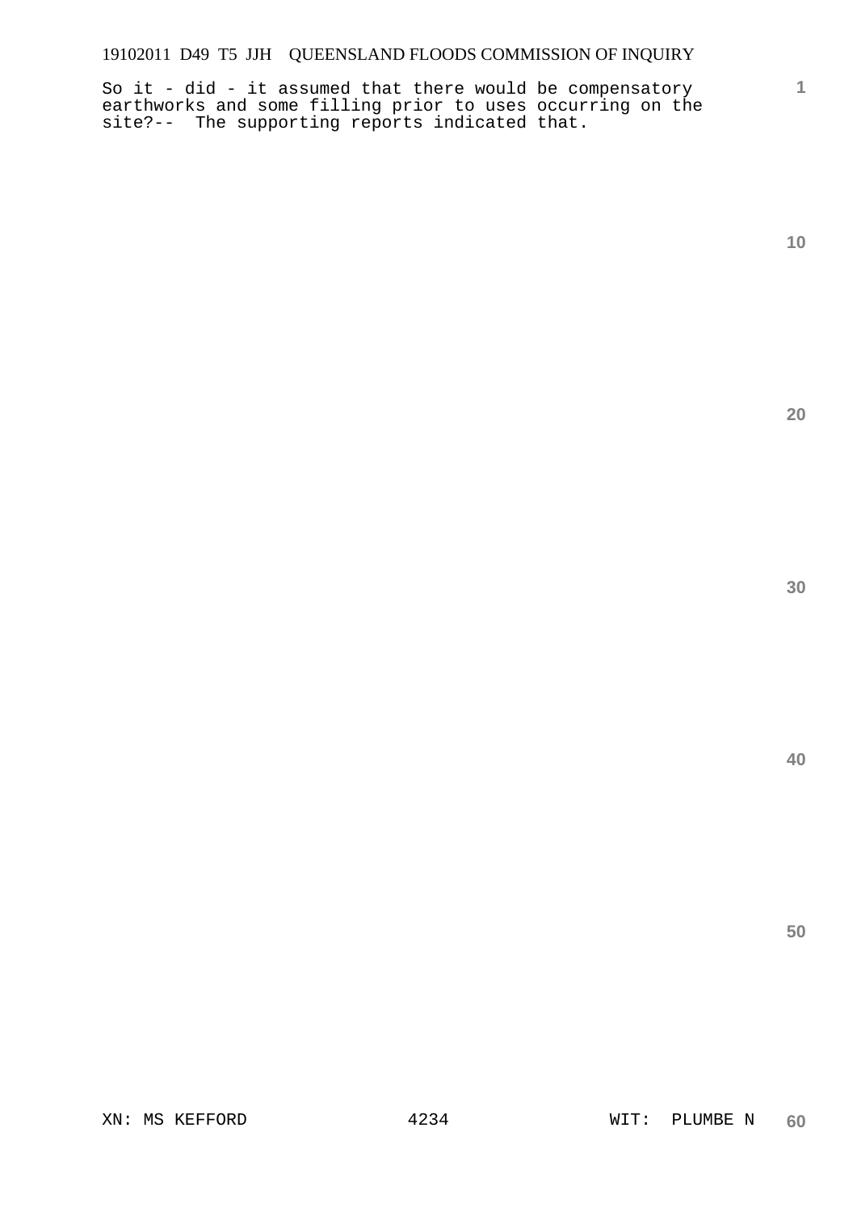So it - did - it assumed that there would be compensatory earthworks and some filling prior to uses occurring on the site?-- The supporting reports indicated that.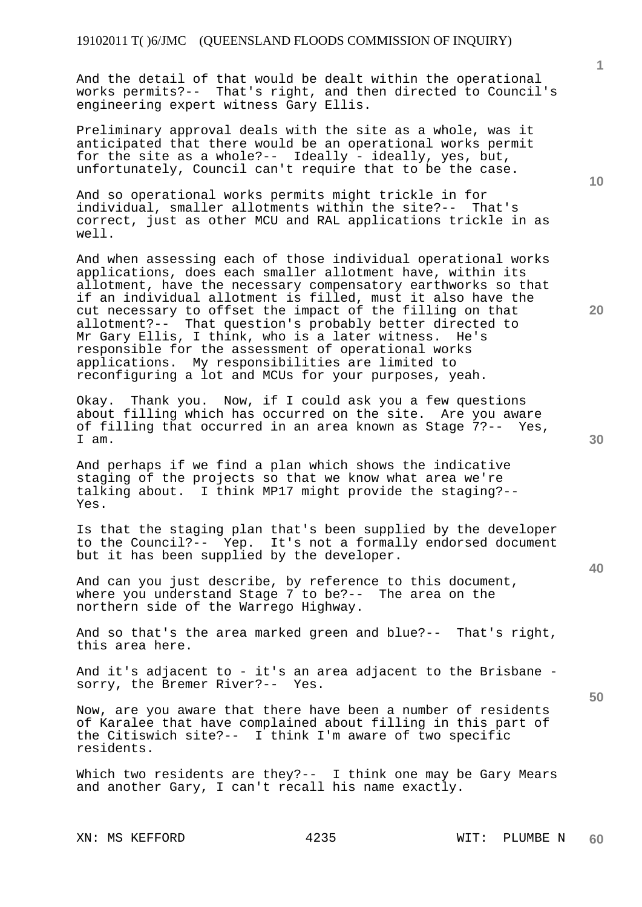And the detail of that would be dealt within the operational works permits?-- That's right, and then directed to Council's engineering expert witness Gary Ellis.

Preliminary approval deals with the site as a whole, was it anticipated that there would be an operational works permit for the site as a whole?-- Ideally - ideally, yes, but, unfortunately, Council can't require that to be the case.

And so operational works permits might trickle in for individual, smaller allotments within the site?-- That's correct, just as other MCU and RAL applications trickle in as well.

And when assessing each of those individual operational works applications, does each smaller allotment have, within its allotment, have the necessary compensatory earthworks so that if an individual allotment is filled, must it also have the cut necessary to offset the impact of the filling on that allotment?-- That question's probably better directed to Mr Gary Ellis, I think, who is a later witness. He's responsible for the assessment of operational works applications. My responsibilities are limited to reconfiguring a lot and MCUs for your purposes, yeah.

Okay. Thank you. Now, if I could ask you a few questions about filling which has occurred on the site. Are you aware of filling that occurred in an area known as Stage 7?-- Yes, I am.

And perhaps if we find a plan which shows the indicative staging of the projects so that we know what area we're talking about. I think MP17 might provide the staging?-- Yes.

Is that the staging plan that's been supplied by the developer to the Council?-- Yep. It's not a formally endorsed document but it has been supplied by the developer.

And can you just describe, by reference to this document, where you understand Stage 7 to be?-- The area on the northern side of the Warrego Highway.

And so that's the area marked green and blue?-- That's right, this area here.

And it's adjacent to - it's an area adjacent to the Brisbane - sorry, the Bremer River?-- Yes.

Now, are you aware that there have been a number of residents of Karalee that have complained about filling in this part of the Citiswich site?-- I think I'm aware of two specific residents.

Which two residents are they?-- I think one may be Gary Mears and another Gary, I can't recall his name exactly.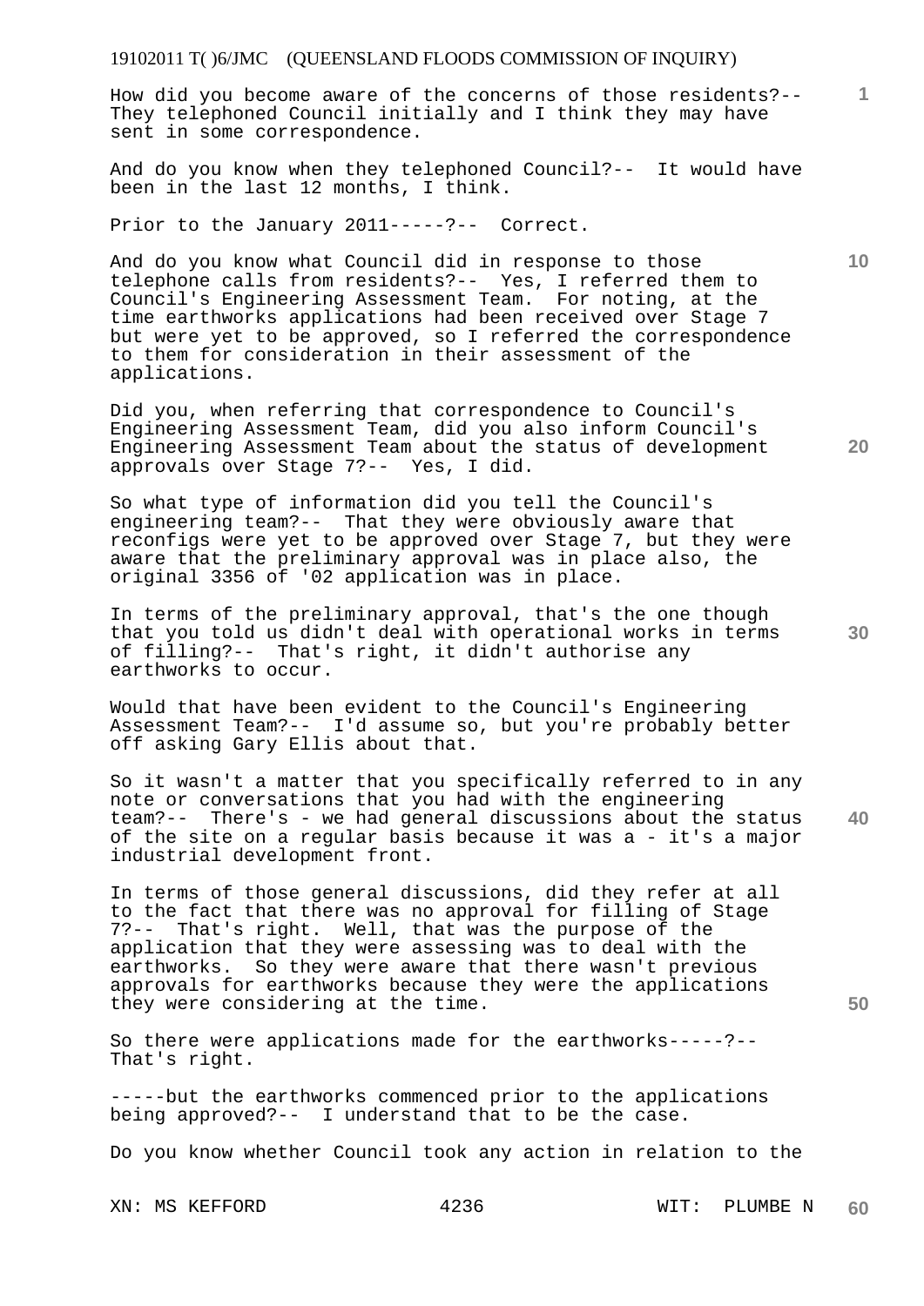How did you become aware of the concerns of those residents?-- They telephoned Council initially and I think they may have sent in some correspondence.

And do you know when they telephoned Council?-- It would have been in the last 12 months, I think.

Prior to the January 2011-----?-- Correct.

And do you know what Council did in response to those telephone calls from residents?-- Yes, I referred them to Council's Engineering Assessment Team. For noting, at the time earthworks applications had been received over Stage 7 but were yet to be approved, so I referred the correspondence to them for consideration in their assessment of the applications.

Did you, when referring that correspondence to Council's Engineering Assessment Team, did you also inform Council's Engineering Assessment Team about the status of development approvals over Stage 7?-- Yes, I did.

So what type of information did you tell the Council's engineering team?-- That they were obviously aware that reconfigs were yet to be approved over Stage 7, but they were aware that the preliminary approval was in place also, the original 3356 of '02 application was in place.

In terms of the preliminary approval, that's the one though that you told us didn't deal with operational works in terms of filling?-- That's right, it didn't authorise any earthworks to occur.

Would that have been evident to the Council's Engineering Assessment Team?-- I'd assume so, but you're probably better off asking Gary Ellis about that.

So it wasn't a matter that you specifically referred to in any note or conversations that you had with the engineering team?-- There's - we had general discussions about the status of the site on a regular basis because it was a - it's a major industrial development front.

In terms of those general discussions, did they refer at all to the fact that there was no approval for filling of Stage 7?-- That's right. Well, that was the purpose of the application that they were assessing was to deal with the earthworks. So they were aware that there wasn't previous approvals for earthworks because they were the applications they were considering at the time.

So there were applications made for the earthworks-----?-- That's right.

-----but the earthworks commenced prior to the applications being approved?-- I understand that to be the case.

Do you know whether Council took any action in relation to the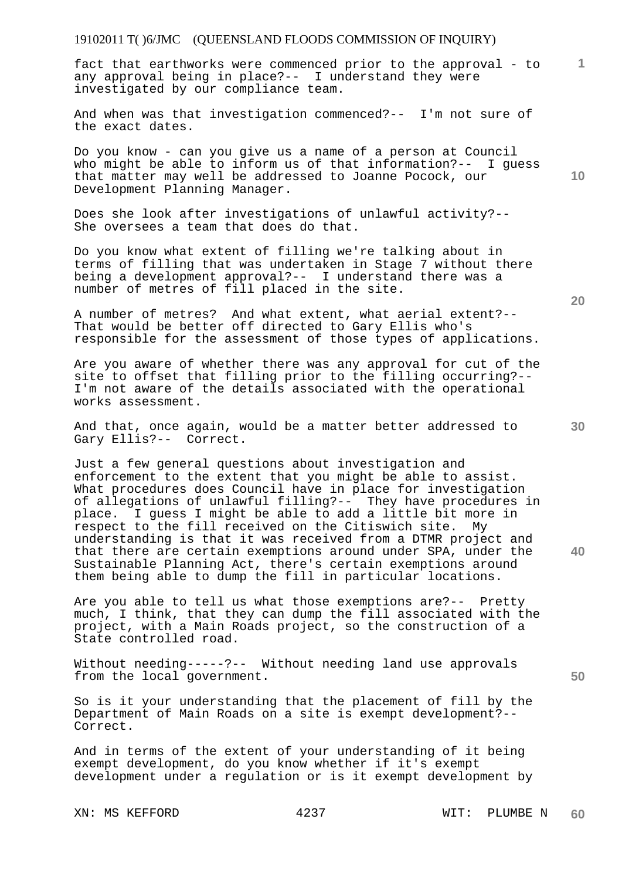fact that earthworks were commenced prior to the approval - to any approval being in place?-- I understand they were investigated by our compliance team.

And when was that investigation commenced?-- I'm not sure of the exact dates.

Do you know - can you give us a name of a person at Council who might be able to inform us of that information?-- I guess that matter may well be addressed to Joanne Pocock, our Development Planning Manager.

Does she look after investigations of unlawful activity?-- She oversees a team that does do that.

Do you know what extent of filling we're talking about in terms of filling that was undertaken in Stage 7 without there being a development approval?-- I understand there was a number of metres of fill placed in the site.

A number of metres? And what extent, what aerial extent?-- That would be better off directed to Gary Ellis who's responsible for the assessment of those types of applications.

Are you aware of whether there was any approval for cut of the site to offset that filling prior to the filling occurring?-- I'm not aware of the details associated with the operational works assessment.

And that, once again, would be a matter better addressed to Gary Ellis?-- Correct.

Just a few general questions about investigation and enforcement to the extent that you might be able to assist. What procedures does Council have in place for investigation of allegations of unlawful filling?-- They have procedures in place. I guess I might be able to add a little bit more in respect to the fill received on the Citiswich site. My understanding is that it was received from a DTMR project and that there are certain exemptions around under SPA, under the Sustainable Planning Act, there's certain exemptions around them being able to dump the fill in particular locations.

Are you able to tell us what those exemptions are?-- Pretty much, I think, that they can dump the fill associated with the project, with a Main Roads project, so the construction of a State controlled road.

Without needing-----?-- Without needing land use approvals from the local government.

So is it your understanding that the placement of fill by the Department of Main Roads on a site is exempt development?-- Correct.

And in terms of the extent of your understanding of it being exempt development, do you know whether if it's exempt development under a regulation or is it exempt development by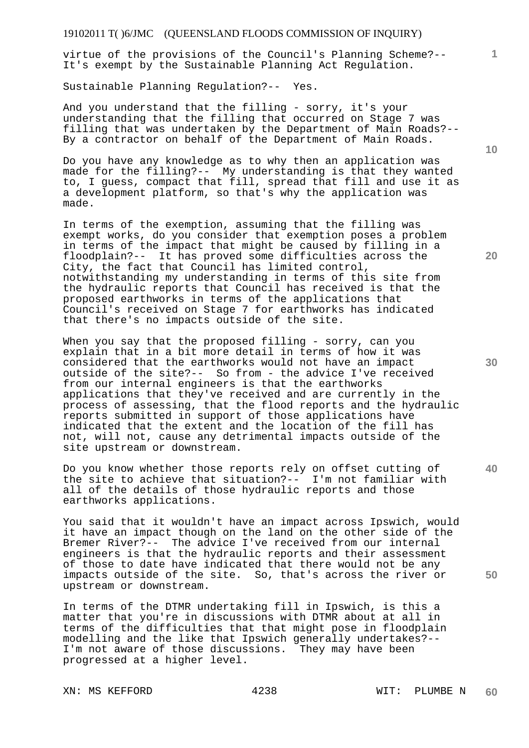virtue of the provisions of the Council's Planning Scheme?-- It's exempt by the Sustainable Planning Act Regulation.

Sustainable Planning Regulation?-- Yes.

And you understand that the filling - sorry, it's your understanding that the filling that occurred on Stage 7 was filling that was undertaken by the Department of Main Roads?-- By a contractor on behalf of the Department of Main Roads.

Do you have any knowledge as to why then an application was made for the filling?-- My understanding is that they wanted to, I guess, compact that fill, spread that fill and use it as a development platform, so that's why the application was made.

In terms of the exemption, assuming that the filling was exempt works, do you consider that exemption poses a problem in terms of the impact that might be caused by filling in a floodplain?-- It has proved some difficulties across the City, the fact that Council has limited control, notwithstanding my understanding in terms of this site from the hydraulic reports that Council has received is that the proposed earthworks in terms of the applications that Council's received on Stage 7 for earthworks has indicated that there's no impacts outside of the site.

When you say that the proposed filling - sorry, can you explain that in a bit more detail in terms of how it was considered that the earthworks would not have an impact outside of the site?-- So from - the advice I've received from our internal engineers is that the earthworks applications that they've received and are currently in the process of assessing, that the flood reports and the hydraulic reports submitted in support of those applications have indicated that the extent and the location of the fill has not, will not, cause any detrimental impacts outside of the site upstream or downstream.

Do you know whether those reports rely on offset cutting of the site to achieve that situation?-- I'm not familiar with all of the details of those hydraulic reports and those earthworks applications.

You said that it wouldn't have an impact across Ipswich, would it have an impact though on the land on the other side of the Bremer River?-- The advice I've received from our internal engineers is that the hydraulic reports and their assessment of those to date have indicated that there would not be any impacts outside of the site. So, that's across the river or upstream or downstream.

In terms of the DTMR undertaking fill in Ipswich, is this a matter that you're in discussions with DTMR about at all in terms of the difficulties that that might pose in floodplain modelling and the like that Ipswich generally undertakes?-- I'm not aware of those discussions. They may have been progressed at a higher level.

XN: MS KEFFORD WIT: PLUMBE N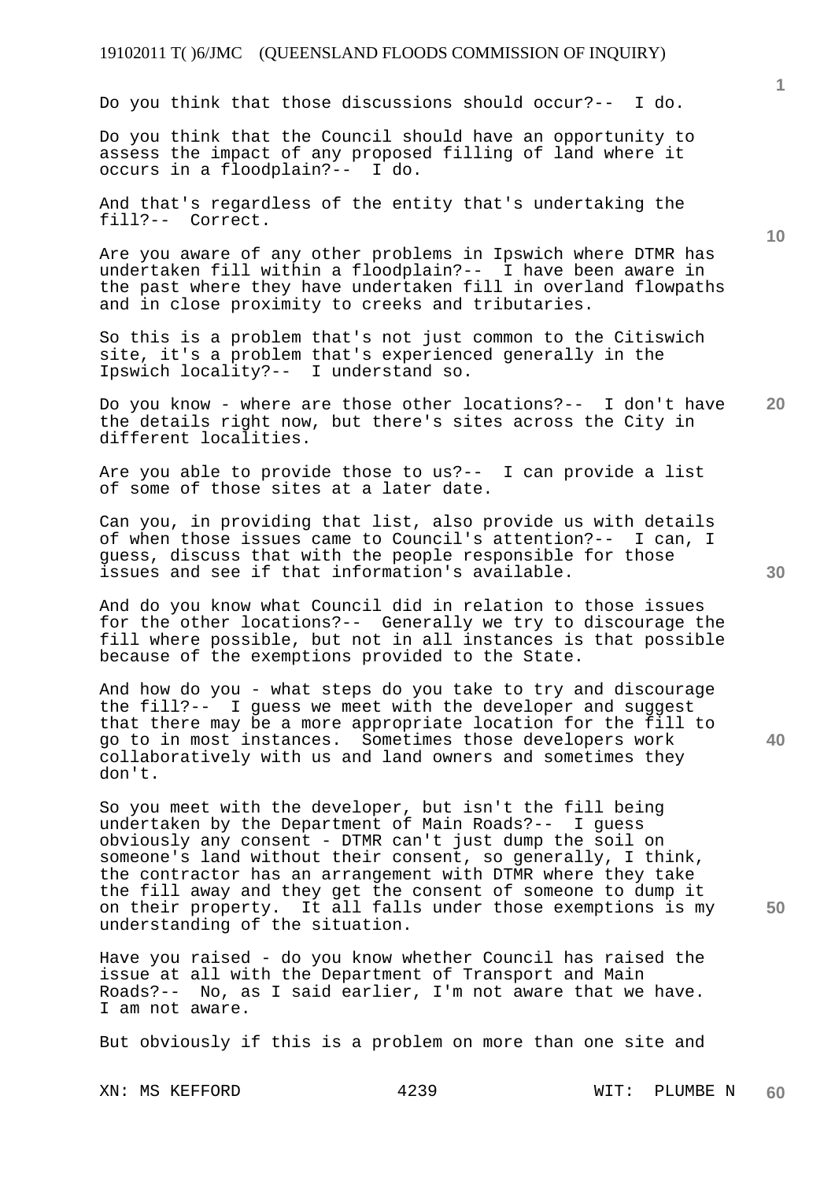Do you think that those discussions should occur?-- I do.

Do you think that the Council should have an opportunity to assess the impact of any proposed filling of land where it occurs in a floodplain?-- I do.

And that's regardless of the entity that's undertaking the fill?-- Correct.

Are you aware of any other problems in Ipswich where DTMR has undertaken fill within a floodplain?-- I have been aware in the past where they have undertaken fill in overland flowpaths and in close proximity to creeks and tributaries.

So this is a problem that's not just common to the Citiswich site, it's a problem that's experienced generally in the Ipswich locality?-- I understand so.

Do you know - where are those other locations?-- I don't have the details right now, but there's sites across the City in different localities.

Are you able to provide those to us?-- I can provide a list of some of those sites at a later date.

Can you, in providing that list, also provide us with details of when those issues came to Council's attention?-- I can, I guess, discuss that with the people responsible for those issues and see if that information's available.

And do you know what Council did in relation to those issues for the other locations?-- Generally we try to discourage the fill where possible, but not in all instances is that possible because of the exemptions provided to the State.

And how do you - what steps do you take to try and discourage the fill?-- I guess we meet with the developer and suggest that there may be a more appropriate location for the fill to go to in most instances. Sometimes those developers work collaboratively with us and land owners and sometimes they don't.

So you meet with the developer, but isn't the fill being undertaken by the Department of Main Roads?-- I guess obviously any consent - DTMR can't just dump the soil on someone's land without their consent, so generally, I think, the contractor has an arrangement with DTMR where they take the fill away and they get the consent of someone to dump it on their property. It all falls under those exemptions is my understanding of the situation.

Have you raised - do you know whether Council has raised the issue at all with the Department of Transport and Main Roads?-- No, as I said earlier, I'm not aware that we have. I am not aware.

But obviously if this is a problem on more than one site and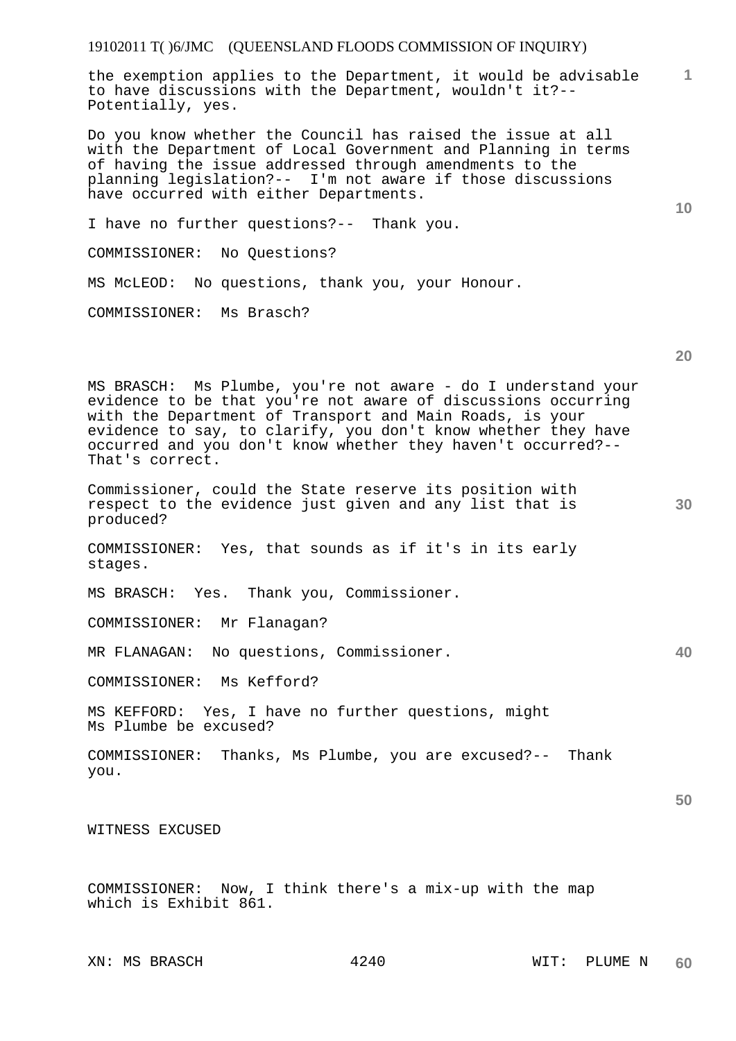the exemption applies to the Department, it would be advisable to have discussions with the Department, wouldn't it?-- Potentially, yes.

Do you know whether the Council has raised the issue at all with the Department of Local Government and Planning in terms of having the issue addressed through amendments to the planning legislation?-- I'm not aware if those discussions have occurred with either Departments.

I have no further questions?-- Thank you.

COMMISSIONER: No Questions?

MS McLEOD: No questions, thank you, your Honour.

COMMISSIONER: Ms Brasch?

MS BRASCH: Ms Plumbe, you're not aware - do I understand your evidence to be that you're not aware of discussions occurring with the Department of Transport and Main Roads, is your evidence to say, to clarify, you don't know whether they have occurred and you don't know whether they haven't occurred?-- That's correct.

Commissioner, could the State reserve its position with respect to the evidence just given and any list that is produced?

COMMISSIONER: Yes, that sounds as if it's in its early stages.

MS BRASCH: Yes. Thank you, Commissioner.

COMMISSIONER: Mr Flanagan?

MR FLANAGAN: No questions, Commissioner.

COMMISSIONER: Ms Kefford?

MS KEFFORD: Yes, I have no further questions, might Ms Plumbe be excused?

COMMISSIONER: Thanks, Ms Plumbe, you are excused?-- Thank you.

WITNESS EXCUSED

COMMISSIONER: Now, I think there's a mix-up with the map which is Exhibit 861.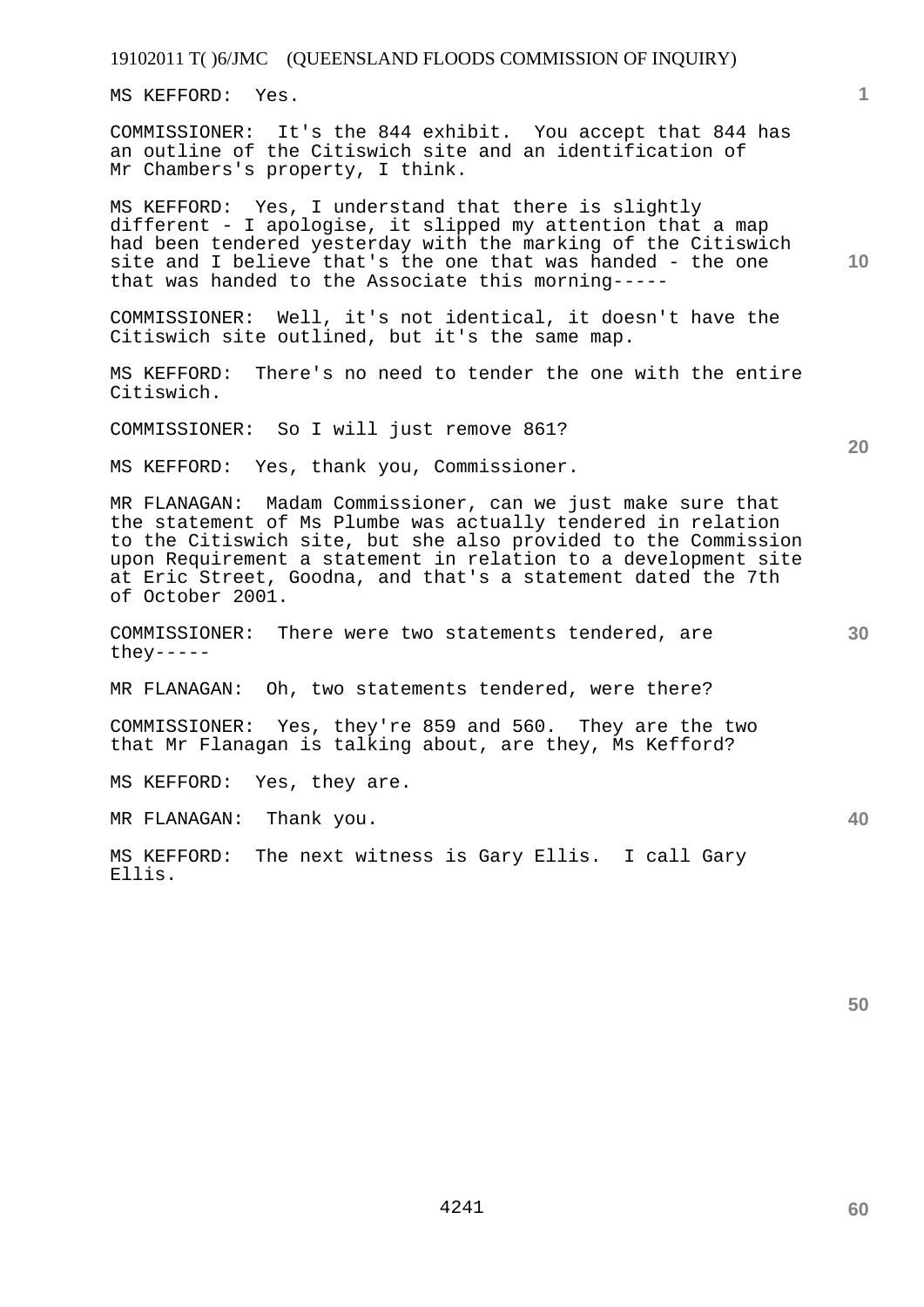MS KEFFORD: Yes.

COMMISSIONER: It's the 844 exhibit. You accept that 844 has an outline of the Citiswich site and an identification of Mr Chambers's property, I think.

MS KEFFORD: Yes, I understand that there is slightly different - I apologise, it slipped my attention that a map had been tendered yesterday with the marking of the Citiswich site and I believe that's the one that was handed - the one that was handed to the Associate this morning-----

COMMISSIONER: Well, it's not identical, it doesn't have the Citiswich site outlined, but it's the same map.

MS KEFFORD: There's no need to tender the one with the entire Citiswich.

COMMISSIONER: So I will just remove 861?

MS KEFFORD: Yes, thank you, Commissioner.

MR FLANAGAN: Madam Commissioner, can we just make sure that the statement of Ms Plumbe was actually tendered in relation to the Citiswich site, but she also provided to the Commission upon Requirement a statement in relation to a development site at Eric Street, Goodna, and that's a statement dated the 7th of October 2001.

COMMISSIONER: There were two statements tendered, are they-----

MR FLANAGAN: Oh, two statements tendered, were there?

COMMISSIONER: Yes, they're 859 and 560. They are the two that Mr Flanagan is talking about, are they, Ms Kefford?

MS KEFFORD: Yes, they are.

MR FLANAGAN: Thank you.

MS KEFFORD: The next witness is Gary Ellis. I call Gary Ellis.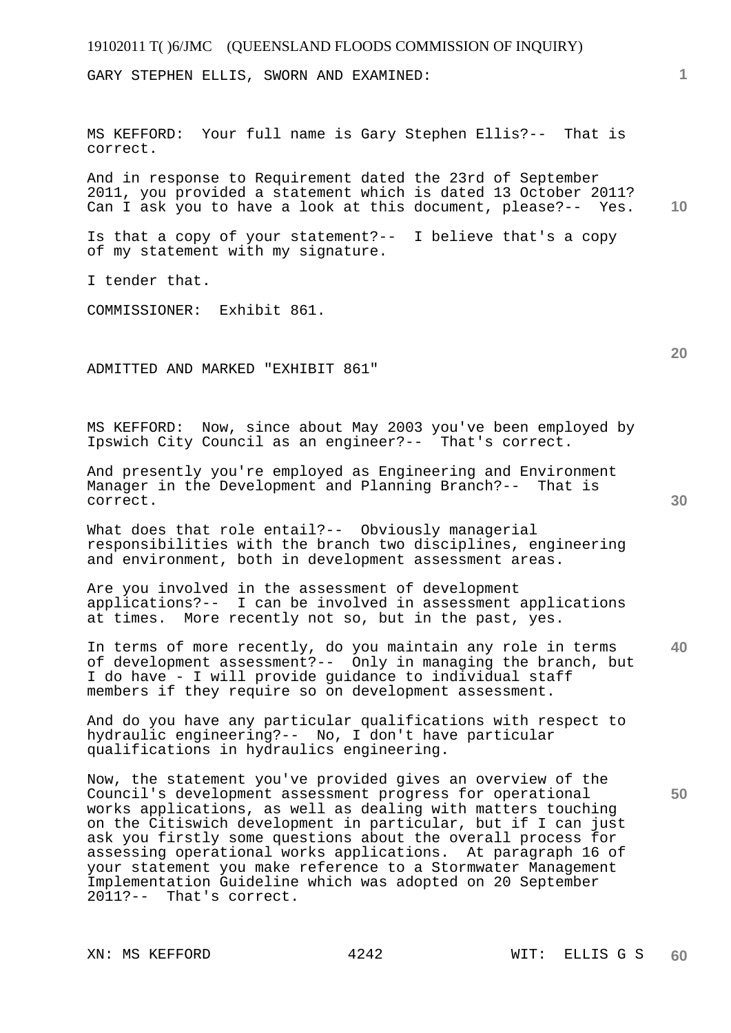GARY STEPHEN ELLIS, SWORN AND EXAMINED:

MS KEFFORD: Your full name is Gary Stephen Ellis?-- That is correct.

And in response to Requirement dated the 23rd of September 2011, you provided a statement which is dated 13 October 2011? Can I ask you to have a look at this document, please?-- Yes.

Is that a copy of your statement?-- I believe that's a copy of my statement with my signature.

I tender that.

COMMISSIONER: Exhibit 861.

ADMITTED AND MARKED "EXHIBIT 861"

MS KEFFORD: Now, since about May 2003 you've been employed by Ipswich City Council as an engineer?-- That's correct.

And presently you're employed as Engineering and Environment Manager in the Development and Planning Branch?-- That is correct.

What does that role entail?-- Obviously managerial responsibilities with the branch two disciplines, engineering and environment, both in development assessment areas.

Are you involved in the assessment of development applications?-- I can be involved in assessment applications at times. More recently not so, but in the past, yes.

In terms of more recently, do you maintain any role in terms of development assessment?-- Only in managing the branch, but I do have - I will provide guidance to individual staff members if they require so on development assessment.

And do you have any particular qualifications with respect to hydraulic engineering?-- No, I don't have particular qualifications in hydraulics engineering.

Now, the statement you've provided gives an overview of the Council's development assessment progress for operational works applications, as well as dealing with matters touching on the Citiswich development in particular, but if I can just ask you firstly some questions about the overall process for assessing operational works applications. At paragraph 16 of your statement you make reference to a Stormwater Management Implementation Guideline which was adopted on 20 September 2011?-- That's correct.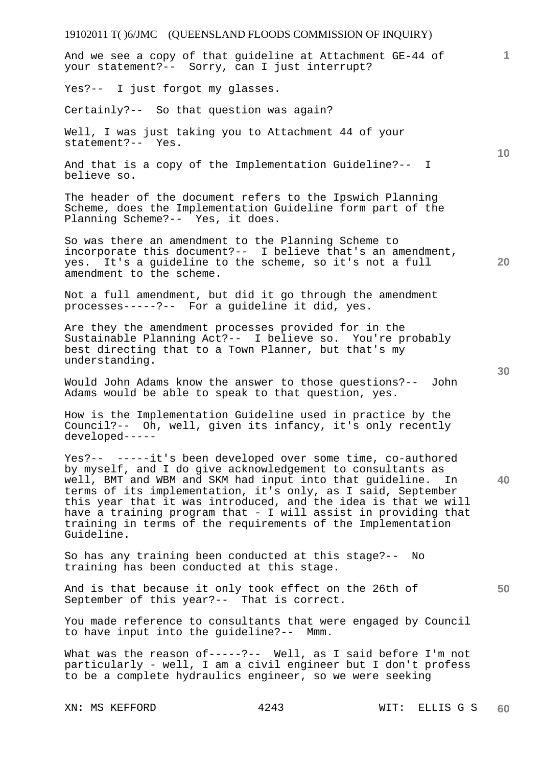And we see a copy of that guideline at Attachment GE-44 of your statement?-- Sorry, can I just interrupt?

Yes?-- I just forgot my glasses.

Certainly?-- So that question was again?

Well, I was just taking you to Attachment 44 of your statement?-- Yes.

And that is a copy of the Implementation Guideline?-- I believe so.

The header of the document refers to the Ipswich Planning Scheme, does the Implementation Guideline form part of the Planning Scheme?-- Yes, it does.

So was there an amendment to the Planning Scheme to incorporate this document?-- I believe that's an amendment, yes. It's a guideline to the scheme, so it's not a full amendment to the scheme.

Not a full amendment, but did it go through the amendment processes-----?-- For a guideline it did, yes.

Are they the amendment processes provided for in the Sustainable Planning Act?-- I believe so. You're probably best directing that to a Town Planner, but that's my understanding.

Would John Adams know the answer to those questions?-- John Adams would be able to speak to that question, yes.

How is the Implementation Guideline used in practice by the Council?-- Oh, well, given its infancy, it's only recently developed-----

Yes?-- -----it's been developed over some time, co-authored by myself, and I do give acknowledgement to consultants as well, BMT and WBM and SKM had input into that guideline. In terms of its implementation, it's only, as I said, September this year that it was introduced, and the idea is that we will have a training program that - I will assist in providing that training in terms of the requirements of the Implementation Guideline.

So has any training been conducted at this stage?-- No training has been conducted at this stage.

And is that because it only took effect on the 26th of September of this year?-- That is correct.

You made reference to consultants that were engaged by Council to have input into the guideline?-- Mmm.

What was the reason of-----?-- Well, as I said before I'm not particularly - well, I am a civil engineer but I don't profess to be a complete hydraulics engineer, so we were seeking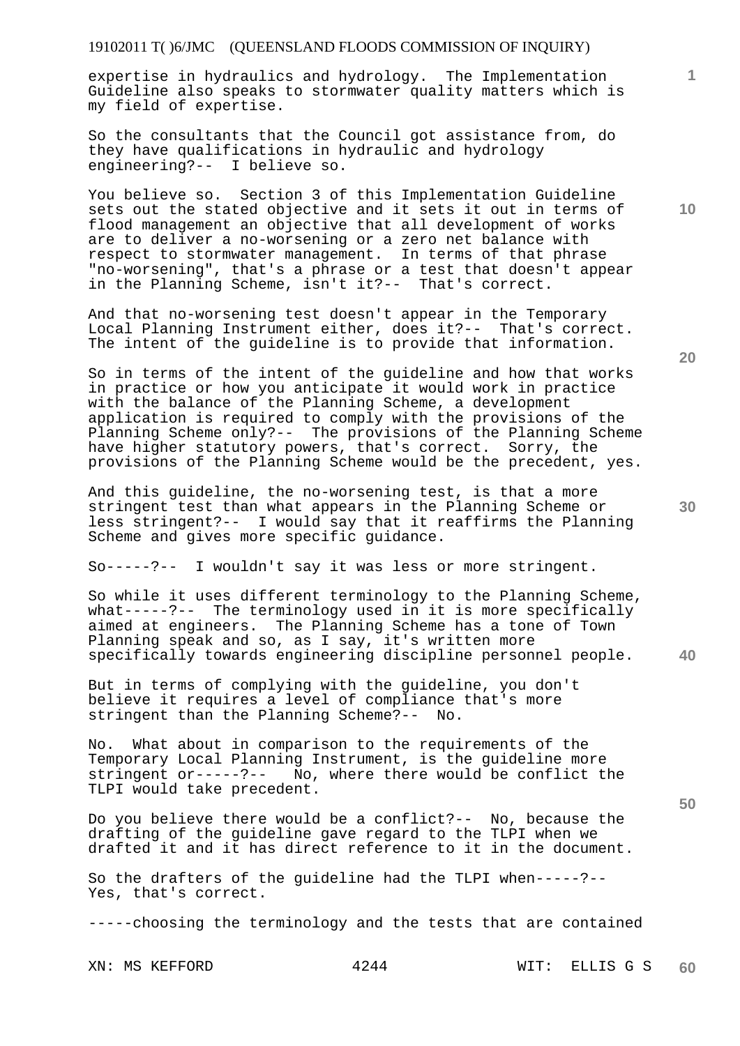expertise in hydraulics and hydrology. The Implementation Guideline also speaks to stormwater quality matters which is my field of expertise.

So the consultants that the Council got assistance from, do they have qualifications in hydraulic and hydrology engineering?-- I believe so.

You believe so. Section 3 of this Implementation Guideline sets out the stated objective and it sets it out in terms of flood management an objective that all development of works are to deliver a no-worsening or a zero net balance with respect to stormwater management. In terms of that phrase "no-worsening", that's a phrase or a test that doesn't appear in the Planning Scheme, isn't it?-- That's correct.

And that no-worsening test doesn't appear in the Temporary Local Planning Instrument either, does it?-- That's correct. The intent of the guideline is to provide that information.

So in terms of the intent of the guideline and how that works in practice or how you anticipate it would work in practice with the balance of the Planning Scheme, a development application is required to comply with the provisions of the Planning Scheme only?-- The provisions of the Planning Scheme have higher statutory powers, that's correct. Sorry, the provisions of the Planning Scheme would be the precedent, yes.

And this guideline, the no-worsening test, is that a more stringent test than what appears in the Planning Scheme or less stringent?-- I would say that it reaffirms the Planning Scheme and gives more specific guidance.

So-----?-- I wouldn't say it was less or more stringent.

So while it uses different terminology to the Planning Scheme, what-----?-- The terminology used in it is more specifically aimed at engineers. The Planning Scheme has a tone of Town Planning speak and so, as I say, it's written more specifically towards engineering discipline personnel people.

But in terms of complying with the guideline, you don't believe it requires a level of compliance that's more stringent than the Planning Scheme?-- No.

No. What about in comparison to the requirements of the Temporary Local Planning Instrument, is the guideline more stringent or-----?-- No, where there would be conflict the TLPI would take precedent.

Do you believe there would be a conflict?-- No, because the drafting of the guideline gave regard to the TLPI when we drafted it and it has direct reference to it in the document.

So the drafters of the guideline had the TLPI when-----?-- Yes, that's correct.

-----choosing the terminology and the tests that are contained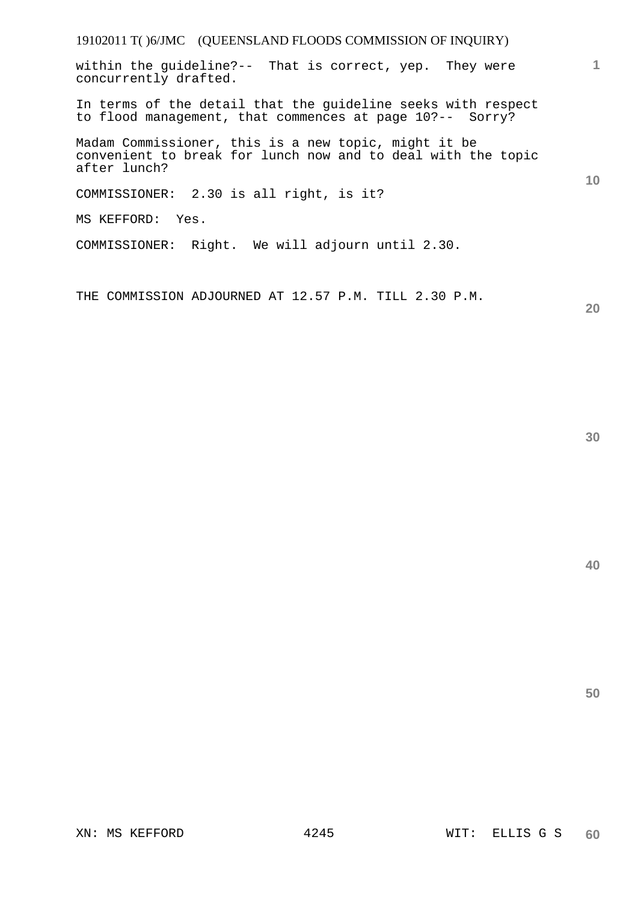within the guideline?-- That is correct, yep. They were concurrently drafted.

In terms of the detail that the guideline seeks with respect to flood management, that commences at page 10?-- Sorry?

Madam Commissioner, this is a new topic, might it be convenient to break for lunch now and to deal with the topic after lunch?

COMMISSIONER: 2.30 is all right, is it?

MS KEFFORD: Yes.

COMMISSIONER: Right. We will adjourn until 2.30.

THE COMMISSION ADJOURNED AT 12.57 P.M. TILL 2.30 P.M.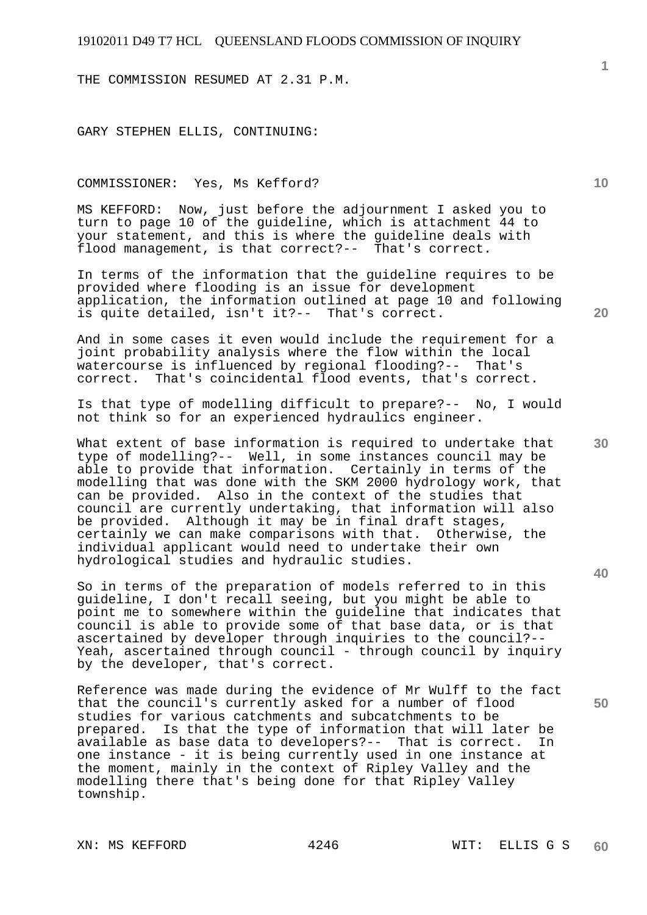THE COMMISSION RESUMED AT 2.31 P.M.

GARY STEPHEN ELLIS, CONTINUING:

COMMISSIONER: Yes, Ms Kefford?

MS KEFFORD: Now, just before the adjournment I asked you to turn to page 10 of the guideline, which is attachment 44 to your statement, and this is where the guideline deals with flood management, is that correct?-- That's correct.

In terms of the information that the guideline requires to be provided where flooding is an issue for development application, the information outlined at page 10 and following is quite detailed, isn't it?-- That's correct.

And in some cases it even would include the requirement for a joint probability analysis where the flow within the local watercourse is influenced by regional flooding?-- That's correct. That's coincidental flood events, that's correct.

Is that type of modelling difficult to prepare?-- No, I would not think so for an experienced hydraulics engineer.

What extent of base information is required to undertake that type of modelling?-- Well, in some instances council may be able to provide that information. Certainly in terms of the modelling that was done with the SKM 2000 hydrology work, that can be provided. Also in the context of the studies that council are currently undertaking, that information will also be provided. Although it may be in final draft stages, certainly we can make comparisons with that. Otherwise, the individual applicant would need to undertake their own hydrological studies and hydraulic studies.

So in terms of the preparation of models referred to in this guideline, I don't recall seeing, but you might be able to point me to somewhere within the guideline that indicates that council is able to provide some of that base data, or is that ascertained by developer through inquiries to the council?-- Yeah, ascertained through council - through council by inquiry by the developer, that's correct.

Reference was made during the evidence of Mr Wulff to the fact that the council's currently asked for a number of flood studies for various catchments and subcatchments to be prepared. Is that the type of information that will later be available as base data to developers?-- That is correct. In one instance - it is being currently used in one instance at the moment, mainly in the context of Ripley Valley and the modelling there that's being done for that Ripley Valley township.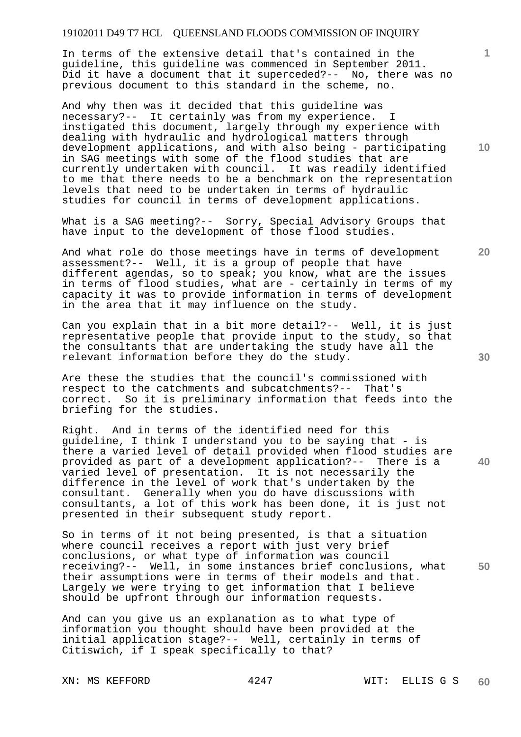In terms of the extensive detail that's contained in the guideline, this guideline was commenced in September 2011. Did it have a document that it superceded?-- No, there was no previous document to this standard in the scheme, no.

And why then was it decided that this guideline was necessary?-- It certainly was from my experience. I instigated this document, largely through my experience with dealing with hydraulic and hydrological matters through development applications, and with also being - participating in SAG meetings with some of the flood studies that are currently undertaken with council. It was readily identified to me that there needs to be a benchmark on the representation levels that need to be undertaken in terms of hydraulic studies for council in terms of development applications.

What is a SAG meeting?-- Sorry, Special Advisory Groups that have input to the development of those flood studies.

And what role do those meetings have in terms of development assessment?-- Well, it is a group of people that have different agendas, so to speak; you know, what are the issues in terms of flood studies, what are - certainly in terms of my capacity it was to provide information in terms of development in the area that it may influence on the study.

Can you explain that in a bit more detail?-- Well, it is just representative people that provide input to the study, so that the consultants that are undertaking the study have all the relevant information before they do the study.

Are these the studies that the council's commissioned with respect to the catchments and subcatchments?-- That's correct. So it is preliminary information that feeds into the briefing for the studies.

Right. And in terms of the identified need for this guideline, I think I understand you to be saying that - is there a varied level of detail provided when flood studies are provided as part of a development application?-- There is a varied level of presentation. It is not necessarily the difference in the level of work that's undertaken by the consultant. Generally when you do have discussions with consultants, a lot of this work has been done, it is just not presented in their subsequent study report.

So in terms of it not being presented, is that a situation where council receives a report with just very brief conclusions, or what type of information was council receiving?-- Well, in some instances brief conclusions, what their assumptions were in terms of their models and that. Largely we were trying to get information that I believe should be upfront through our information requests.

And can you give us an explanation as to what type of information you thought should have been provided at the initial application stage?-- Well, certainly in terms of Citiswich, if I speak specifically to that?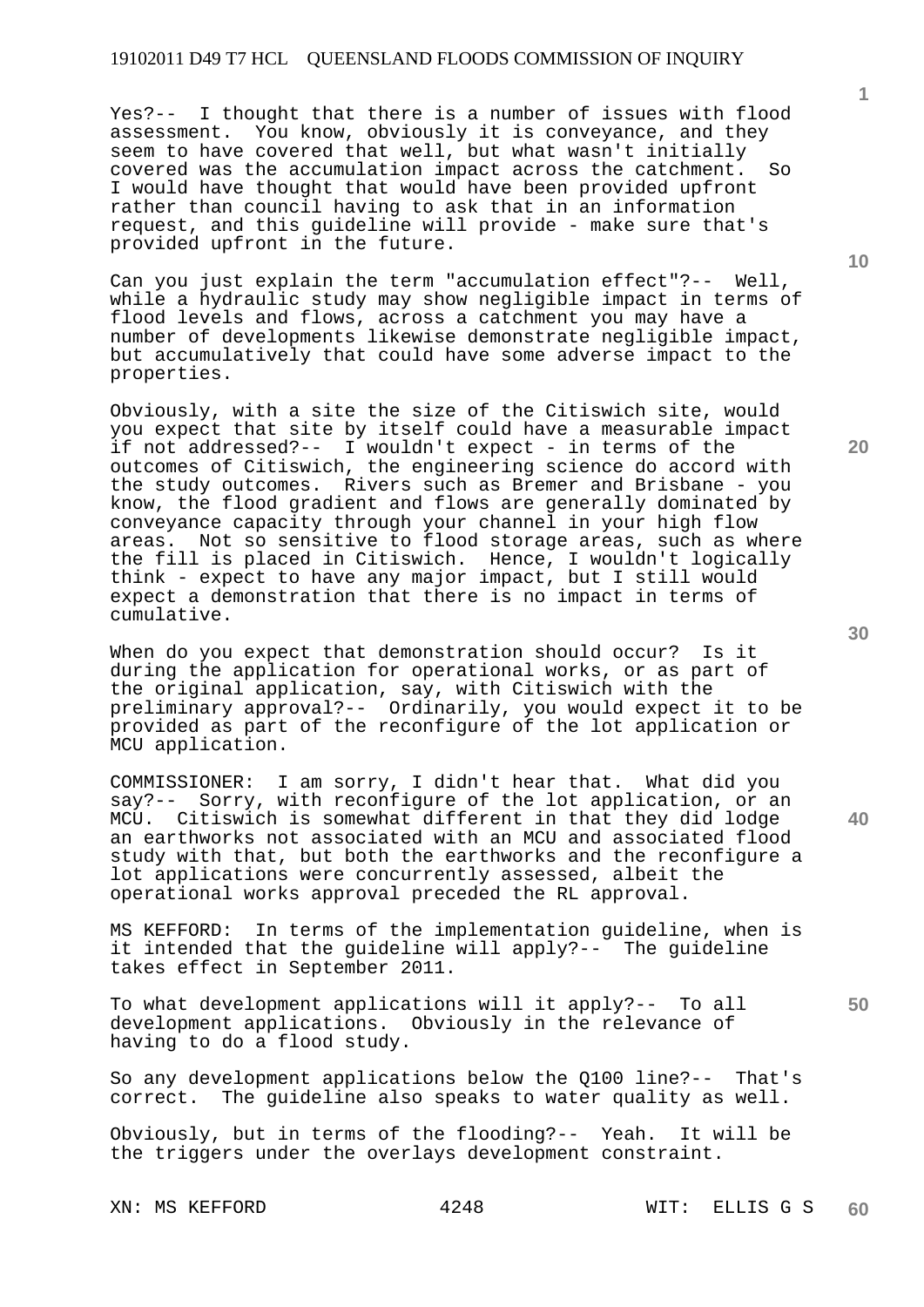Yes?-- I thought that there is a number of issues with flood assessment. You know, obviously it is conveyance, and they seem to have covered that well, but what wasn't initially covered was the accumulation impact across the catchment. So I would have thought that would have been provided upfront rather than council having to ask that in an information request, and this guideline will provide - make sure that's provided upfront in the future.

Can you just explain the term "accumulation effect"?-- Well, while a hydraulic study may show negligible impact in terms of flood levels and flows, across a catchment you may have a number of developments likewise demonstrate negligible impact, but accumulatively that could have some adverse impact to the properties.

Obviously, with a site the size of the Citiswich site, would you expect that site by itself could have a measurable impact if not addressed?-- I wouldn't expect - in terms of the outcomes of Citiswich, the engineering science do accord with the study outcomes. Rivers such as Bremer and Brisbane - you know, the flood gradient and flows are generally dominated by conveyance capacity through your channel in your high flow areas. Not so sensitive to flood storage areas, such as where the fill is placed in Citiswich. Hence, I wouldn't logically think - expect to have any major impact, but I still would expect a demonstration that there is no impact in terms of cumulative.

When do you expect that demonstration should occur? Is it during the application for operational works, or as part of the original application, say, with Citiswich with the preliminary approval?-- Ordinarily, you would expect it to be provided as part of the reconfigure of the lot application or MCU application.

COMMISSIONER: I am sorry, I didn't hear that. What did you say?-- Sorry, with reconfigure of the lot application, or an MCU. Citiswich is somewhat different in that they did lodge an earthworks not associated with an MCU and associated flood study with that, but both the earthworks and the reconfigure a lot applications were concurrently assessed, albeit the operational works approval preceded the RL approval.

MS KEFFORD: In terms of the implementation guideline, when is it intended that the guideline will apply?-- The guideline takes effect in September 2011.

To what development applications will it apply?-- To all development applications. Obviously in the relevance of having to do a flood study.

So any development applications below the Q100 line?-- That's correct. The guideline also speaks to water quality as well.

Obviously, but in terms of the flooding?-- Yeah. It will be the triggers under the overlays development constraint.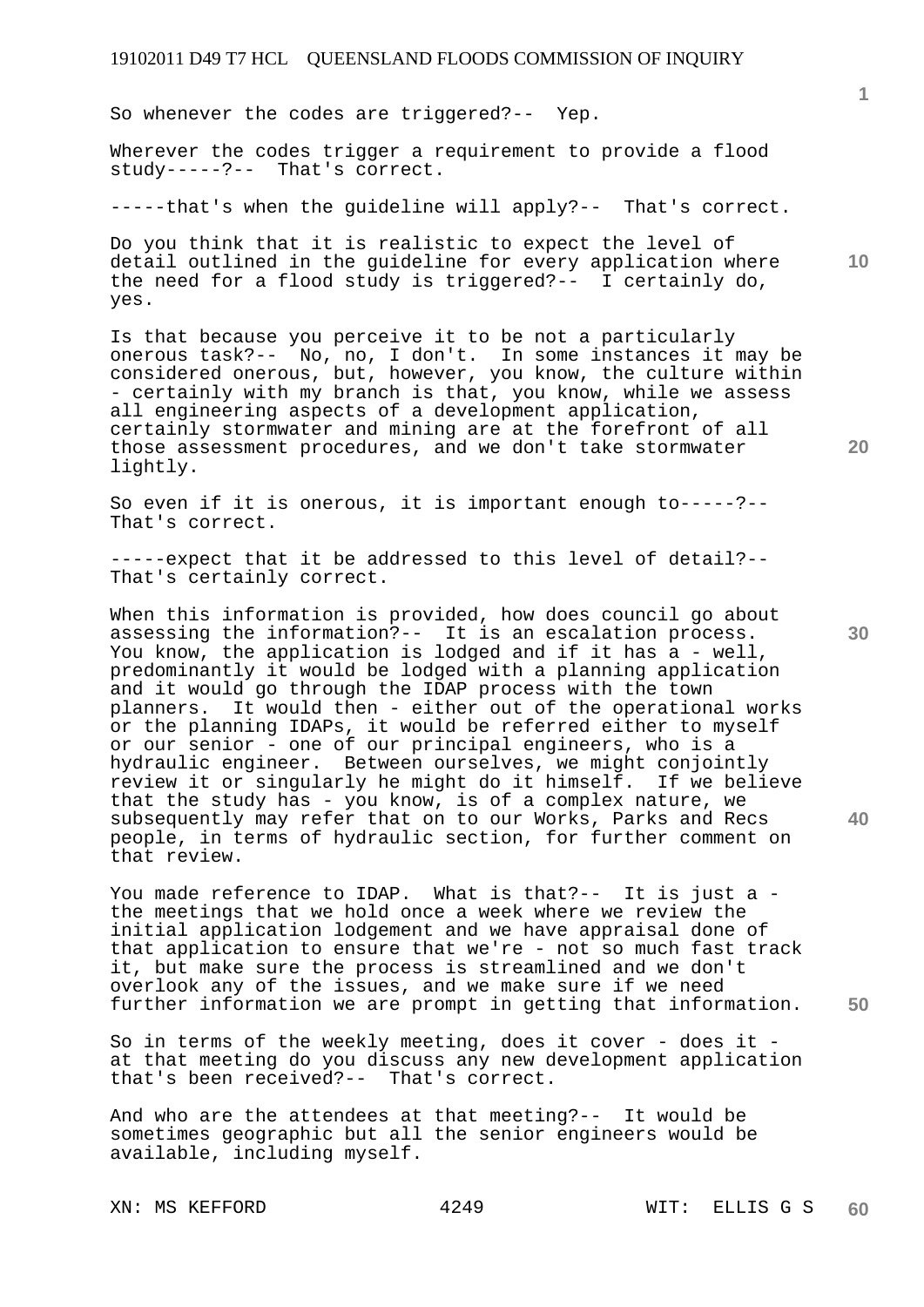So whenever the codes are triggered?-- Yep.

Wherever the codes trigger a requirement to provide a flood study-----?-- That's correct.

-----that's when the guideline will apply?-- That's correct.

Do you think that it is realistic to expect the level of detail outlined in the guideline for every application where the need for a flood study is triggered?-- I certainly do, yes.

Is that because you perceive it to be not a particularly onerous task?-- No, no, I don't. In some instances it may be considered onerous, but, however, you know, the culture within - certainly with my branch is that, you know, while we assess all engineering aspects of a development application, certainly stormwater and mining are at the forefront of all those assessment procedures, and we don't take stormwater lightly.

So even if it is onerous, it is important enough to-----?-- That's correct.

-----expect that it be addressed to this level of detail?-- That's certainly correct.

When this information is provided, how does council go about assessing the information?-- It is an escalation process. You know, the application is lodged and if it has a - well, predominantly it would be lodged with a planning application and it would go through the IDAP process with the town planners. It would then - either out of the operational works or the planning IDAPs, it would be referred either to myself or our senior - one of our principal engineers, who is a hydraulic engineer. Between ourselves, we might conjointly review it or singularly he might do it himself. If we believe that the study has - you know, is of a complex nature, we subsequently may refer that on to our Works, Parks and Recs people, in terms of hydraulic section, for further comment on that review.

You made reference to IDAP. What is that?-- It is just a - the meetings that we hold once a week where we review the initial application lodgement and we have appraisal done of that application to ensure that we're - not so much fast track it, but make sure the process is streamlined and we don't overlook any of the issues, and we make sure if we need further information we are prompt in getting that information.

So in terms of the weekly meeting, does it cover - does it - at that meeting do you discuss any new development application that's been received?-- That's correct.

And who are the attendees at that meeting?-- It would be sometimes geographic but all the senior engineers would be available, including myself.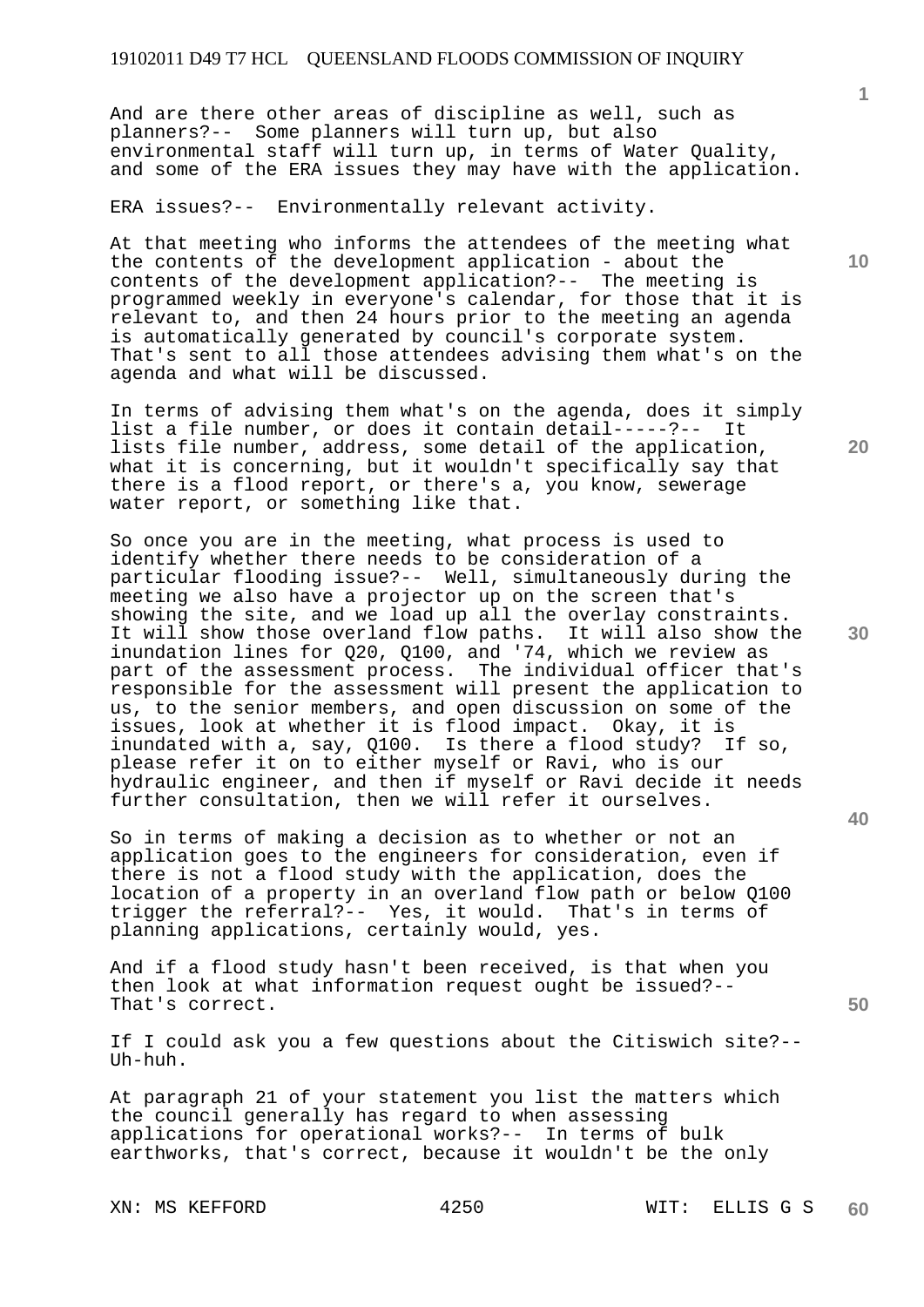And are there other areas of discipline as well, such as planners?-- Some planners will turn up, but also environmental staff will turn up, in terms of Water Quality, and some of the ERA issues they may have with the application.

ERA issues?-- Environmentally relevant activity.

At that meeting who informs the attendees of the meeting what the contents of the development application - about the contents of the development application?-- The meeting is programmed weekly in everyone's calendar, for those that it is relevant to, and then 24 hours prior to the meeting an agenda is automatically generated by council's corporate system. That's sent to all those attendees advising them what's on the agenda and what will be discussed.

In terms of advising them what's on the agenda, does it simply list a file number, or does it contain detail-----?-- It lists file number, address, some detail of the application, what it is concerning, but it wouldn't specifically say that there is a flood report, or there's a, you know, sewerage water report, or something like that.

So once you are in the meeting, what process is used to identify whether there needs to be consideration of a particular flooding issue?-- Well, simultaneously during the meeting we also have a projector up on the screen that's showing the site, and we load up all the overlay constraints. It will show those overland flow paths. It will also show the inundation lines for Q20, Q100, and '74, which we review as part of the assessment process. The individual officer that's responsible for the assessment will present the application to us, to the senior members, and open discussion on some of the issues, look at whether it is flood impact. Okay, it is inundated with a, say, Q100. Is there a flood study? If so, please refer it on to either myself or Ravi, who is our hydraulic engineer, and then if myself or Ravi decide it needs further consultation, then we will refer it ourselves.

So in terms of making a decision as to whether or not an application goes to the engineers for consideration, even if there is not a flood study with the application, does the location of a property in an overland flow path or below Q100 trigger the referral?-- Yes, it would. That's in terms of planning applications, certainly would, yes.

And if a flood study hasn't been received, is that when you then look at what information request ought be issued?-- That's correct.

If I could ask you a few questions about the Citiswich site?-- Uh-huh.

At paragraph 21 of your statement you list the matters which the council generally has regard to when assessing applications for operational works?-- In terms of bulk earthworks, that's correct, because it wouldn't be the only

XN: MS KEFFORD WIT: ELLIS G S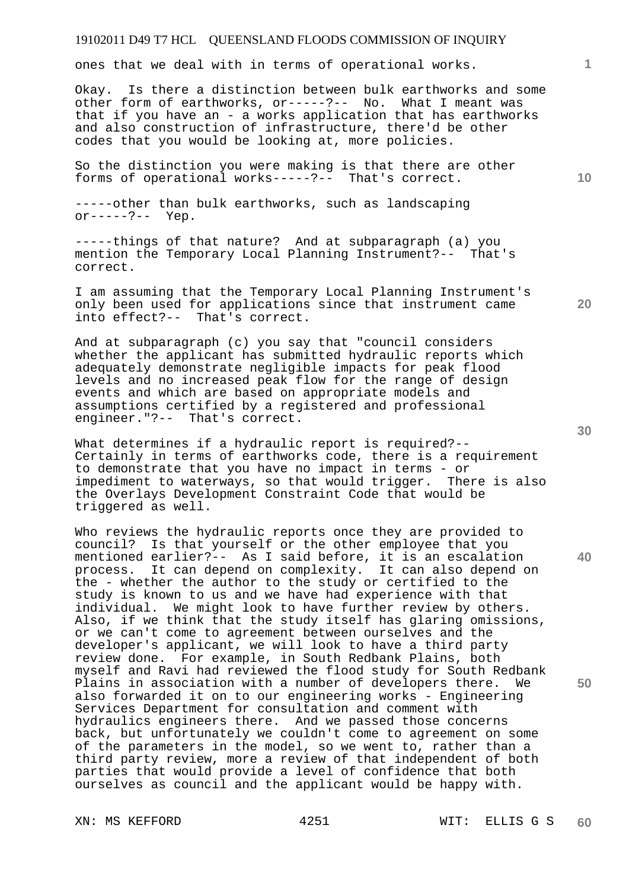ones that we deal with in terms of operational works.

Okay. Is there a distinction between bulk earthworks and some other form of earthworks, or-----?-- No. What I meant was that if you have an - a works application that has earthworks and also construction of infrastructure, there'd be other codes that you would be looking at, more policies.

So the distinction you were making is that there are other forms of operational works-----?-- That's correct.

-----other than bulk earthworks, such as landscaping or-----?-- Yep.

-----things of that nature? And at subparagraph (a) you mention the Temporary Local Planning Instrument?-- That's correct.

I am assuming that the Temporary Local Planning Instrument's only been used for applications since that instrument came into effect?-- That's correct.

And at subparagraph (c) you say that "council considers whether the applicant has submitted hydraulic reports which adequately demonstrate negligible impacts for peak flood levels and no increased peak flow for the range of design events and which are based on appropriate models and assumptions certified by a registered and professional engineer."?-- That's correct.

What determines if a hydraulic report is required?-- Certainly in terms of earthworks code, there is a requirement to demonstrate that you have no impact in terms - or impediment to waterways, so that would trigger. There is also the Overlays Development Constraint Code that would be triggered as well.

Who reviews the hydraulic reports once they are provided to council? Is that yourself or the other employee that you mentioned earlier?-- As I said before, it is an escalation process. It can depend on complexity. It can also depend on the - whether the author to the study or certified to the study is known to us and we have had experience with that individual. We might look to have further review by others. Also, if we think that the study itself has glaring omissions, or we can't come to agreement between ourselves and the developer's applicant, we will look to have a third party review done. For example, in South Redbank Plains, both myself and Ravi had reviewed the flood study for South Redbank Plains in association with a number of developers there. We also forwarded it on to our engineering works - Engineering Services Department for consultation and comment with hydraulics engineers there. And we passed those concerns back, but unfortunately we couldn't come to agreement on some of the parameters in the model, so we went to, rather than a third party review, more a review of that independent of both parties that would provide a level of confidence that both ourselves as council and the applicant would be happy with.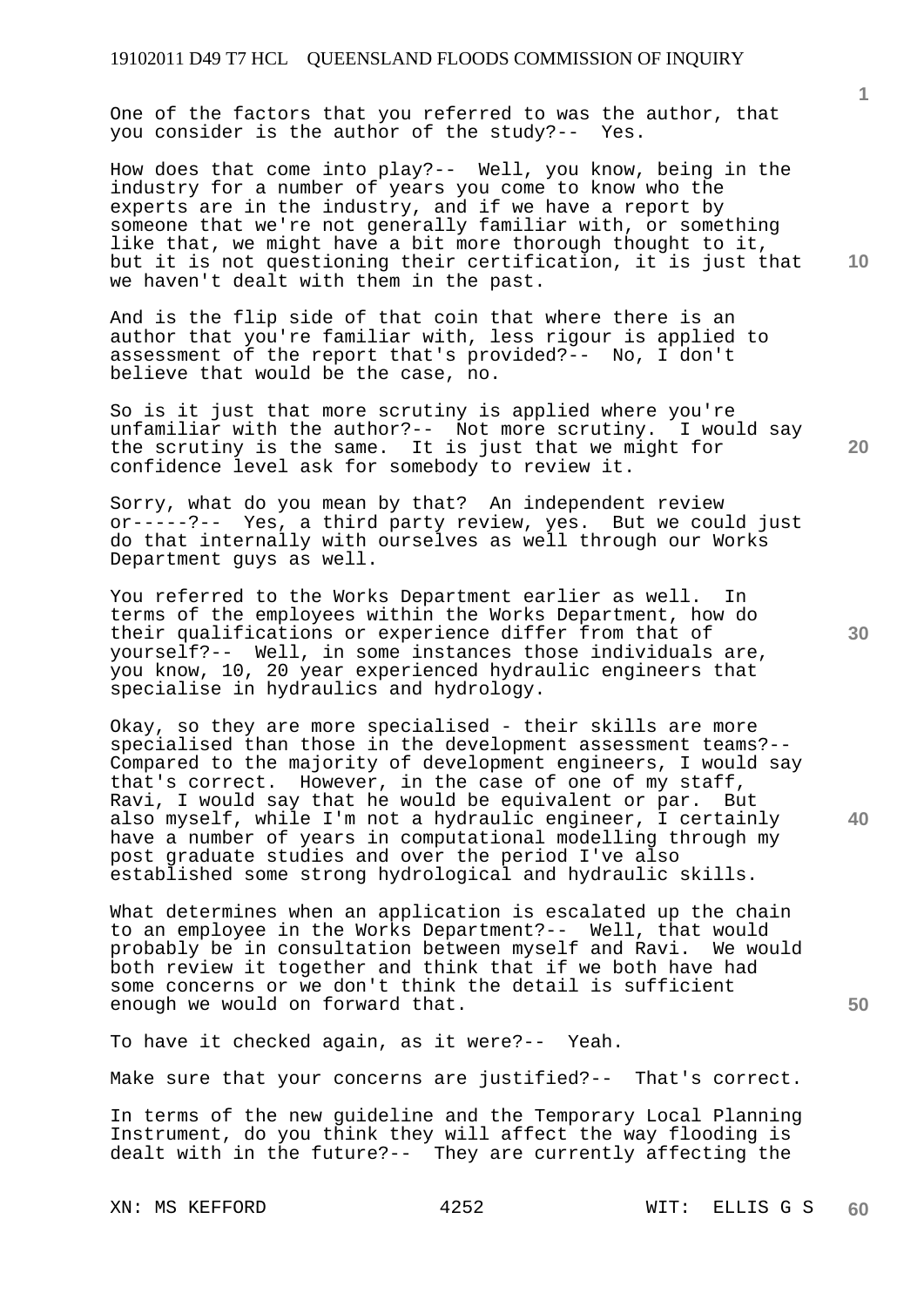One of the factors that you referred to was the author, that you consider is the author of the study?-- Yes.

How does that come into play?-- Well, you know, being in the industry for a number of years you come to know who the experts are in the industry, and if we have a report by someone that we're not generally familiar with, or something like that, we might have a bit more thorough thought to it, but it is not questioning their certification, it is just that we haven't dealt with them in the past.

And is the flip side of that coin that where there is an author that you're familiar with, less rigour is applied to assessment of the report that's provided?-- No, I don't believe that would be the case, no.

So is it just that more scrutiny is applied where you're unfamiliar with the author?-- Not more scrutiny. I would say the scrutiny is the same. It is just that we might for confidence level ask for somebody to review it.

Sorry, what do you mean by that? An independent review or-----?-- Yes, a third party review, yes. But we could just do that internally with ourselves as well through our Works Department guys as well.

You referred to the Works Department earlier as well. In terms of the employees within the Works Department, how do their qualifications or experience differ from that of yourself?-- Well, in some instances those individuals are, you know, 10, 20 year experienced hydraulic engineers that specialise in hydraulics and hydrology.

Okay, so they are more specialised - their skills are more specialised than those in the development assessment teams?-- Compared to the majority of development engineers, I would say that's correct. However, in the case of one of my staff, Ravi, I would say that he would be equivalent or par. But also myself, while I'm not a hydraulic engineer, I certainly have a number of years in computational modelling through my post graduate studies and over the period I've also established some strong hydrological and hydraulic skills.

What determines when an application is escalated up the chain to an employee in the Works Department?-- Well, that would probably be in consultation between myself and Ravi. We would both review it together and think that if we both have had some concerns or we don't think the detail is sufficient enough we would on forward that.

To have it checked again, as it were?-- Yeah.

Make sure that your concerns are justified?-- That's correct.

In terms of the new guideline and the Temporary Local Planning Instrument, do you think they will affect the way flooding is dealt with in the future?-- They are currently affecting the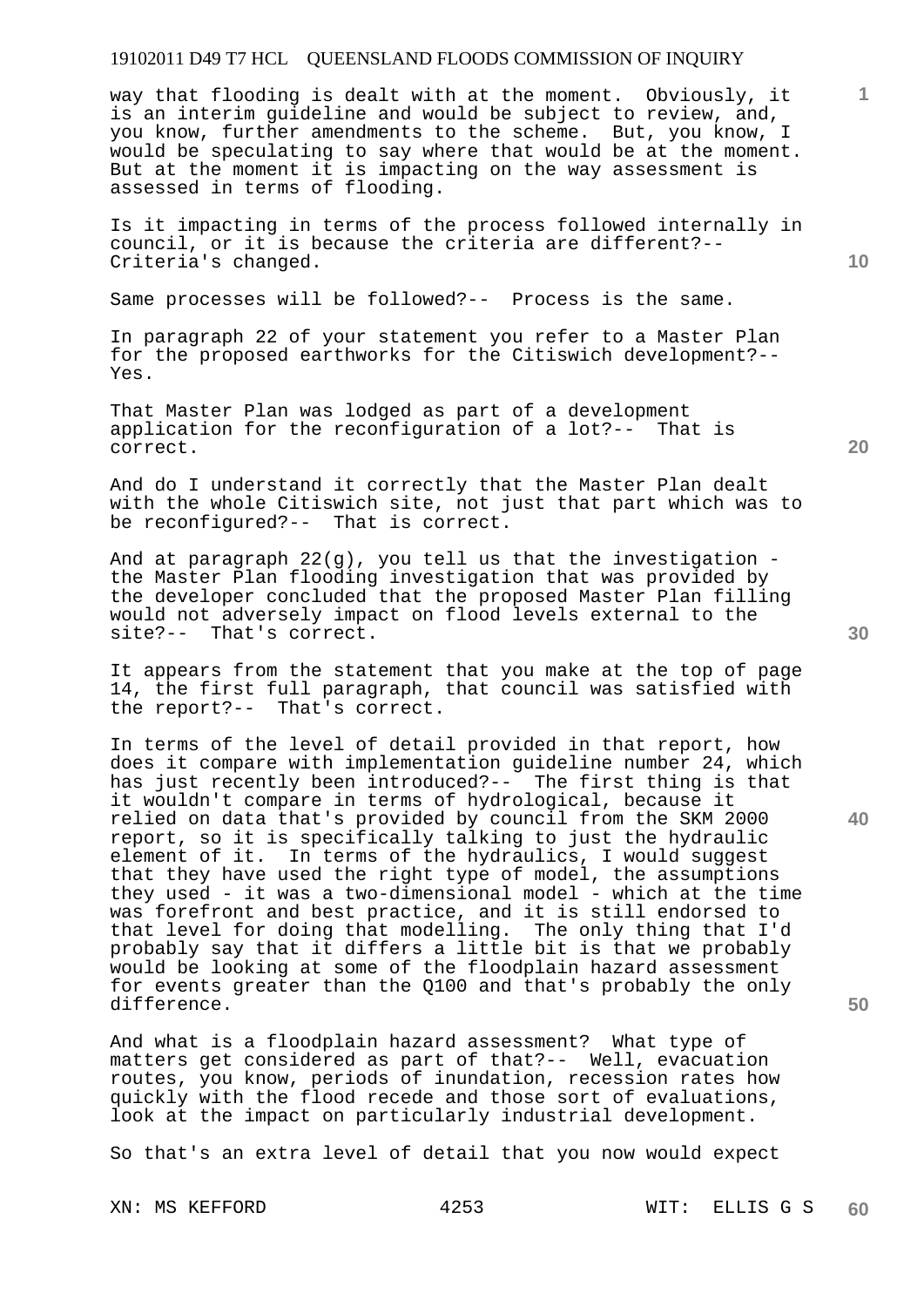way that flooding is dealt with at the moment. Obviously, it is an interim guideline and would be subject to review, and, you know, further amendments to the scheme. But, you know, I would be speculating to say where that would be at the moment. But at the moment it is impacting on the way assessment is assessed in terms of flooding.

Is it impacting in terms of the process followed internally in council, or it is because the criteria are different?-- Criteria's changed.

Same processes will be followed?-- Process is the same.

In paragraph 22 of your statement you refer to a Master Plan for the proposed earthworks for the Citiswich development?-- Yes.

That Master Plan was lodged as part of a development application for the reconfiguration of a lot?-- That is correct.

And do I understand it correctly that the Master Plan dealt with the whole Citiswich site, not just that part which was to be reconfigured?-- That is correct.

And at paragraph 22(g), you tell us that the investigation - the Master Plan flooding investigation that was provided by the developer concluded that the proposed Master Plan filling would not adversely impact on flood levels external to the site?-- That's correct.

It appears from the statement that you make at the top of page 14, the first full paragraph, that council was satisfied with the report?-- That's correct.

In terms of the level of detail provided in that report, how does it compare with implementation guideline number 24, which has just recently been introduced?-- The first thing is that it wouldn't compare in terms of hydrological, because it relied on data that's provided by council from the SKM 2000 report, so it is specifically talking to just the hydraulic element of it. In terms of the hydraulics, I would suggest that they have used the right type of model, the assumptions they used - it was a two-dimensional model - which at the time was forefront and best practice, and it is still endorsed to that level for doing that modelling. The only thing that I'd probably say that it differs a little bit is that we probably would be looking at some of the floodplain hazard assessment for events greater than the Q100 and that's probably the only difference.

And what is a floodplain hazard assessment? What type of matters get considered as part of that?-- Well, evacuation routes, you know, periods of inundation, recession rates how quickly with the flood recede and those sort of evaluations, look at the impact on particularly industrial development.

So that's an extra level of detail that you now would expect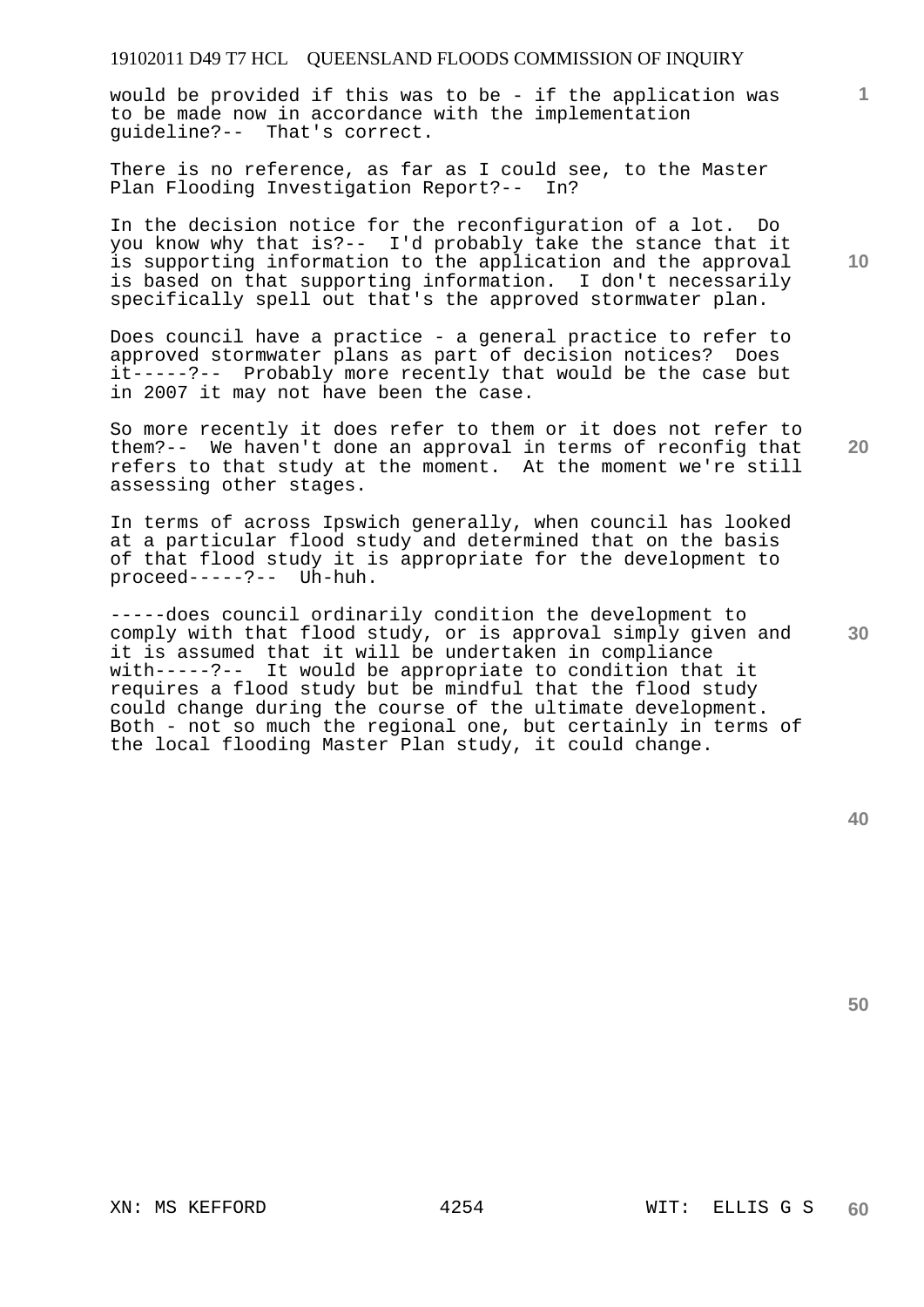would be provided if this was to be - if the application was to be made now in accordance with the implementation guideline?-- That's correct.

There is no reference, as far as I could see, to the Master Plan Flooding Investigation Report?-- In?

In the decision notice for the reconfiguration of a lot. Do you know why that is?-- I'd probably take the stance that it is supporting information to the application and the approval is based on that supporting information. I don't necessarily specifically spell out that's the approved stormwater plan.

Does council have a practice - a general practice to refer to approved stormwater plans as part of decision notices? Does it-----?-- Probably more recently that would be the case but in 2007 it may not have been the case.

So more recently it does refer to them or it does not refer to them?-- We haven't done an approval in terms of reconfig that refers to that study at the moment. At the moment we're still assessing other stages.

In terms of across Ipswich generally, when council has looked at a particular flood study and determined that on the basis of that flood study it is appropriate for the development to proceed-----?-- Uh-huh.

-----does council ordinarily condition the development to comply with that flood study, or is approval simply given and it is assumed that it will be undertaken in compliance with-----?-- It would be appropriate to condition that it requires a flood study but be mindful that the flood study could change during the course of the ultimate development. Both - not so much the regional one, but certainly in terms of the local flooding Master Plan study, it could change.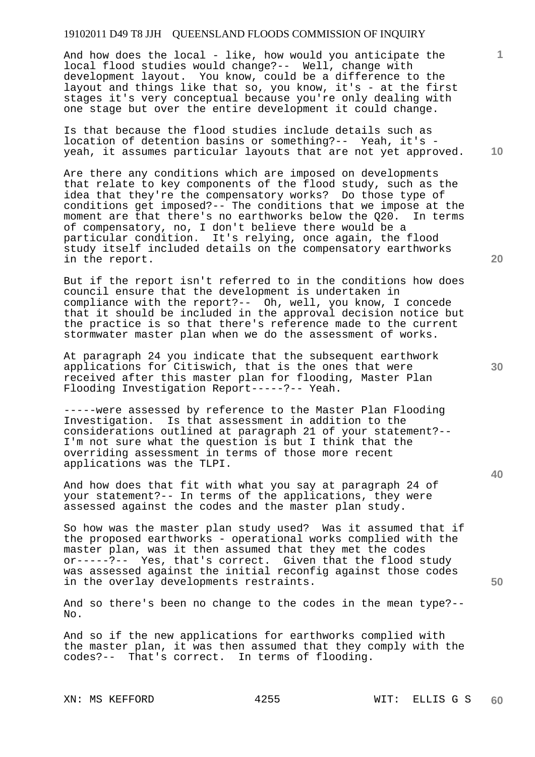And how does the local - like, how would you anticipate the local flood studies would change?-- Well, change with development layout. You know, could be a difference to the layout and things like that so, you know, it's - at the first stages it's very conceptual because you're only dealing with one stage but over the entire development it could change.

Is that because the flood studies include details such as location of detention basins or something?-- Yeah, it's - yeah, it assumes particular layouts that are not yet approved.

Are there any conditions which are imposed on developments that relate to key components of the flood study, such as the idea that they're the compensatory works? Do those type of conditions get imposed?-- The conditions that we impose at the moment are that there's no earthworks below the Q20. In terms of compensatory, no, I don't believe there would be a particular condition. It's relying, once again, the flood study itself included details on the compensatory earthworks in the report.

But if the report isn't referred to in the conditions how does council ensure that the development is undertaken in compliance with the report?-- Oh, well, you know, I concede that it should be included in the approval decision notice but the practice is so that there's reference made to the current stormwater master plan when we do the assessment of works.

At paragraph 24 you indicate that the subsequent earthwork applications for Citiswich, that is the ones that were received after this master plan for flooding, Master Plan Flooding Investigation Report-----?-- Yeah.

-----were assessed by reference to the Master Plan Flooding Investigation. Is that assessment in addition to the considerations outlined at paragraph 21 of your statement?-- I'm not sure what the question is but I think that the overriding assessment in terms of those more recent applications was the TLPI.

And how does that fit with what you say at paragraph 24 of your statement?-- In terms of the applications, they were assessed against the codes and the master plan study.

So how was the master plan study used? Was it assumed that if the proposed earthworks - operational works complied with the master plan, was it then assumed that they met the codes or-----?-- Yes, that's correct. Given that the flood study was assessed against the initial reconfig against those codes in the overlay developments restraints.

And so there's been no change to the codes in the mean type?-- No.

And so if the new applications for earthworks complied with the master plan, it was then assumed that they comply with the codes?-- That's correct. In terms of flooding.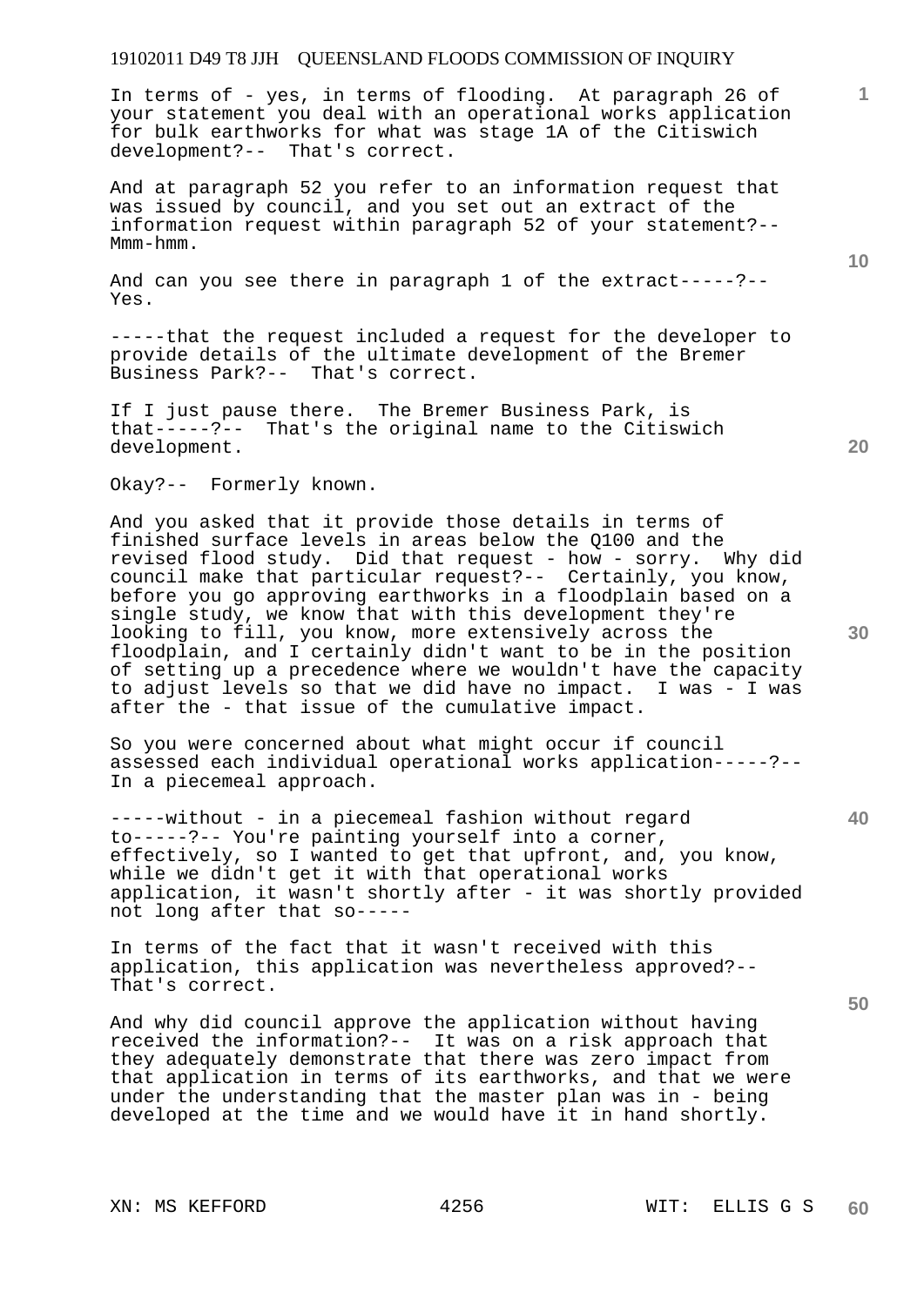In terms of - yes, in terms of flooding. At paragraph 26 of your statement you deal with an operational works application for bulk earthworks for what was stage 1A of the Citiswich development?-- That's correct.

And at paragraph 52 you refer to an information request that was issued by council, and you set out an extract of the information request within paragraph 52 of your statement?-- Mmm-hmm.

And can you see there in paragraph 1 of the extract-----?-- Yes.

-----that the request included a request for the developer to provide details of the ultimate development of the Bremer Business Park?-- That's correct.

If I just pause there. The Bremer Business Park, is that-----?-- That's the original name to the Citiswich development.

Okay?-- Formerly known.

And you asked that it provide those details in terms of finished surface levels in areas below the Q100 and the revised flood study. Did that request - how - sorry. Why did council make that particular request?-- Certainly, you know, before you go approving earthworks in a floodplain based on a single study, we know that with this development they're looking to fill, you know, more extensively across the floodplain, and I certainly didn't want to be in the position of setting up a precedence where we wouldn't have the capacity to adjust levels so that we did have no impact. I was - I was after the - that issue of the cumulative impact.

So you were concerned about what might occur if council assessed each individual operational works application-----?-- In a piecemeal approach.

-----without - in a piecemeal fashion without regard to-----?-- You're painting yourself into a corner, effectively, so I wanted to get that upfront, and, you know, while we didn't get it with that operational works application, it wasn't shortly after - it was shortly provided not long after that so-----

In terms of the fact that it wasn't received with this application, this application was nevertheless approved?-- That's correct.

And why did council approve the application without having received the information?-- It was on a risk approach that they adequately demonstrate that there was zero impact from that application in terms of its earthworks, and that we were under the understanding that the master plan was in - being developed at the time and we would have it in hand shortly.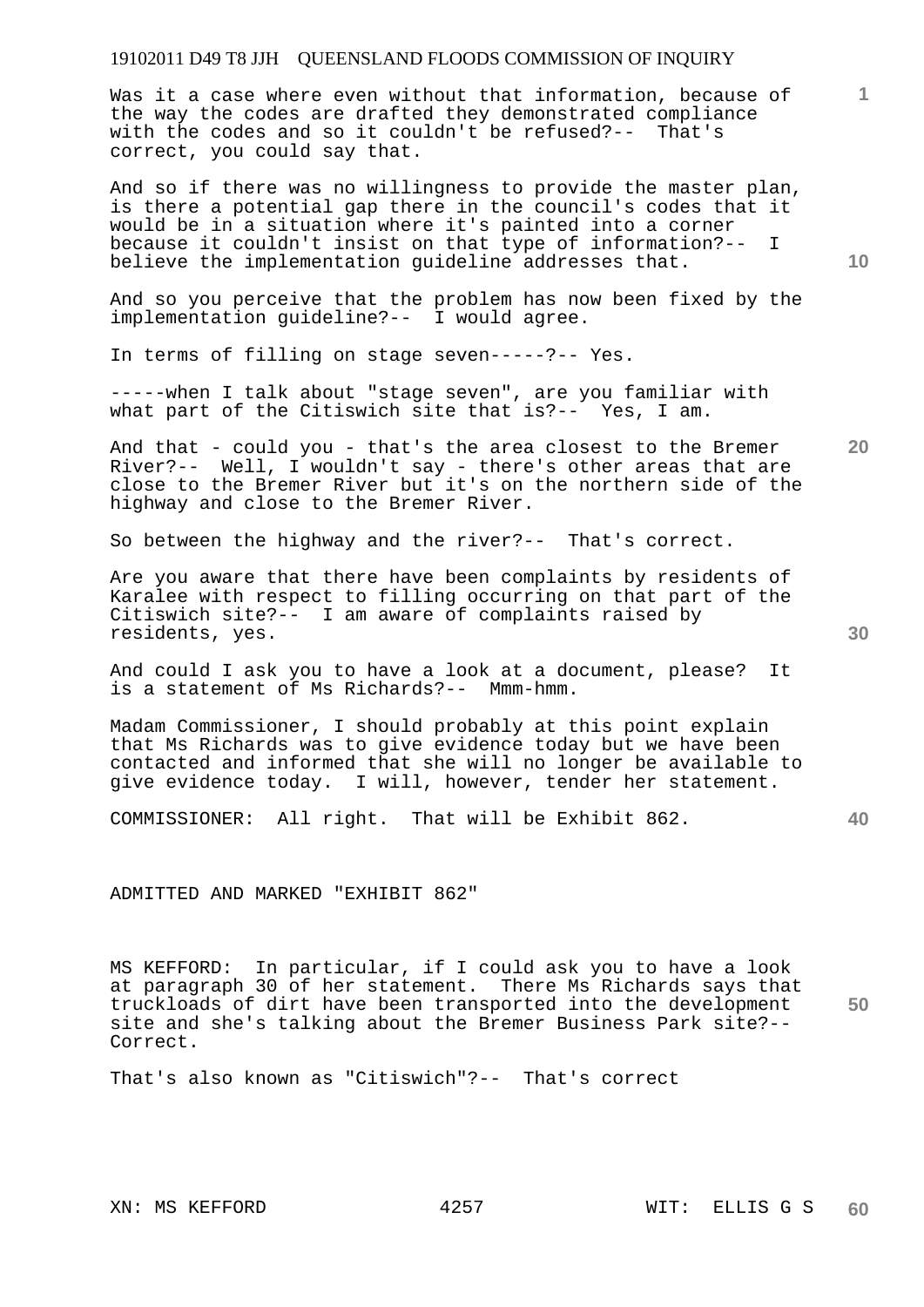Was it a case where even without that information, because of the way the codes are drafted they demonstrated compliance with the codes and so it couldn't be refused?-- That's correct, you could say that.

And so if there was no willingness to provide the master plan, is there a potential gap there in the council's codes that it would be in a situation where it's painted into a corner because it couldn't insist on that type of information?-- I believe the implementation guideline addresses that.

And so you perceive that the problem has now been fixed by the implementation guideline?-- I would agree.

In terms of filling on stage seven-----?-- Yes.

-----when I talk about "stage seven", are you familiar with what part of the Citiswich site that is?-- Yes, I am.

And that - could you - that's the area closest to the Bremer River?-- Well, I wouldn't say - there's other areas that are close to the Bremer River but it's on the northern side of the highway and close to the Bremer River.

So between the highway and the river?-- That's correct.

Are you aware that there have been complaints by residents of Karalee with respect to filling occurring on that part of the Citiswich site?-- I am aware of complaints raised by residents, yes.

And could I ask you to have a look at a document, please? It is a statement of Ms Richards?-- Mmm-hmm.

Madam Commissioner, I should probably at this point explain that Ms Richards was to give evidence today but we have been contacted and informed that she will no longer be available to give evidence today. I will, however, tender her statement.

COMMISSIONER: All right. That will be Exhibit 862.

ADMITTED AND MARKED "EXHIBIT 862"

MS KEFFORD: In particular, if I could ask you to have a look at paragraph 30 of her statement. There Ms Richards says that truckloads of dirt have been transported into the development site and she's talking about the Bremer Business Park site?-- Correct.

That's also known as "Citiswich"?-- That's correct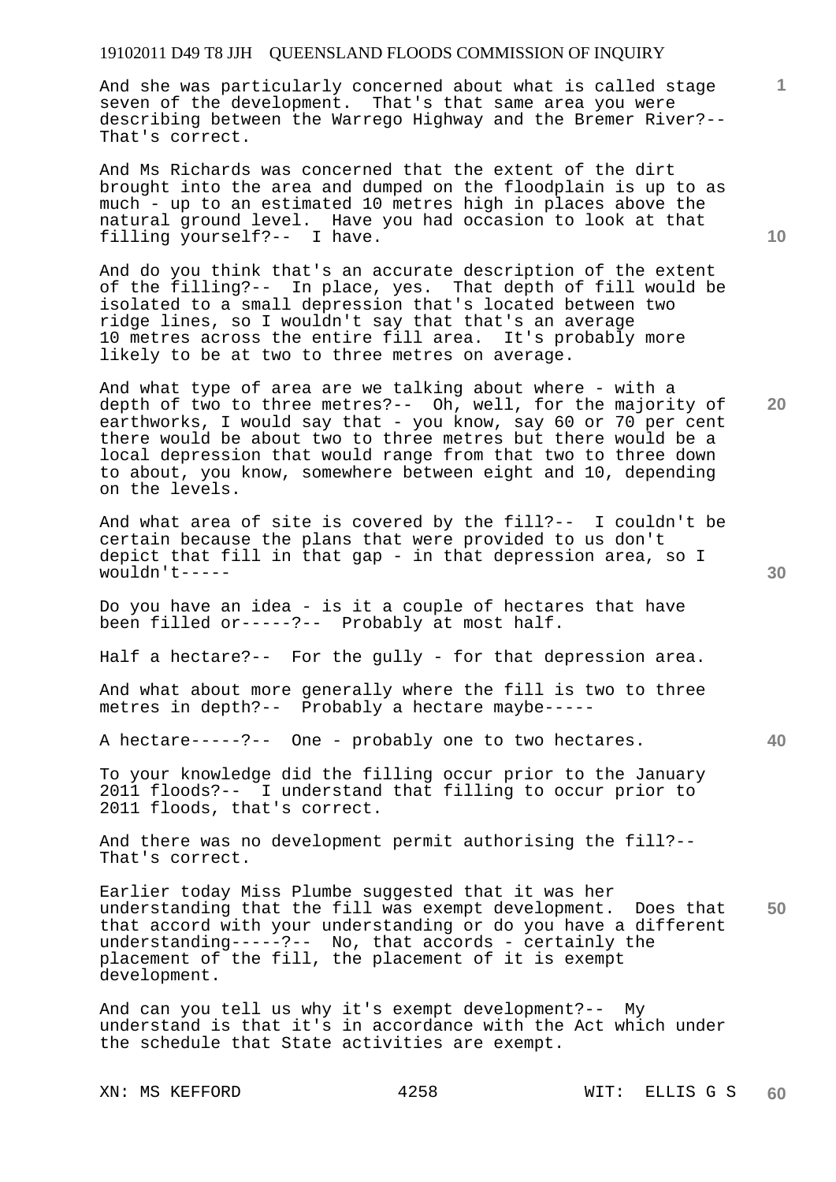And she was particularly concerned about what is called stage seven of the development. That's that same area you were describing between the Warrego Highway and the Bremer River?-- That's correct.

And Ms Richards was concerned that the extent of the dirt brought into the area and dumped on the floodplain is up to as much - up to an estimated 10 metres high in places above the natural ground level. Have you had occasion to look at that filling yourself?-- I have.

And do you think that's an accurate description of the extent of the filling?-- In place, yes. That depth of fill would be isolated to a small depression that's located between two ridge lines, so I wouldn't say that that's an average 10 metres across the entire fill area. It's probably more likely to be at two to three metres on average.

And what type of area are we talking about where - with a depth of two to three metres?-- Oh, well, for the majority of earthworks, I would say that - you know, say 60 or 70 per cent there would be about two to three metres but there would be a local depression that would range from that two to three down to about, you know, somewhere between eight and 10, depending on the levels.

And what area of site is covered by the fill?-- I couldn't be certain because the plans that were provided to us don't depict that fill in that gap - in that depression area, so I wouldn't-----

Do you have an idea - is it a couple of hectares that have been filled or-----?-- Probably at most half.

Half a hectare?-- For the gully - for that depression area.

And what about more generally where the fill is two to three metres in depth?-- Probably a hectare maybe-----

A hectare-----?-- One - probably one to two hectares.

To your knowledge did the filling occur prior to the January 2011 floods?-- I understand that filling to occur prior to 2011 floods, that's correct.

And there was no development permit authorising the fill?-- That's correct.

Earlier today Miss Plumbe suggested that it was her understanding that the fill was exempt development. Does that that accord with your understanding or do you have a different understanding-----?-- No, that accords - certainly the placement of the fill, the placement of it is exempt development.

And can you tell us why it's exempt development?-- My understand is that it's in accordance with the Act which under the schedule that State activities are exempt.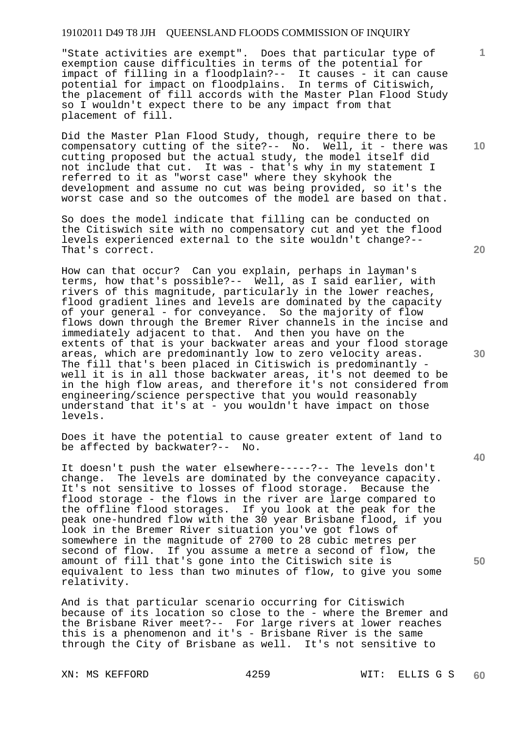"State activities are exempt". Does that particular type of exemption cause difficulties in terms of the potential for impact of filling in a floodplain?-- It causes - it can cause potential for impact on floodplains. In terms of Citiswich, the placement of fill accords with the Master Plan Flood Study so I wouldn't expect there to be any impact from that placement of fill.

Did the Master Plan Flood Study, though, require there to be compensatory cutting of the site?-- No. Well, it - there was cutting proposed but the actual study, the model itself did not include that cut. It was - that's why in my statement I referred to it as "worst case" where they skyhook the development and assume no cut was being provided, so it's the worst case and so the outcomes of the model are based on that.

So does the model indicate that filling can be conducted on the Citiswich site with no compensatory cut and yet the flood levels experienced external to the site wouldn't change?-- That's correct.

How can that occur? Can you explain, perhaps in layman's terms, how that's possible?-- Well, as I said earlier, with rivers of this magnitude, particularly in the lower reaches, flood gradient lines and levels are dominated by the capacity of your general - for conveyance. So the majority of flow flows down through the Bremer River channels in the incise and immediately adjacent to that. And then you have on the extents of that is your backwater areas and your flood storage areas, which are predominantly low to zero velocity areas. The fill that's been placed in Citiswich is predominantly - well it is in all those backwater areas, it's not deemed to be in the high flow areas, and therefore it's not considered from engineering/science perspective that you would reasonably understand that it's at - you wouldn't have impact on those levels.

Does it have the potential to cause greater extent of land to be affected by backwater?-- No.

It doesn't push the water elsewhere-----?-- The levels don't change. The levels are dominated by the conveyance capacity. It's not sensitive to losses of flood storage. Because the flood storage - the flows in the river are large compared to the offline flood storages. If you look at the peak for the peak one-hundred flow with the 30 year Brisbane flood, if you look in the Bremer River situation you've got flows of somewhere in the magnitude of 2700 to 28 cubic metres per second of flow. If you assume a metre a second of flow, the amount of fill that's gone into the Citiswich site is equivalent to less than two minutes of flow, to give you some relativity.

And is that particular scenario occurring for Citiswich because of its location so close to the - where the Bremer and the Brisbane River meet?-- For large rivers at lower reaches this is a phenomenon and it's - Brisbane River is the same through the City of Brisbane as well. It's not sensitive to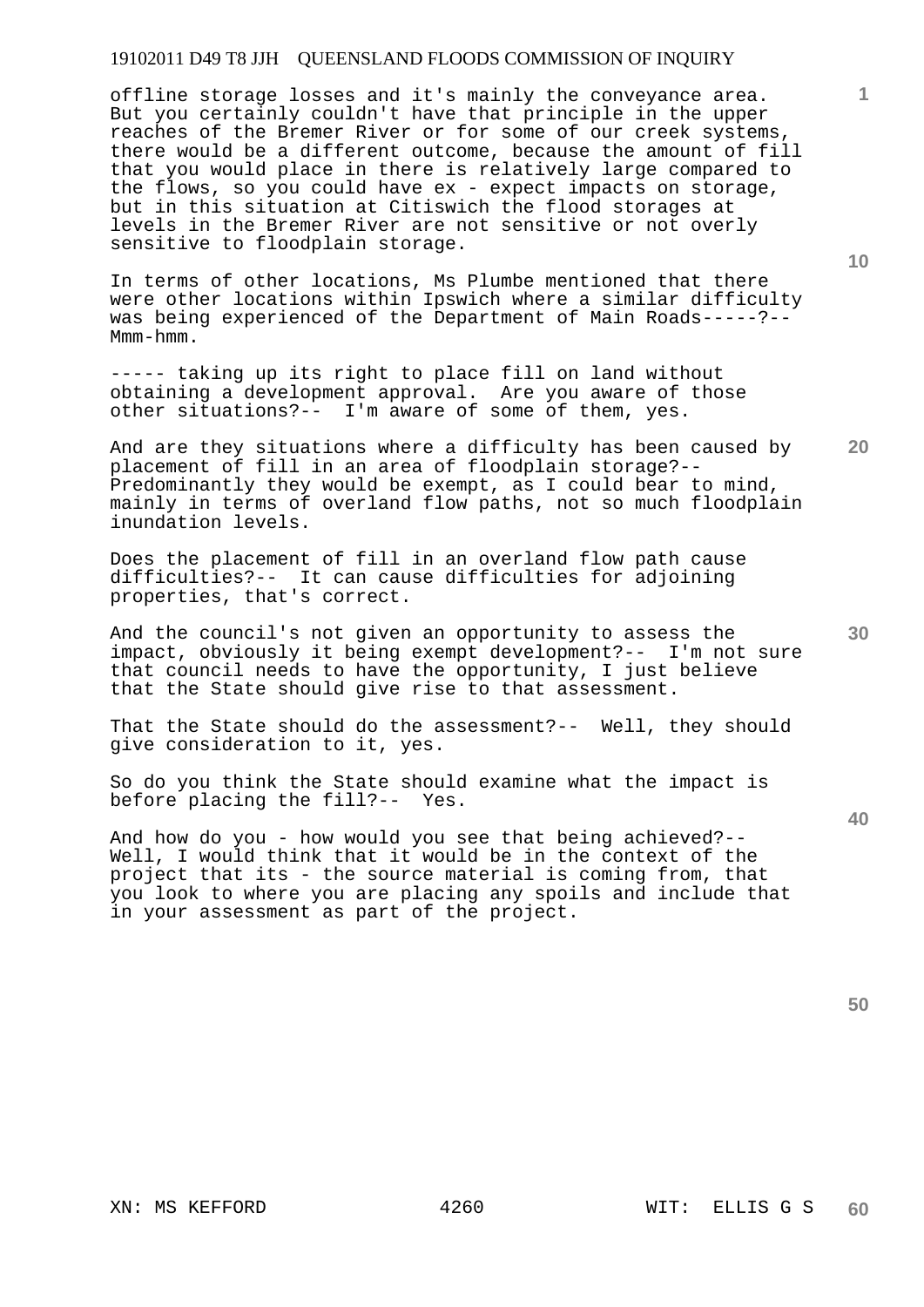offline storage losses and it's mainly the conveyance area. But you certainly couldn't have that principle in the upper reaches of the Bremer River or for some of our creek systems, there would be a different outcome, because the amount of fill that you would place in there is relatively large compared to the flows, so you could have ex - expect impacts on storage, but in this situation at Citiswich the flood storages at levels in the Bremer River are not sensitive or not overly sensitive to floodplain storage.

In terms of other locations, Ms Plumbe mentioned that there were other locations within Ipswich where a similar difficulty was being experienced of the Department of Main Roads-----?-- Mmm-hmm.

----- taking up its right to place fill on land without obtaining a development approval. Are you aware of those other situations?-- I'm aware of some of them, yes.

And are they situations where a difficulty has been caused by placement of fill in an area of floodplain storage?-- Predominantly they would be exempt, as I could bear to mind, mainly in terms of overland flow paths, not so much floodplain inundation levels.

Does the placement of fill in an overland flow path cause difficulties?-- It can cause difficulties for adjoining properties, that's correct.

And the council's not given an opportunity to assess the impact, obviously it being exempt development?-- I'm not sure that council needs to have the opportunity, I just believe that the State should give rise to that assessment.

That the State should do the assessment?-- Well, they should give consideration to it, yes.

So do you think the State should examine what the impact is before placing the fill?-- Yes.

And how do you - how would you see that being achieved?-- Well, I would think that it would be in the context of the project that its - the source material is coming from, that you look to where you are placing any spoils and include that in your assessment as part of the project.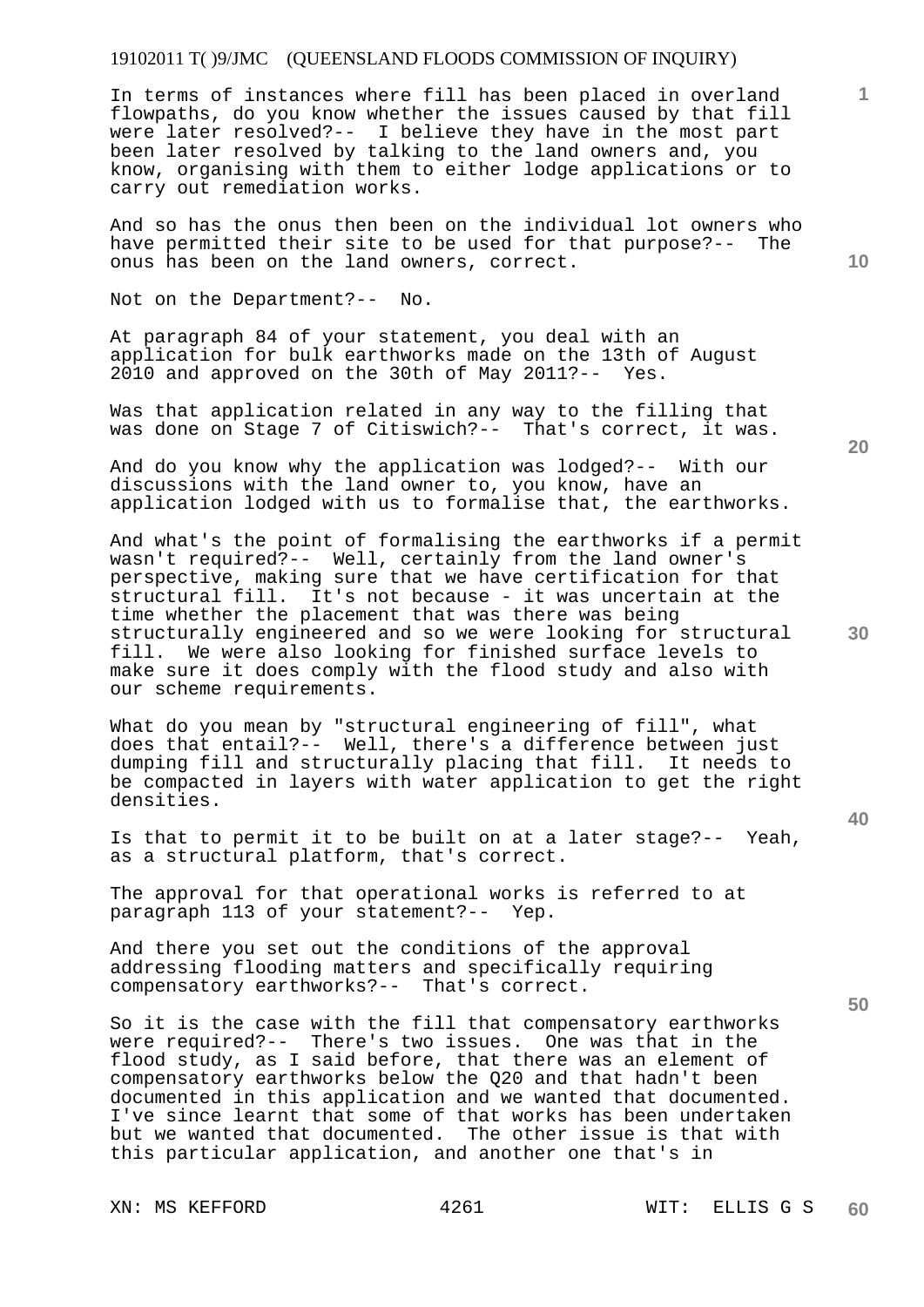In terms of instances where fill has been placed in overland flowpaths, do you know whether the issues caused by that fill were later resolved?-- I believe they have in the most part been later resolved by talking to the land owners and, you know, organising with them to either lodge applications or to carry out remediation works.

And so has the onus then been on the individual lot owners who have permitted their site to be used for that purpose?-- The onus has been on the land owners, correct.

Not on the Department?-- No.

At paragraph 84 of your statement, you deal with an application for bulk earthworks made on the 13th of August 2010 and approved on the 30th of May 2011?-- Yes.

Was that application related in any way to the filling that was done on Stage 7 of Citiswich?-- That's correct, it was.

And do you know why the application was lodged?-- With our discussions with the land owner to, you know, have an application lodged with us to formalise that, the earthworks.

And what's the point of formalising the earthworks if a permit wasn't required?-- Well, certainly from the land owner's perspective, making sure that we have certification for that structural fill. It's not because - it was uncertain at the time whether the placement that was there was being structurally engineered and so we were looking for structural fill. We were also looking for finished surface levels to make sure it does comply with the flood study and also with our scheme requirements.

What do you mean by "structural engineering of fill", what does that entail?-- Well, there's a difference between just dumping fill and structurally placing that fill. It needs to be compacted in layers with water application to get the right densities.

Is that to permit it to be built on at a later stage?-- Yeah, as a structural platform, that's correct.

The approval for that operational works is referred to at paragraph 113 of your statement?-- Yep.

And there you set out the conditions of the approval addressing flooding matters and specifically requiring compensatory earthworks?-- That's correct.

So it is the case with the fill that compensatory earthworks were required?-- There's two issues. One was that in the flood study, as I said before, that there was an element of compensatory earthworks below the Q20 and that hadn't been documented in this application and we wanted that documented. I've since learnt that some of that works has been undertaken but we wanted that documented. The other issue is that with this particular application, and another one that's in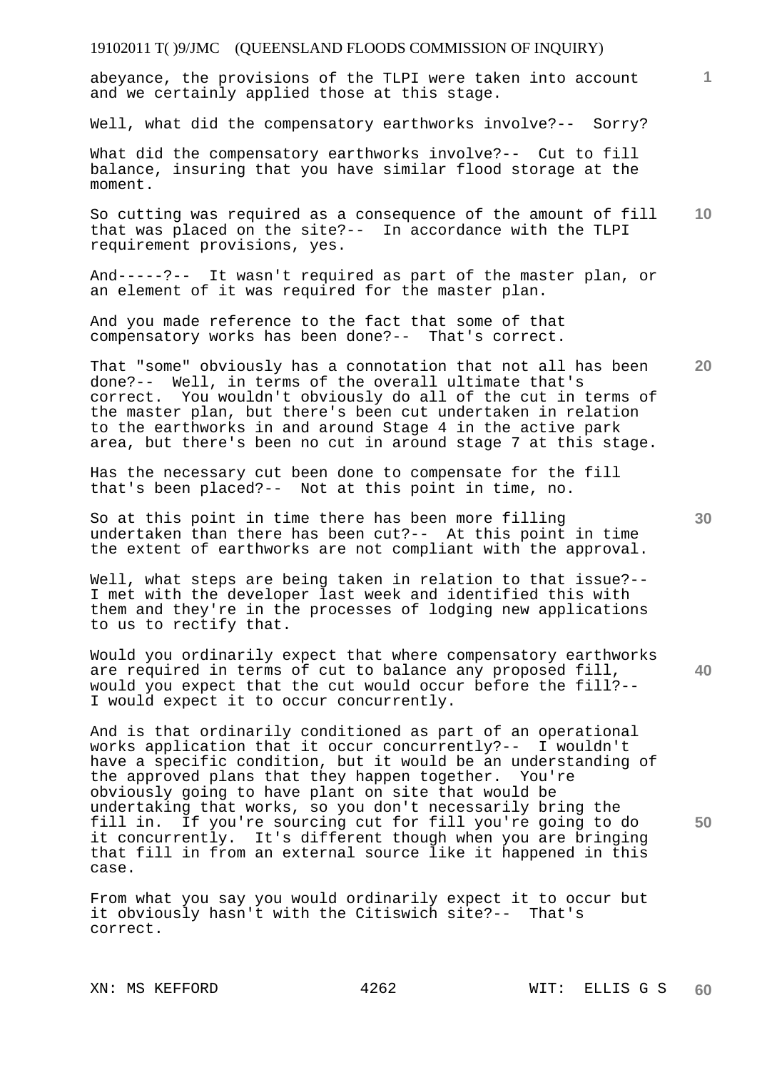abeyance, the provisions of the TLPI were taken into account and we certainly applied those at this stage.

Well, what did the compensatory earthworks involve?-- Sorry?

What did the compensatory earthworks involve?-- Cut to fill balance, insuring that you have similar flood storage at the moment.

So cutting was required as a consequence of the amount of fill that was placed on the site?-- In accordance with the TLPI requirement provisions, yes.

And-----?-- It wasn't required as part of the master plan, or an element of it was required for the master plan.

And you made reference to the fact that some of that compensatory works has been done?-- That's correct.

That "some" obviously has a connotation that not all has been done?-- Well, in terms of the overall ultimate that's correct. You wouldn't obviously do all of the cut in terms of the master plan, but there's been cut undertaken in relation to the earthworks in and around Stage 4 in the active park area, but there's been no cut in around stage 7 at this stage.

Has the necessary cut been done to compensate for the fill that's been placed?-- Not at this point in time, no.

So at this point in time there has been more filling undertaken than there has been cut?-- At this point in time the extent of earthworks are not compliant with the approval.

Well, what steps are being taken in relation to that issue?-- I met with the developer last week and identified this with them and they're in the processes of lodging new applications to us to rectify that.

Would you ordinarily expect that where compensatory earthworks are required in terms of cut to balance any proposed fill, would you expect that the cut would occur before the fill?-- I would expect it to occur concurrently.

And is that ordinarily conditioned as part of an operational works application that it occur concurrently?-- I wouldn't have a specific condition, but it would be an understanding of the approved plans that they happen together. You're obviously going to have plant on site that would be undertaking that works, so you don't necessarily bring the fill in. If you're sourcing cut for fill you're going to do it concurrently. It's different though when you are bringing that fill in from an external source like it happened in this case.

From what you say you would ordinarily expect it to occur but it obviously hasn't with the Citiswich site?-- That's correct.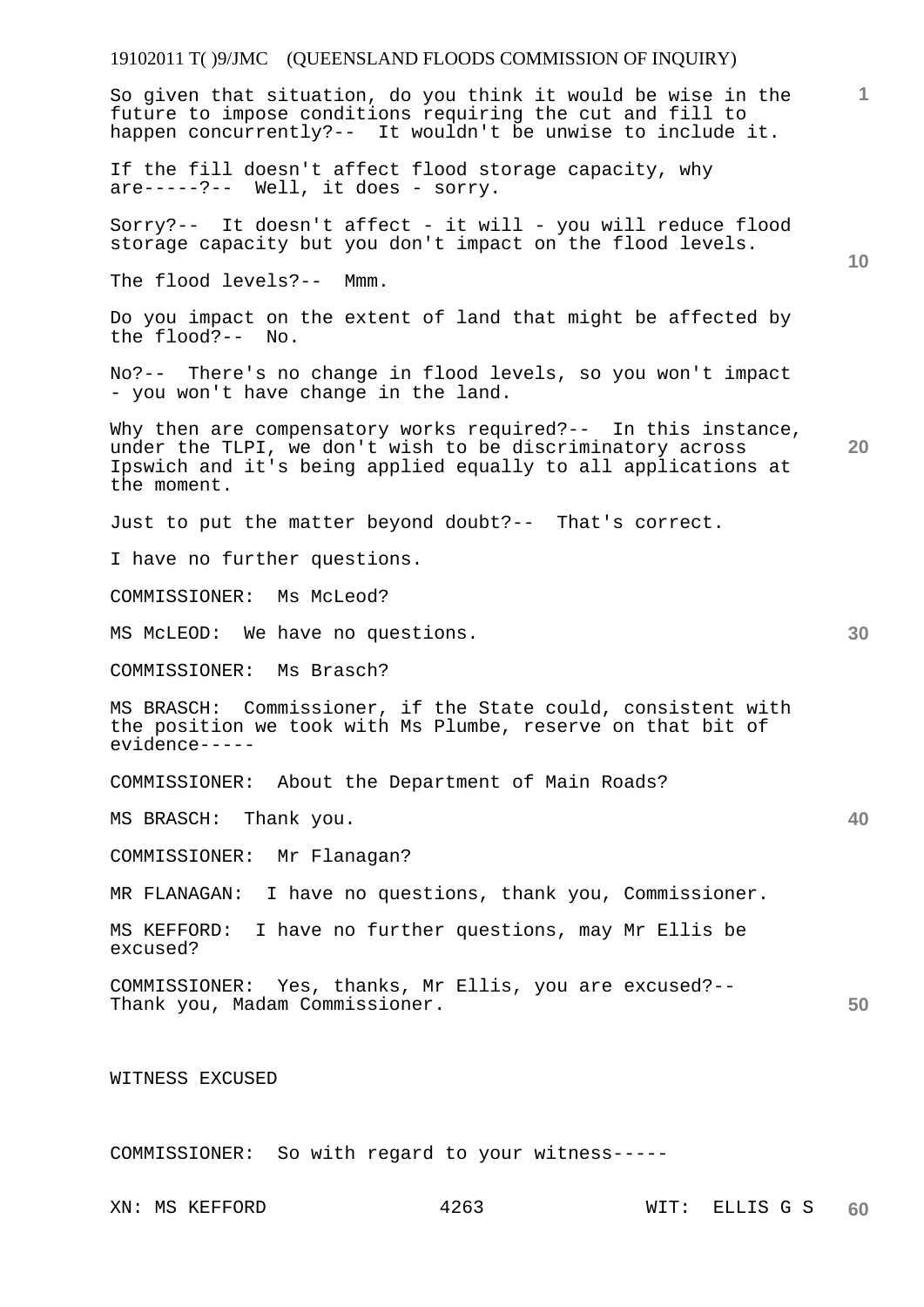So given that situation, do you think it would be wise in the future to impose conditions requiring the cut and fill to happen concurrently?-- It wouldn't be unwise to include it.

If the fill doesn't affect flood storage capacity, why are-----?-- Well, it does - sorry.

Sorry?-- It doesn't affect - it will - you will reduce flood storage capacity but you don't impact on the flood levels.

The flood levels?-- Mmm.

Do you impact on the extent of land that might be affected by the flood?-- No.

No?-- There's no change in flood levels, so you won't impact - you won't have change in the land.

Why then are compensatory works required?-- In this instance, under the TLPI, we don't wish to be discriminatory across Ipswich and it's being applied equally to all applications at the moment.

Just to put the matter beyond doubt?-- That's correct.

I have no further questions.

COMMISSIONER: Ms McLeod?

MS McLEOD: We have no questions.

COMMISSIONER: Ms Brasch?

MS BRASCH: Commissioner, if the State could, consistent with the position we took with Ms Plumbe, reserve on that bit of evidence-----

COMMISSIONER: About the Department of Main Roads?

MS BRASCH: Thank you.

COMMISSIONER: Mr Flanagan?

MR FLANAGAN: I have no questions, thank you, Commissioner.

MS KEFFORD: I have no further questions, may Mr Ellis be excused?

COMMISSIONER: Yes, thanks, Mr Ellis, you are excused?-- Thank you, Madam Commissioner.

WITNESS EXCUSED

COMMISSIONER: So with regard to your witness-----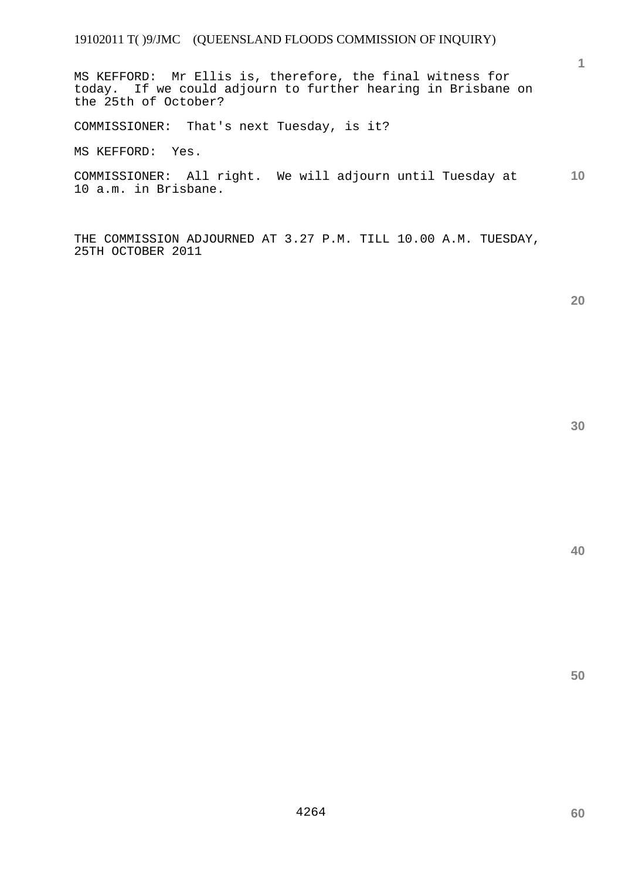MS KEFFORD: Mr Ellis is, therefore, the final witness for today. If we could adjourn to further hearing in Brisbane on the 25th of October?

COMMISSIONER: That's next Tuesday, is it?

MS KEFFORD: Yes.

COMMISSIONER: All right. We will adjourn until Tuesday at 10 a.m. in Brisbane.

THE COMMISSION ADJOURNED AT 3.27 P.M. TILL 10.00 A.M. TUESDAY, 25TH OCTOBER 2011